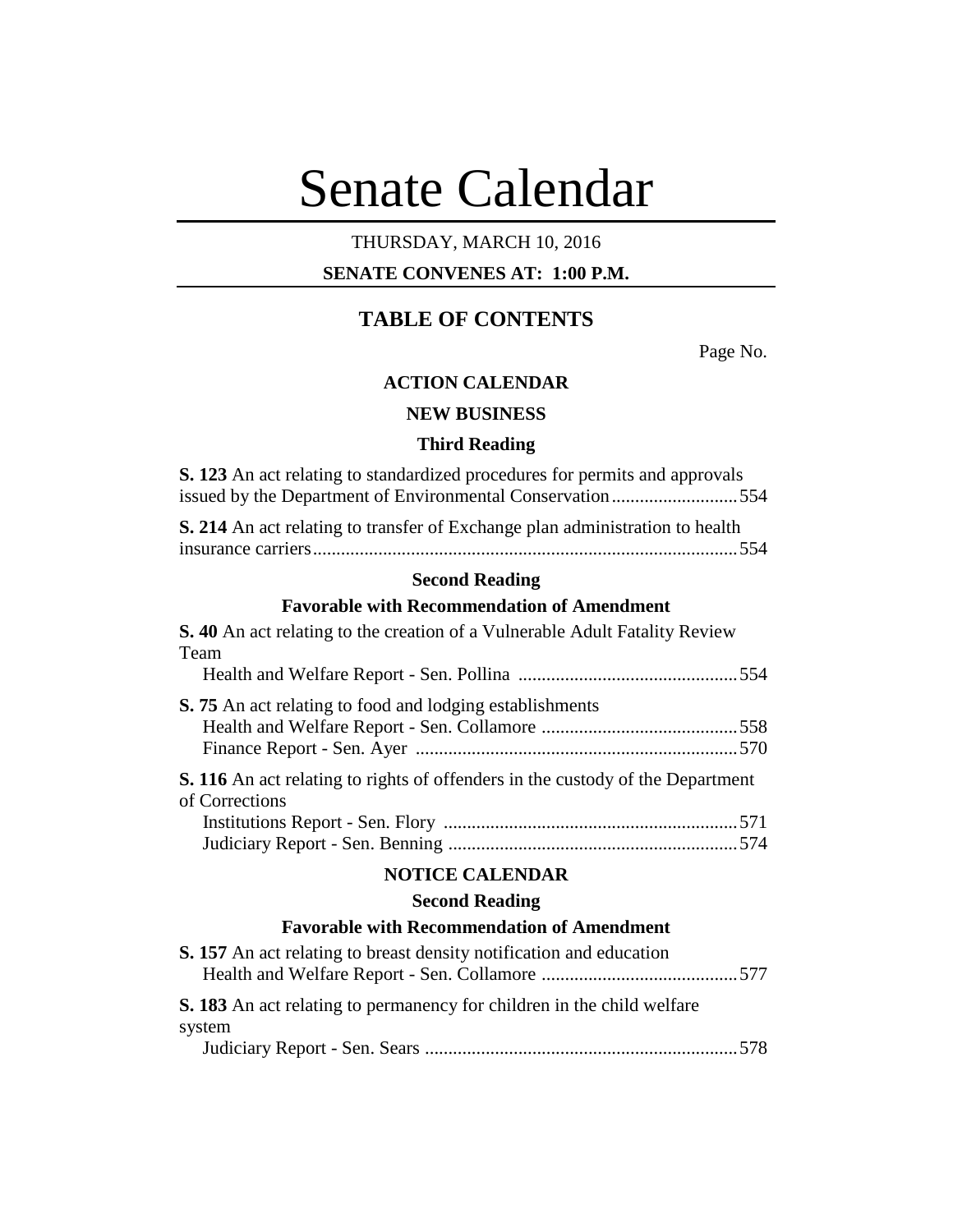# Senate Calendar

THURSDAY, MARCH 10, 2016

**SENATE CONVENES AT: 1:00 P.M.**

## TABLE OF CONTENTS

Page No.

### ACTION CALENDAR

#### NEW BUSINESS

##### Third Reading

**S. 123** An act relating to standardized procedures for permits and approvals issued by the Department of Environmental Conservation .......................... 554

**S. 214** An act relating to transfer of Exchange plan administration to health insurance carriers .......................................................................................... 554

##### Second Reading

##### Favorable with Recommendation of Amendment

**S. 40** An act relating to the creation of a Vulnerable Adult Fatality Review Team

Health and Welfare Report - Sen. Pollina ............................................... 554

**S. 75** An act relating to food and lodging establishments

Health and Welfare Report - Sen. Collamore .......................................... 558

Finance Report - Sen. Ayer .................................................................... 570

**S. 116** An act relating to rights of offenders in the custody of the Department of Corrections

Institutions Report - Sen. Flory ............................................................... 571

Judiciary Report - Sen. Benning ............................................................. 574

### NOTICE CALENDAR

##### Second Reading

##### Favorable with Recommendation of Amendment

**S. 157** An act relating to breast density notification and education

Health and Welfare Report - Sen. Collamore .......................................... 577

**S. 183** An act relating to permanency for children in the child welfare system

Judiciary Report - Sen. Sears .................................................................. 578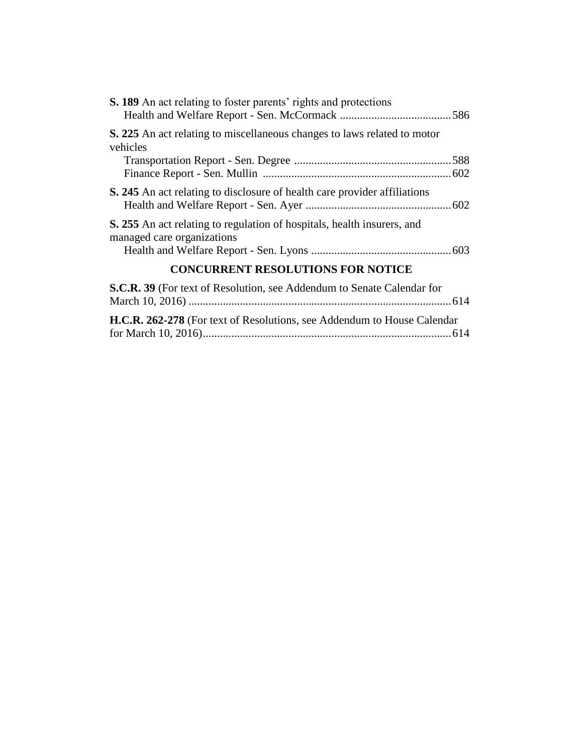**S. 189** An act relating to foster parents' rights and protections

Health and Welfare Report - Sen. McCormack ....................................... 586

**S. 225** An act relating to miscellaneous changes to laws related to motor vehicles

Transportation Report - Sen. Degree ....................................................... 588

Finance Report - Sen. Mullin .................................................................. 602

**S. 245** An act relating to disclosure of health care provider affiliations

Health and Welfare Report - Sen. Ayer ................................................... 602

**S. 255** An act relating to regulation of hospitals, health insurers, and managed care organizations

Health and Welfare Report - Sen. Lyons ................................................. 603

## CONCURRENT RESOLUTIONS FOR NOTICE

**S.C.R. 39** (For text of Resolution, see Addendum to Senate Calendar for March 10, 2016) ........................................................................................... 614

**H.C.R. 262-278** (For text of Resolutions, see Addendum to House Calendar for March 10, 2016)...................................................................................... 614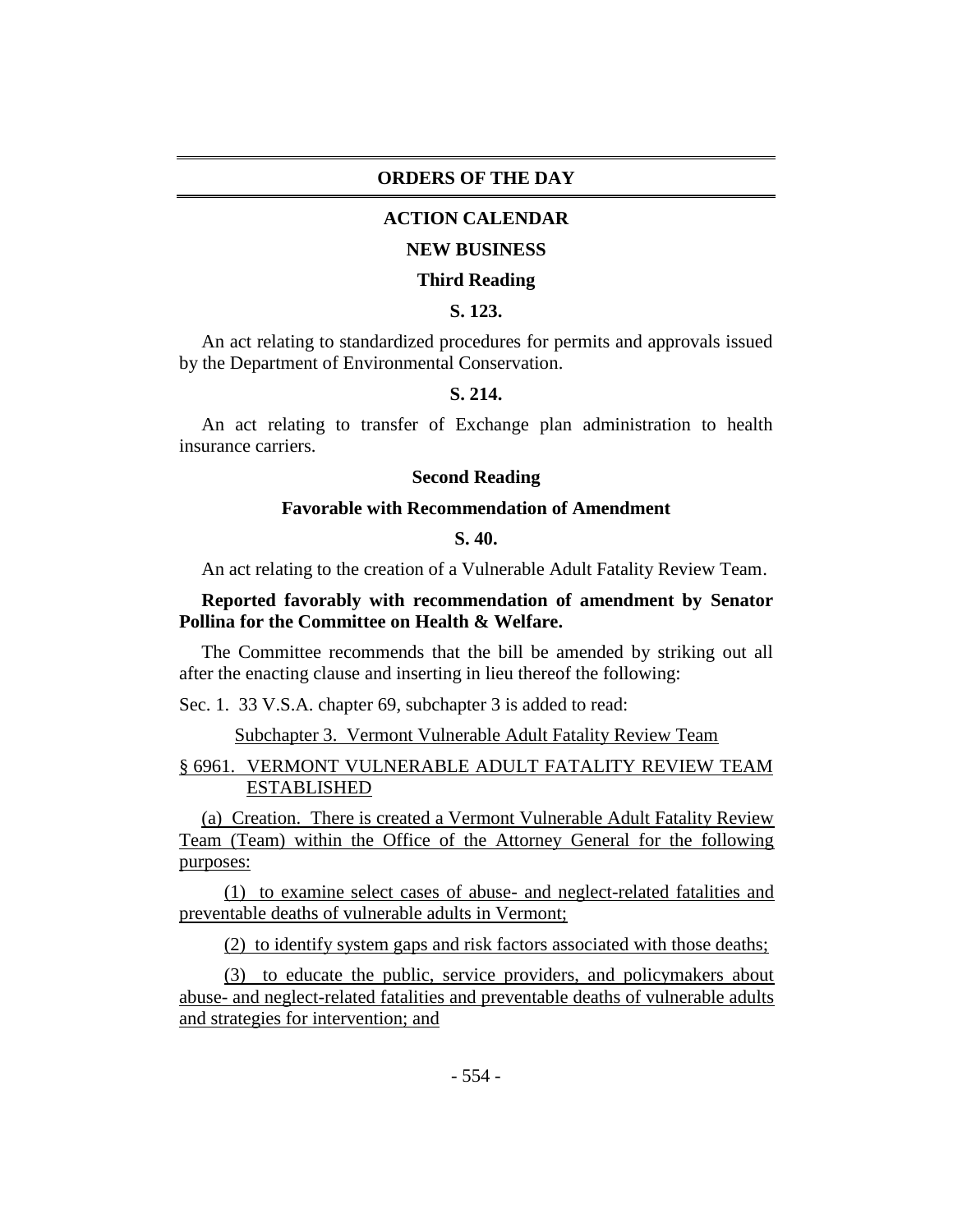## ORDERS OF THE DAY

### ACTION CALENDAR

### NEW BUSINESS

#### Third Reading

**S. 123.**

An act relating to standardized procedures for permits and approvals issued by the Department of Environmental Conservation.

**S. 214.**

An act relating to transfer of Exchange plan administration to health insurance carriers.

#### Second Reading

#### Favorable with Recommendation of Amendment

**S. 40.**

An act relating to the creation of a Vulnerable Adult Fatality Review Team.

**Reported favorably with recommendation of amendment by Senator Pollina for the Committee on Health & Welfare.**

The Committee recommends that the bill be amended by striking out all after the enacting clause and inserting in lieu thereof the following:

Sec. 1. 33 V.S.A. chapter 69, subchapter 3 is added to read:

Subchapter 3. Vermont Vulnerable Adult Fatality Review Team

§ 6961. VERMONT VULNERABLE ADULT FATALITY REVIEW TEAM ESTABLISHED

(a) Creation. There is created a Vermont Vulnerable Adult Fatality Review Team (Team) within the Office of the Attorney General for the following purposes:

(1) to examine select cases of abuse- and neglect-related fatalities and preventable deaths of vulnerable adults in Vermont;

(2) to identify system gaps and risk factors associated with those deaths;

(3) to educate the public, service providers, and policymakers about abuse- and neglect-related fatalities and preventable deaths of vulnerable adults and strategies for intervention; and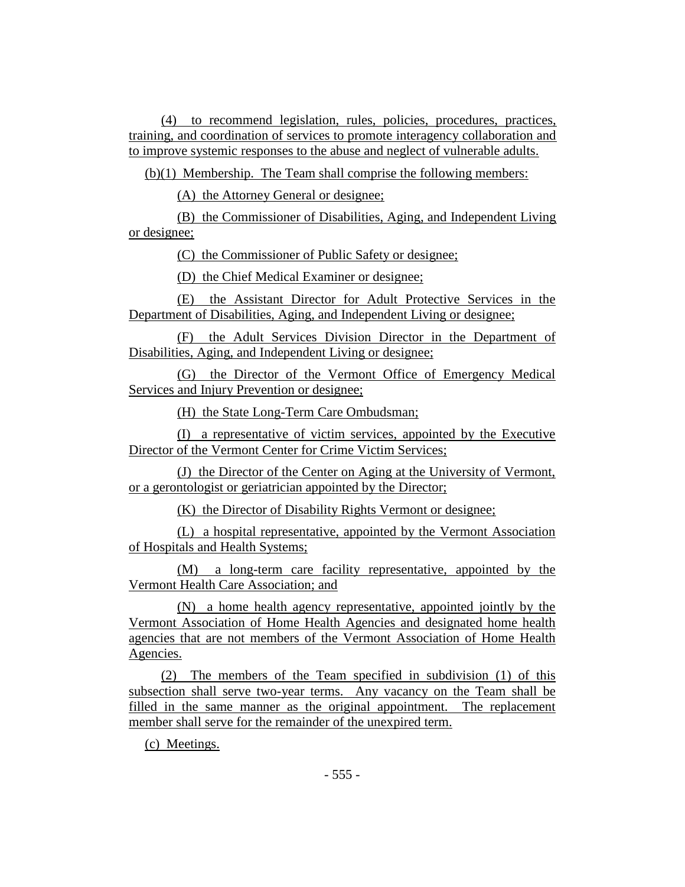(4) to recommend legislation, rules, policies, procedures, practices, training, and coordination of services to promote interagency collaboration and to improve systemic responses to the abuse and neglect of vulnerable adults.

(b)(1) Membership. The Team shall comprise the following members:

(A) the Attorney General or designee;

(B) the Commissioner of Disabilities, Aging, and Independent Living or designee;

(C) the Commissioner of Public Safety or designee;

(D) the Chief Medical Examiner or designee;

(E) the Assistant Director for Adult Protective Services in the Department of Disabilities, Aging, and Independent Living or designee;

(F) the Adult Services Division Director in the Department of Disabilities, Aging, and Independent Living or designee;

(G) the Director of the Vermont Office of Emergency Medical Services and Injury Prevention or designee;

(H) the State Long-Term Care Ombudsman;

(I) a representative of victim services, appointed by the Executive Director of the Vermont Center for Crime Victim Services;

(J) the Director of the Center on Aging at the University of Vermont, or a gerontologist or geriatrician appointed by the Director;

(K) the Director of Disability Rights Vermont or designee;

(L) a hospital representative, appointed by the Vermont Association of Hospitals and Health Systems;

(M) a long-term care facility representative, appointed by the Vermont Health Care Association; and

(N) a home health agency representative, appointed jointly by the Vermont Association of Home Health Agencies and designated home health agencies that are not members of the Vermont Association of Home Health Agencies.

(2) The members of the Team specified in subdivision (1) of this subsection shall serve two-year terms. Any vacancy on the Team shall be filled in the same manner as the original appointment. The replacement member shall serve for the remainder of the unexpired term.

(c) Meetings.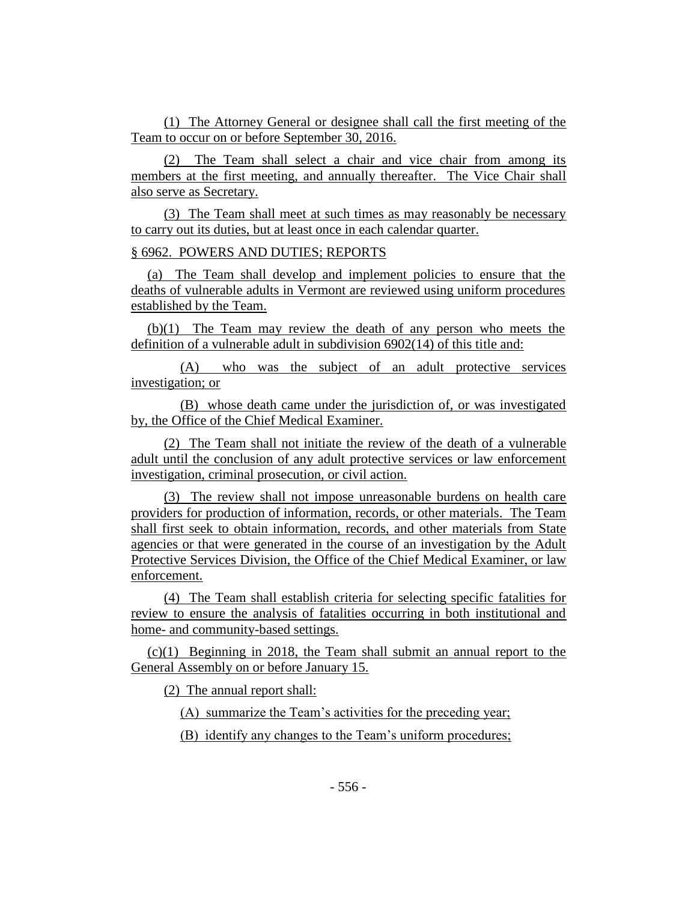(1) The Attorney General or designee shall call the first meeting of the Team to occur on or before September 30, 2016.

(2) The Team shall select a chair and vice chair from among its members at the first meeting, and annually thereafter. The Vice Chair shall also serve as Secretary.

(3) The Team shall meet at such times as may reasonably be necessary to carry out its duties, but at least once in each calendar quarter.

§ 6962. POWERS AND DUTIES; REPORTS

(a) The Team shall develop and implement policies to ensure that the deaths of vulnerable adults in Vermont are reviewed using uniform procedures established by the Team.

(b)(1) The Team may review the death of any person who meets the definition of a vulnerable adult in subdivision 6902(14) of this title and:

(A) who was the subject of an adult protective services investigation; or

(B) whose death came under the jurisdiction of, or was investigated by, the Office of the Chief Medical Examiner.

(2) The Team shall not initiate the review of the death of a vulnerable adult until the conclusion of any adult protective services or law enforcement investigation, criminal prosecution, or civil action.

(3) The review shall not impose unreasonable burdens on health care providers for production of information, records, or other materials. The Team shall first seek to obtain information, records, and other materials from State agencies or that were generated in the course of an investigation by the Adult Protective Services Division, the Office of the Chief Medical Examiner, or law enforcement.

(4) The Team shall establish criteria for selecting specific fatalities for review to ensure the analysis of fatalities occurring in both institutional and home- and community-based settings.

(c)(1) Beginning in 2018, the Team shall submit an annual report to the General Assembly on or before January 15.

(2) The annual report shall:

(A) summarize the Team's activities for the preceding year;

(B) identify any changes to the Team's uniform procedures;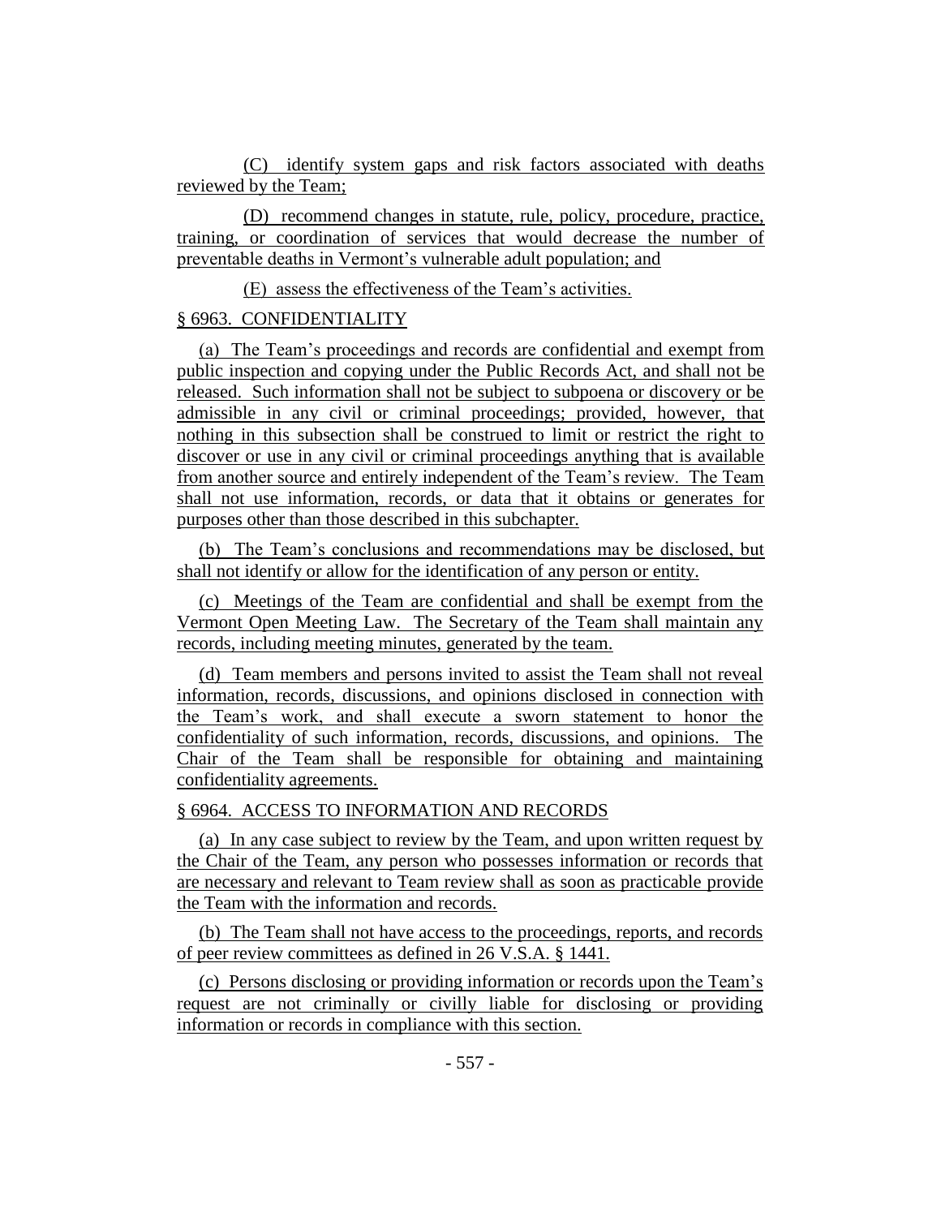(C) identify system gaps and risk factors associated with deaths reviewed by the Team;

(D) recommend changes in statute, rule, policy, procedure, practice, training, or coordination of services that would decrease the number of preventable deaths in Vermont's vulnerable adult population; and

(E) assess the effectiveness of the Team's activities.

§ 6963. CONFIDENTIALITY

(a) The Team's proceedings and records are confidential and exempt from public inspection and copying under the Public Records Act, and shall not be released. Such information shall not be subject to subpoena or discovery or be admissible in any civil or criminal proceedings; provided, however, that nothing in this subsection shall be construed to limit or restrict the right to discover or use in any civil or criminal proceedings anything that is available from another source and entirely independent of the Team's review. The Team shall not use information, records, or data that it obtains or generates for purposes other than those described in this subchapter.

(b) The Team's conclusions and recommendations may be disclosed, but shall not identify or allow for the identification of any person or entity.

(c) Meetings of the Team are confidential and shall be exempt from the Vermont Open Meeting Law. The Secretary of the Team shall maintain any records, including meeting minutes, generated by the team.

(d) Team members and persons invited to assist the Team shall not reveal information, records, discussions, and opinions disclosed in connection with the Team's work, and shall execute a sworn statement to honor the confidentiality of such information, records, discussions, and opinions. The Chair of the Team shall be responsible for obtaining and maintaining confidentiality agreements.

§ 6964. ACCESS TO INFORMATION AND RECORDS

(a) In any case subject to review by the Team, and upon written request by the Chair of the Team, any person who possesses information or records that are necessary and relevant to Team review shall as soon as practicable provide the Team with the information and records.

(b) The Team shall not have access to the proceedings, reports, and records of peer review committees as defined in 26 V.S.A. § 1441.

(c) Persons disclosing or providing information or records upon the Team's request are not criminally or civilly liable for disclosing or providing information or records in compliance with this section.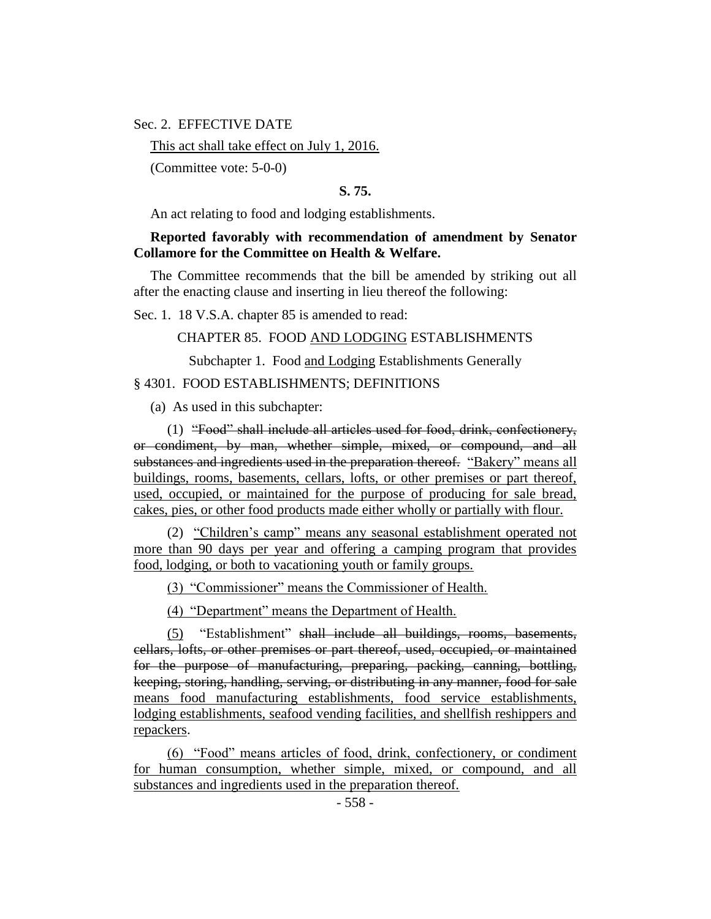Sec. 2. EFFECTIVE DATE

This act shall take effect on July 1, 2016.

(Committee vote: 5-0-0)

**S. 75.**

An act relating to food and lodging establishments.

**Reported favorably with recommendation of amendment by Senator Collamore for the Committee on Health & Welfare.**

The Committee recommends that the bill be amended by striking out all after the enacting clause and inserting in lieu thereof the following:

Sec. 1. 18 V.S.A. chapter 85 is amended to read:

CHAPTER 85. FOOD AND LODGING ESTABLISHMENTS

Subchapter 1. Food and Lodging Establishments Generally

§ 4301. FOOD ESTABLISHMENTS; DEFINITIONS

(a) As used in this subchapter:

(1) ~~"Food" shall include all articles used for food, drink, confectionery, or condiment, by man, whether simple, mixed, or compound, and all substances and ingredients used in the preparation thereof.~~ "Bakery" means all buildings, rooms, basements, cellars, lofts, or other premises or part thereof, used, occupied, or maintained for the purpose of producing for sale bread, cakes, pies, or other food products made either wholly or partially with flour.

(2) "Children's camp" means any seasonal establishment operated not more than 90 days per year and offering a camping program that provides food, lodging, or both to vacationing youth or family groups.

(3) "Commissioner" means the Commissioner of Health.

(4) "Department" means the Department of Health.

(5) "Establishment" ~~shall include all buildings, rooms, basements, cellars, lofts, or other premises or part thereof, used, occupied, or maintained for the purpose of manufacturing, preparing, packing, canning, bottling, keeping, storing, handling, serving, or distributing in any manner, food for sale~~ means food manufacturing establishments, food service establishments, lodging establishments, seafood vending facilities, and shellfish reshippers and repackers.

(6) "Food" means articles of food, drink, confectionery, or condiment for human consumption, whether simple, mixed, or compound, and all substances and ingredients used in the preparation thereof.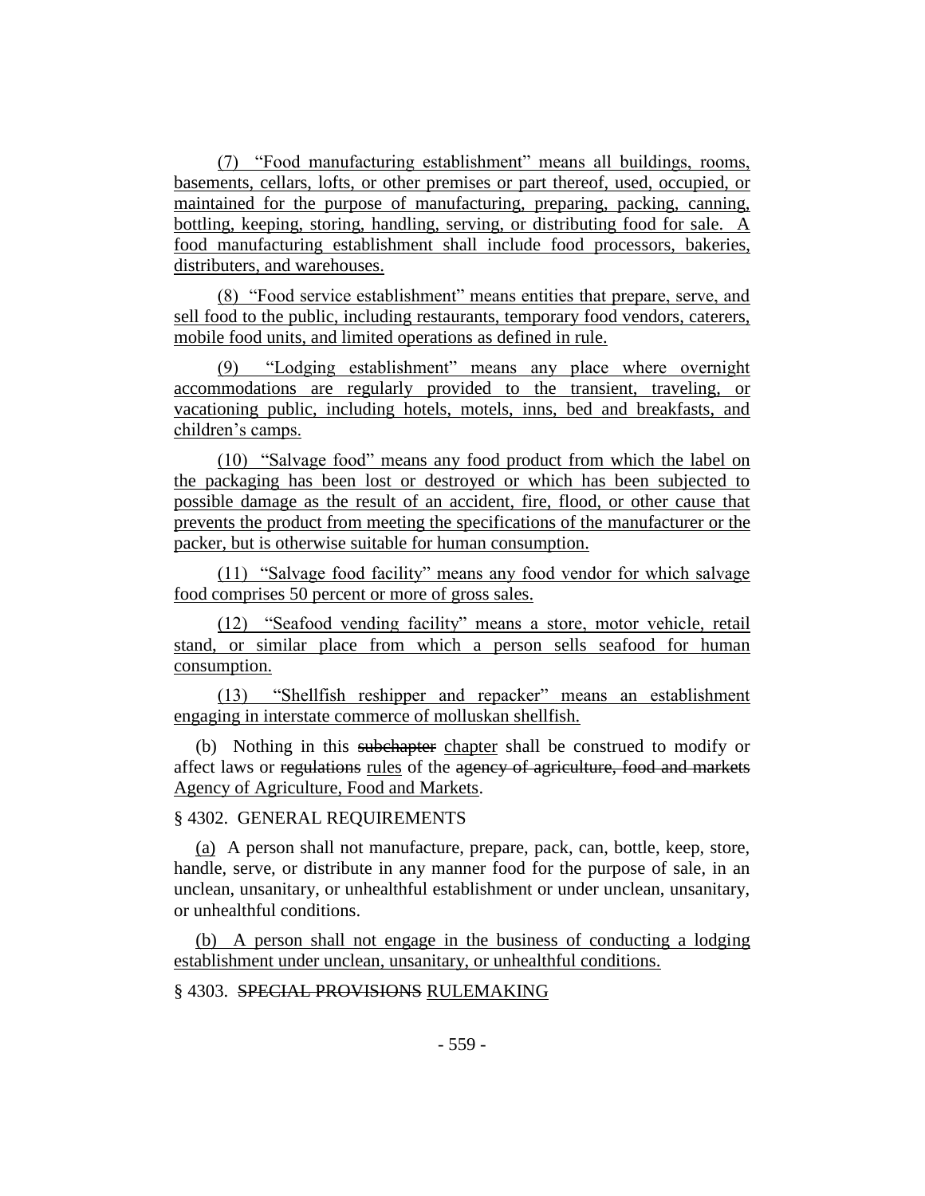(7) "Food manufacturing establishment" means all buildings, rooms, basements, cellars, lofts, or other premises or part thereof, used, occupied, or maintained for the purpose of manufacturing, preparing, packing, canning, bottling, keeping, storing, handling, serving, or distributing food for sale. A food manufacturing establishment shall include food processors, bakeries, distributers, and warehouses.

(8) "Food service establishment" means entities that prepare, serve, and sell food to the public, including restaurants, temporary food vendors, caterers, mobile food units, and limited operations as defined in rule.

(9) "Lodging establishment" means any place where overnight accommodations are regularly provided to the transient, traveling, or vacationing public, including hotels, motels, inns, bed and breakfasts, and children's camps.

(10) "Salvage food" means any food product from which the label on the packaging has been lost or destroyed or which has been subjected to possible damage as the result of an accident, fire, flood, or other cause that prevents the product from meeting the specifications of the manufacturer or the packer, but is otherwise suitable for human consumption.

(11) "Salvage food facility" means any food vendor for which salvage food comprises 50 percent or more of gross sales.

(12) "Seafood vending facility" means a store, motor vehicle, retail stand, or similar place from which a person sells seafood for human consumption.

(13) "Shellfish reshipper and repacker" means an establishment engaging in interstate commerce of molluskan shellfish.

(b) Nothing in this ~~subchapter~~ chapter shall be construed to modify or affect laws or ~~regulations~~ rules of the ~~agency of agriculture, food and markets~~ Agency of Agriculture, Food and Markets.

§ 4302. GENERAL REQUIREMENTS

(a) A person shall not manufacture, prepare, pack, can, bottle, keep, store, handle, serve, or distribute in any manner food for the purpose of sale, in an unclean, unsanitary, or unhealthful establishment or under unclean, unsanitary, or unhealthful conditions.

(b) A person shall not engage in the business of conducting a lodging establishment under unclean, unsanitary, or unhealthful conditions.

§ 4303. ~~SPECIAL PROVISIONS~~ RULEMAKING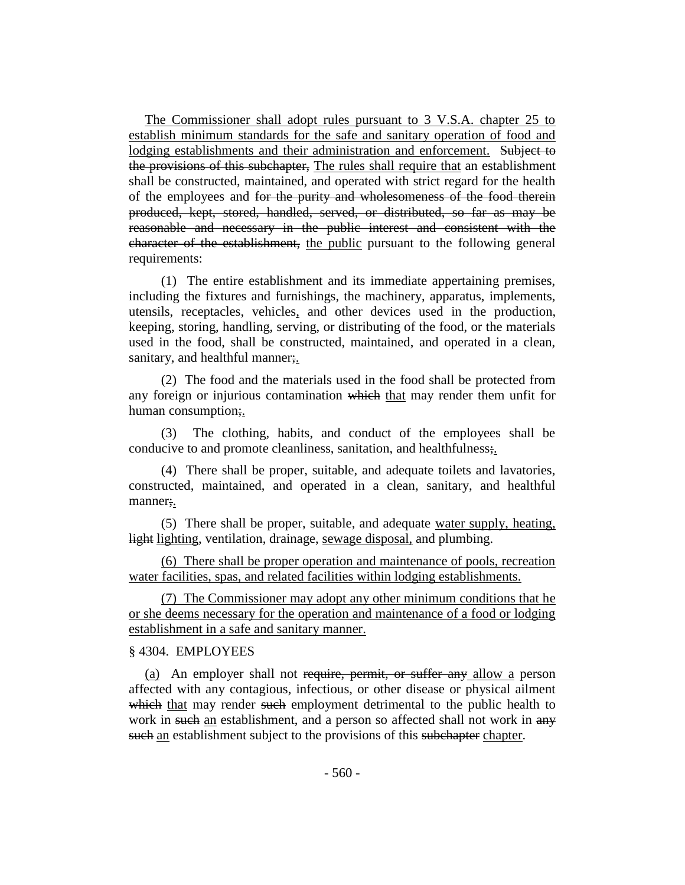The Commissioner shall adopt rules pursuant to 3 V.S.A. chapter 25 to establish minimum standards for the safe and sanitary operation of food and lodging establishments and their administration and enforcement. ~~Subject to the provisions of this subchapter,~~ The rules shall require that an establishment shall be constructed, maintained, and operated with strict regard for the health of the employees and ~~for the purity and wholesomeness of the food therein produced, kept, stored, handled, served, or distributed, so far as may be reasonable and necessary in the public interest and consistent with the character of the establishment,~~ the public pursuant to the following general requirements:

(1) The entire establishment and its immediate appertaining premises, including the fixtures and furnishings, the machinery, apparatus, implements, utensils, receptacles, vehicles, and other devices used in the production, keeping, storing, handling, serving, or distributing of the food, or the materials used in the food, shall be constructed, maintained, and operated in a clean, sanitary, and healthful manner~~;~~.

(2) The food and the materials used in the food shall be protected from any foreign or injurious contamination ~~which~~ that may render them unfit for human consumption~~;~~.

(3) The clothing, habits, and conduct of the employees shall be conducive to and promote cleanliness, sanitation, and healthfulness~~;~~.

(4) There shall be proper, suitable, and adequate toilets and lavatories, constructed, maintained, and operated in a clean, sanitary, and healthful manner~~;~~.

(5) There shall be proper, suitable, and adequate water supply, heating, ~~light~~ lighting, ventilation, drainage, sewage disposal, and plumbing.

(6) There shall be proper operation and maintenance of pools, recreation water facilities, spas, and related facilities within lodging establishments.

(7) The Commissioner may adopt any other minimum conditions that he or she deems necessary for the operation and maintenance of a food or lodging establishment in a safe and sanitary manner.

§ 4304. EMPLOYEES

(a) An employer shall not ~~require, permit, or suffer any~~ allow a person affected with any contagious, infectious, or other disease or physical ailment ~~which~~ that may render ~~such~~ employment detrimental to the public health to work in ~~such~~ an establishment, and a person so affected shall not work in ~~any such~~ an establishment subject to the provisions of this ~~subchapter~~ chapter.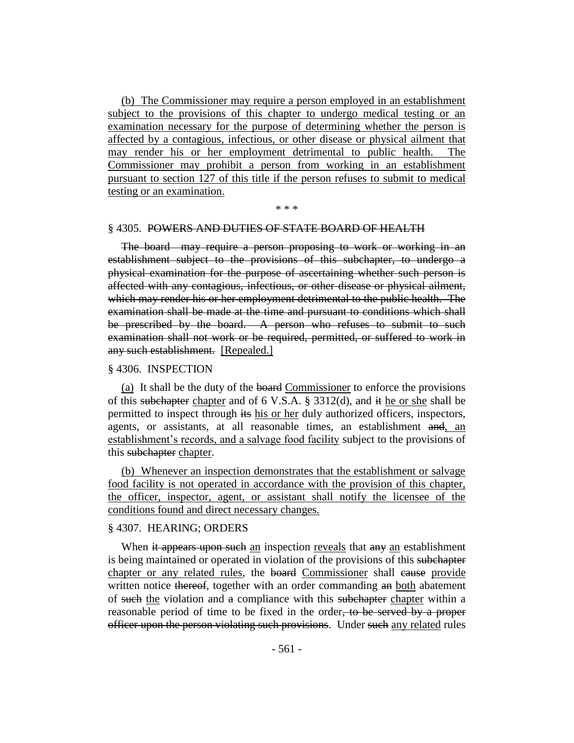(b) The Commissioner may require a person employed in an establishment subject to the provisions of this chapter to undergo medical testing or an examination necessary for the purpose of determining whether the person is affected by a contagious, infectious, or other disease or physical ailment that may render his or her employment detrimental to public health. The Commissioner may prohibit a person from working in an establishment pursuant to section 127 of this title if the person refuses to submit to medical testing or an examination.

\* \* \*

§ 4305. ~~POWERS AND DUTIES OF STATE BOARD OF HEALTH~~

~~The board may require a person proposing to work or working in an establishment subject to the provisions of this subchapter, to undergo a physical examination for the purpose of ascertaining whether such person is affected with any contagious, infectious, or other disease or physical ailment, which may render his or her employment detrimental to the public health. The examination shall be made at the time and pursuant to conditions which shall be prescribed by the board. A person who refuses to submit to such examination shall not work or be required, permitted, or suffered to work in any such establishment.~~ [Repealed.]

§ 4306. INSPECTION

(a) It shall be the duty of the ~~board~~ Commissioner to enforce the provisions of this ~~subchapter~~ chapter and of 6 V.S.A. § 3312(d), and ~~it~~ he or she shall be permitted to inspect through ~~its~~ his or her duly authorized officers, inspectors, agents, or assistants, at all reasonable times, an establishment ~~and~~, an establishment's records, and a salvage food facility subject to the provisions of this ~~subchapter~~ chapter.

(b) Whenever an inspection demonstrates that the establishment or salvage food facility is not operated in accordance with the provision of this chapter, the officer, inspector, agent, or assistant shall notify the licensee of the conditions found and direct necessary changes.

§ 4307. HEARING; ORDERS

When ~~it appears upon such~~ an inspection reveals that ~~any~~ an establishment is being maintained or operated in violation of the provisions of this ~~subchapter~~ chapter or any related rules, the ~~board~~ Commissioner shall ~~cause~~ provide written notice ~~thereof~~, together with an order commanding ~~an~~ both abatement of ~~such~~ the violation and ~~a~~ compliance with this ~~subchapter~~ chapter within a reasonable period of time to be fixed in the order~~, to be served by a proper officer upon the person violating such provisions~~. Under ~~such~~ any related rules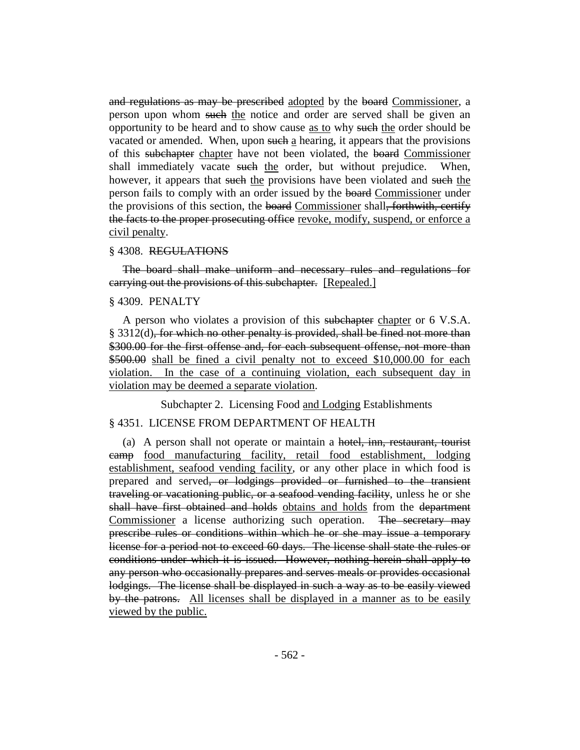~~and regulations as may be prescribed~~ adopted by the ~~board~~ Commissioner, a person upon whom ~~such~~ the notice and order are served shall be given an opportunity to be heard and to show cause as to why ~~such~~ the order should be vacated or amended. When, upon ~~such~~ a hearing, it appears that the provisions of this ~~subchapter~~ chapter have not been violated, the ~~board~~ Commissioner shall immediately vacate ~~such~~ the order, but without prejudice. When, however, it appears that ~~such~~ the provisions have been violated and ~~such~~ the person fails to comply with an order issued by the ~~board~~ Commissioner under the provisions of this section, the ~~board~~ Commissioner shall~~, forthwith, certify the facts to the proper prosecuting office~~ revoke, modify, suspend, or enforce a civil penalty.

§ 4308. ~~REGULATIONS~~

~~The board shall make uniform and necessary rules and regulations for carrying out the provisions of this subchapter.~~ [Repealed.]

§ 4309. PENALTY

A person who violates a provision of this ~~subchapter~~ chapter or 6 V.S.A. § 3312(d)~~, for which no other penalty is provided, shall be fined not more than \$300.00 for the first offense and, for each subsequent offense, not more than \$500.00~~ shall be fined a civil penalty not to exceed \$10,000.00 for each violation. In the case of a continuing violation, each subsequent day in violation may be deemed a separate violation.

Subchapter 2. Licensing Food and Lodging Establishments

§ 4351. LICENSE FROM DEPARTMENT OF HEALTH

(a) A person shall not operate or maintain a ~~hotel, inn, restaurant, tourist camp~~ food manufacturing facility, retail food establishment, lodging establishment, seafood vending facility, or any other place in which food is prepared and served~~, or lodgings provided or furnished to the transient traveling or vacationing public, or a seafood vending facility~~, unless he or she ~~shall have first obtained and holds~~ obtains and holds from the ~~department~~ Commissioner a license authorizing such operation. ~~The secretary may prescribe rules or conditions within which he or she may issue a temporary license for a period not to exceed 60 days. The license shall state the rules or conditions under which it is issued. However, nothing herein shall apply to any person who occasionally prepares and serves meals or provides occasional lodgings. The license shall be displayed in such a way as to be easily viewed by the patrons.~~ All licenses shall be displayed in a manner as to be easily viewed by the public.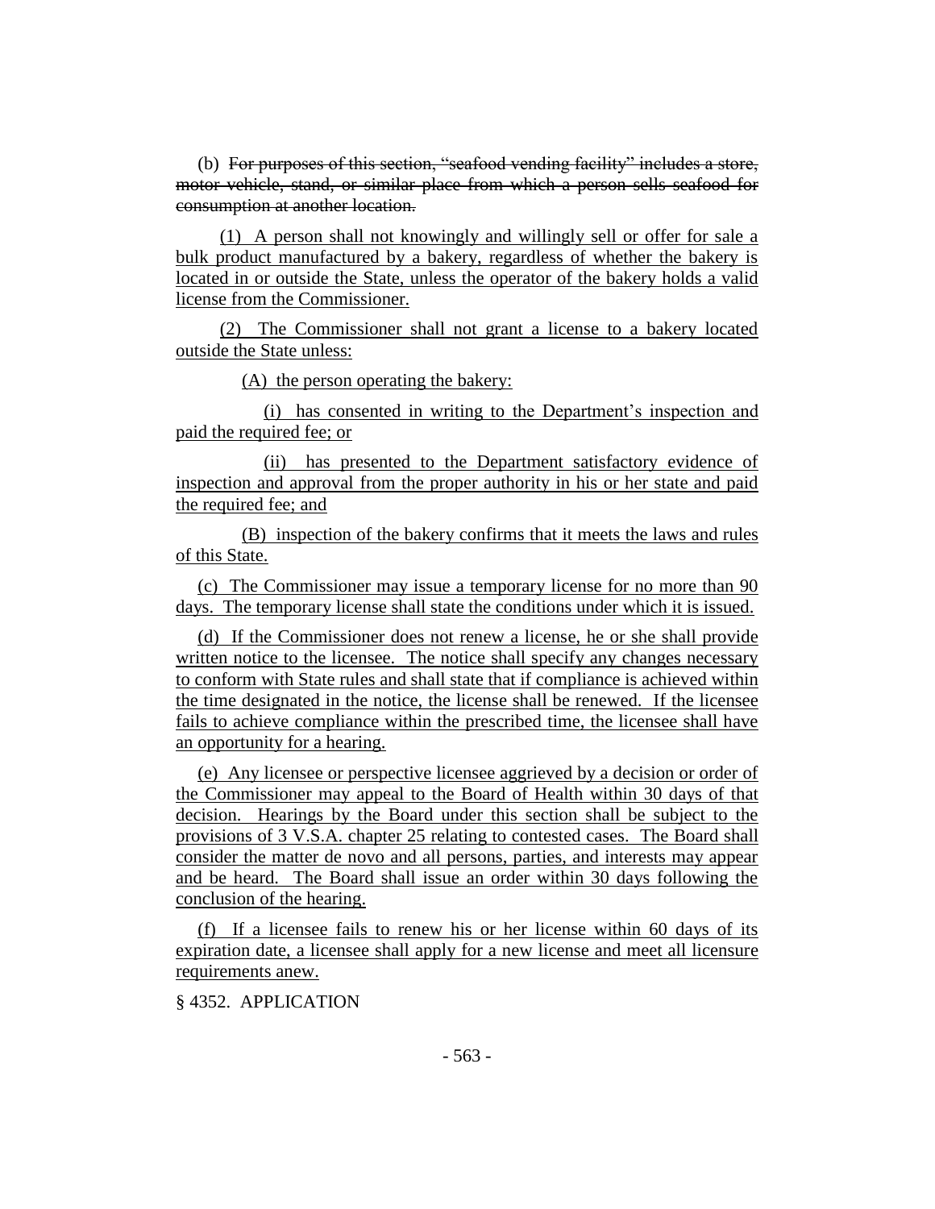(b) ~~For purposes of this section, "seafood vending facility" includes a store, motor vehicle, stand, or similar place from which a person sells seafood for consumption at another location.~~

(1) A person shall not knowingly and willingly sell or offer for sale a bulk product manufactured by a bakery, regardless of whether the bakery is located in or outside the State, unless the operator of the bakery holds a valid license from the Commissioner.

(2) The Commissioner shall not grant a license to a bakery located outside the State unless:

(A) the person operating the bakery:

(i) has consented in writing to the Department's inspection and paid the required fee; or

(ii) has presented to the Department satisfactory evidence of inspection and approval from the proper authority in his or her state and paid the required fee; and

(B) inspection of the bakery confirms that it meets the laws and rules of this State.

(c) The Commissioner may issue a temporary license for no more than 90 days. The temporary license shall state the conditions under which it is issued.

(d) If the Commissioner does not renew a license, he or she shall provide written notice to the licensee. The notice shall specify any changes necessary to conform with State rules and shall state that if compliance is achieved within the time designated in the notice, the license shall be renewed. If the licensee fails to achieve compliance within the prescribed time, the licensee shall have an opportunity for a hearing.

(e) Any licensee or perspective licensee aggrieved by a decision or order of the Commissioner may appeal to the Board of Health within 30 days of that decision. Hearings by the Board under this section shall be subject to the provisions of 3 V.S.A. chapter 25 relating to contested cases. The Board shall consider the matter de novo and all persons, parties, and interests may appear and be heard. The Board shall issue an order within 30 days following the conclusion of the hearing.

(f) If a licensee fails to renew his or her license within 60 days of its expiration date, a licensee shall apply for a new license and meet all licensure requirements anew.

§ 4352. APPLICATION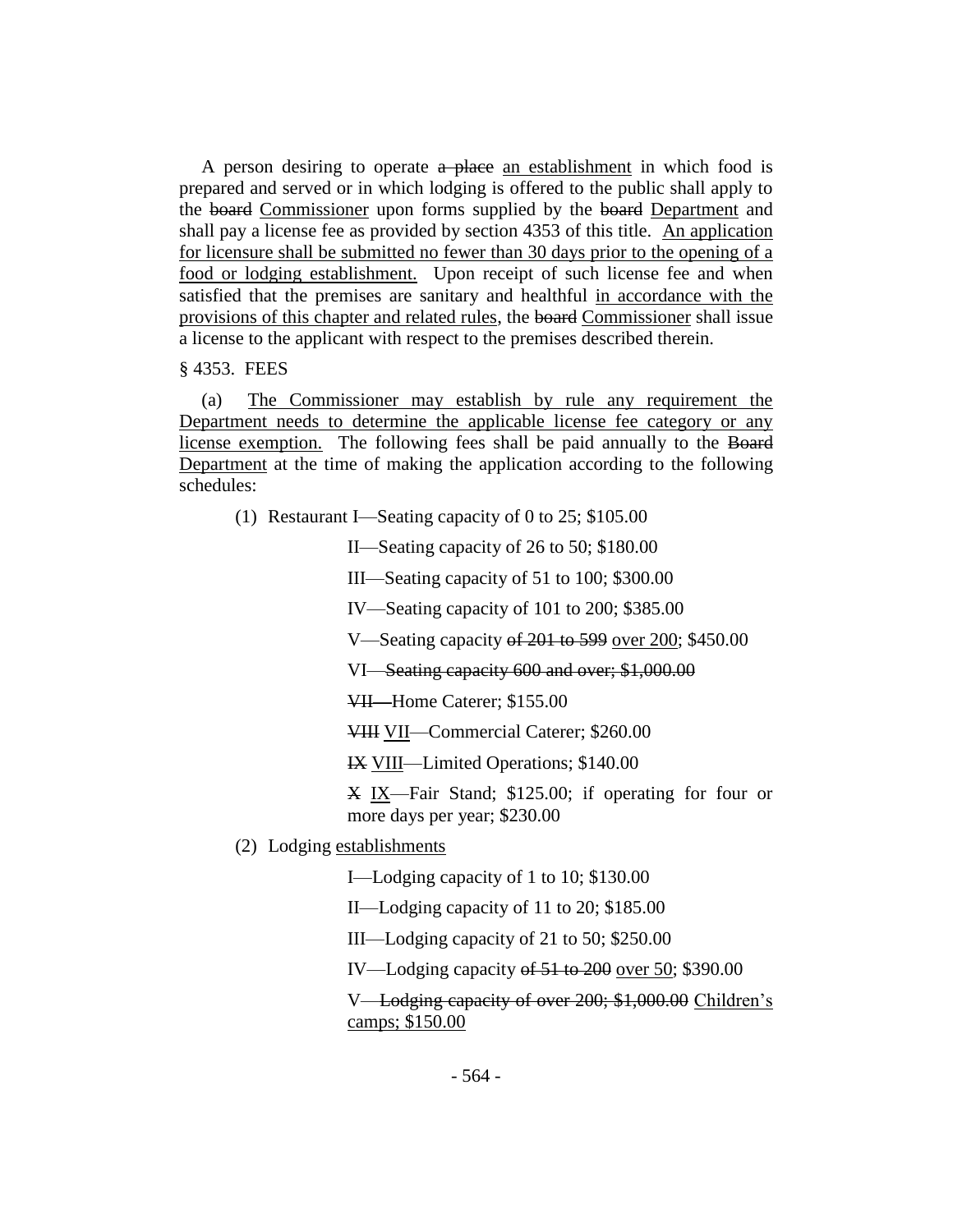A person desiring to operate ~~a place~~ an establishment in which food is prepared and served or in which lodging is offered to the public shall apply to the ~~board~~ Commissioner upon forms supplied by the ~~board~~ Department and shall pay a license fee as provided by section 4353 of this title. An application for licensure shall be submitted no fewer than 30 days prior to the opening of a food or lodging establishment. Upon receipt of such license fee and when satisfied that the premises are sanitary and healthful in accordance with the provisions of this chapter and related rules, the ~~board~~ Commissioner shall issue a license to the applicant with respect to the premises described therein.

§ 4353. FEES

(a) The Commissioner may establish by rule any requirement the Department needs to determine the applicable license fee category or any license exemption. The following fees shall be paid annually to the ~~Board~~ Department at the time of making the application according to the following schedules:

(1) Restaurant I—Seating capacity of 0 to 25; $105.00

II—Seating capacity of 26 to 50; $180.00

III—Seating capacity of 51 to 100; $300.00

IV—Seating capacity of 101 to 200; $385.00

V—Seating capacity ~~of 201 to 599~~ over 200; $450.00

VI~~—Seating capacity 600 and over; $1,000.00~~

~~VII—~~Home Caterer; $155.00

~~VIII~~ VII—Commercial Caterer; $260.00

~~IX~~ VIII—Limited Operations; $140.00

~~X~~ IX—Fair Stand; $125.00; if operating for four or more days per year; $230.00

(2) Lodging establishments

I—Lodging capacity of 1 to 10; $130.00

II—Lodging capacity of 11 to 20; $185.00

III—Lodging capacity of 21 to 50; $250.00

IV—Lodging capacity ~~of 51 to 200~~ over 50; $390.00

V~~—Lodging capacity of over 200; $1,000.00~~ Children's camps; $150.00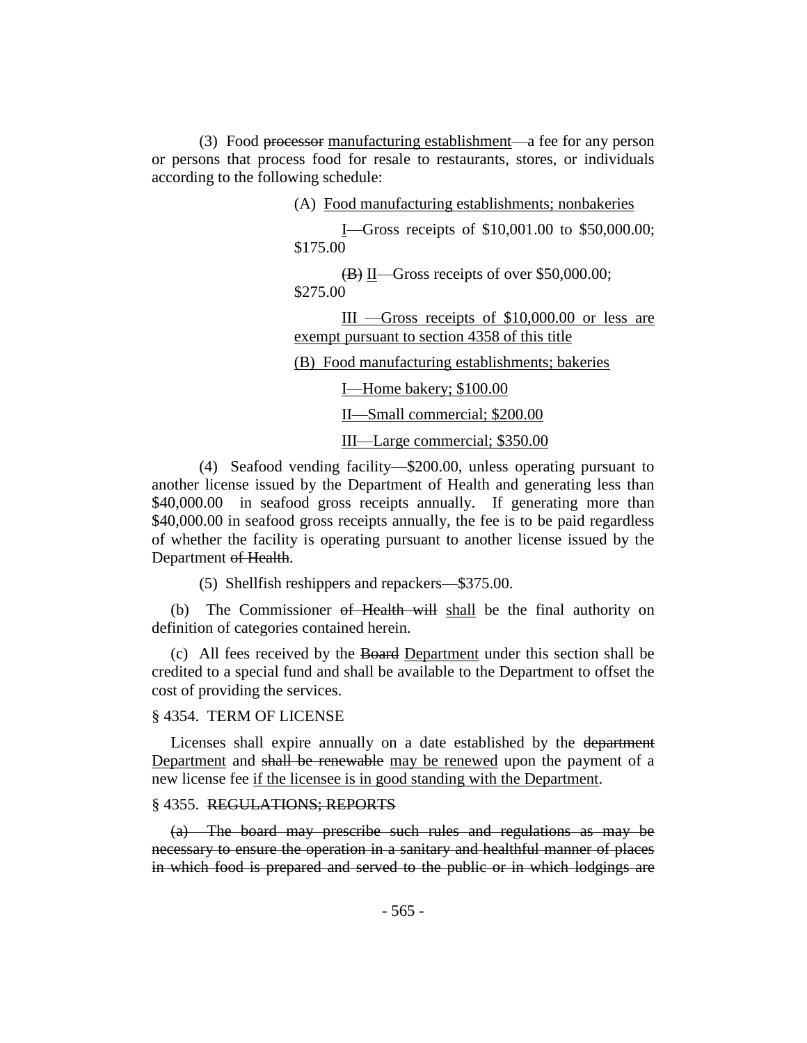(3) Food ~~processor~~ manufacturing establishment—a fee for any person or persons that process food for resale to restaurants, stores, or individuals according to the following schedule:

(A) Food manufacturing establishments; nonbakeries

I—Gross receipts of $10,001.00 to $50,000.00; $175.00

~~(B)~~ II—Gross receipts of over $50,000.00; $275.00

III —Gross receipts of $10,000.00 or less are exempt pursuant to section 4358 of this title

(B) Food manufacturing establishments; bakeries

I—Home bakery; $100.00

II—Small commercial; $200.00

III—Large commercial; $350.00

(4) Seafood vending facility—$200.00, unless operating pursuant to another license issued by the Department of Health and generating less than $40,000.00 in seafood gross receipts annually. If generating more than $40,000.00 in seafood gross receipts annually, the fee is to be paid regardless of whether the facility is operating pursuant to another license issued by the Department ~~of Health~~.

(5) Shellfish reshippers and repackers—$375.00.

(b) The Commissioner ~~of Health will~~ shall be the final authority on definition of categories contained herein.

(c) All fees received by the ~~Board~~ Department under this section shall be credited to a special fund and shall be available to the Department to offset the cost of providing the services.

§ 4354. TERM OF LICENSE

Licenses shall expire annually on a date established by the ~~department~~ Department and ~~shall be renewable~~ may be renewed upon the payment of a new license fee if the licensee is in good standing with the Department.

§ 4355. ~~REGULATIONS; REPORTS~~

~~(a) The board may prescribe such rules and regulations as may be necessary to ensure the operation in a sanitary and healthful manner of places in which food is prepared and served to the public or in which lodgings are~~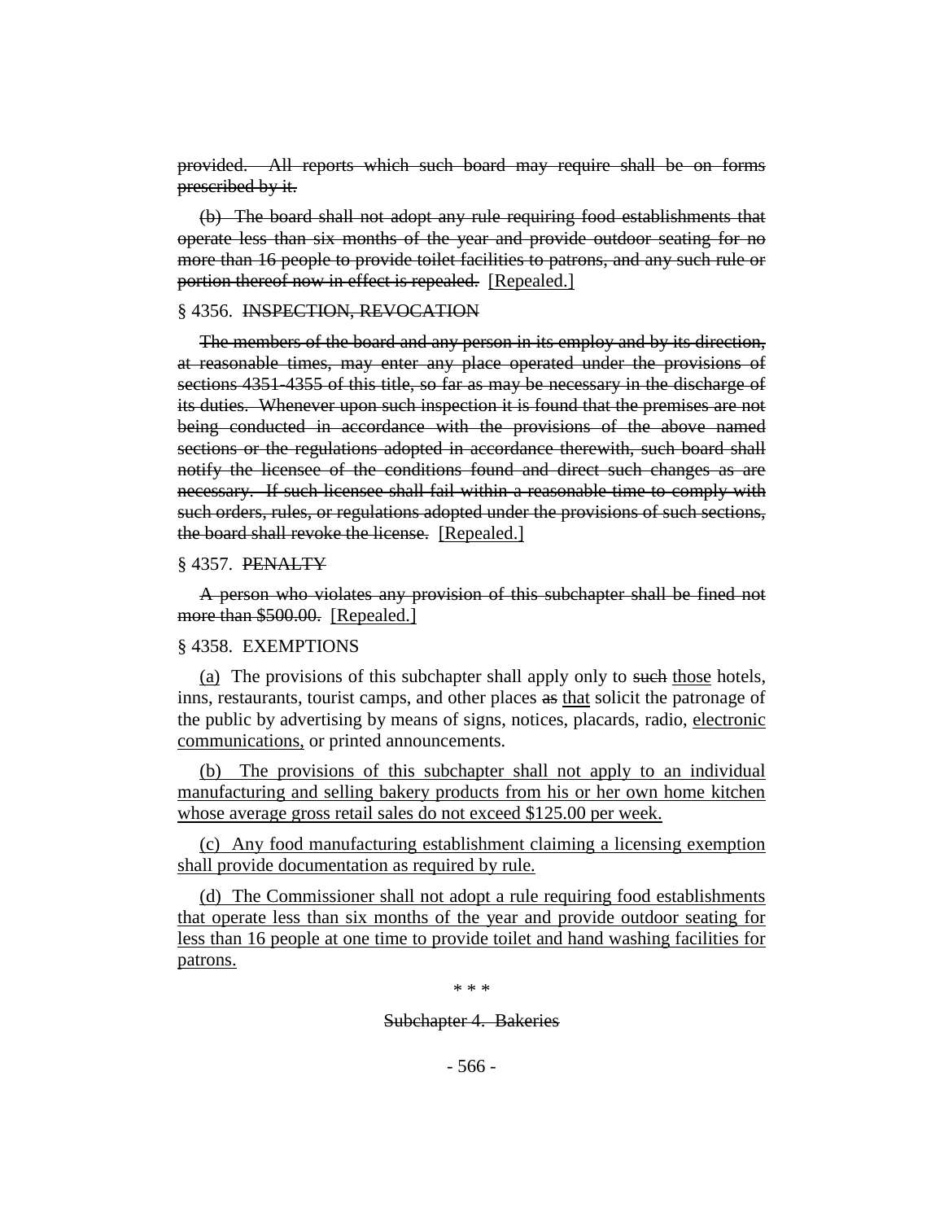~~provided. All reports which such board may require shall be on forms prescribed by it.~~

~~(b) The board shall not adopt any rule requiring food establishments that operate less than six months of the year and provide outdoor seating for no more than 16 people to provide toilet facilities to patrons, and any such rule or portion thereof now in effect is repealed.~~ <u>[Repealed.]</u>

§ 4356. ~~INSPECTION, REVOCATION~~

~~The members of the board and any person in its employ and by its direction, at reasonable times, may enter any place operated under the provisions of sections 4351-4355 of this title, so far as may be necessary in the discharge of its duties. Whenever upon such inspection it is found that the premises are not being conducted in accordance with the provisions of the above named sections or the regulations adopted in accordance therewith, such board shall notify the licensee of the conditions found and direct such changes as are necessary. If such licensee shall fail within a reasonable time to comply with such orders, rules, or regulations adopted under the provisions of such sections, the board shall revoke the license.~~ <u>[Repealed.]</u>

§ 4357. ~~PENALTY~~

~~A person who violates any provision of this subchapter shall be fined not more than $500.00.~~ <u>[Repealed.]</u>

§ 4358. EXEMPTIONS

<u>(a)</u> The provisions of this subchapter shall apply only to ~~such~~ <u>those</u> hotels, inns, restaurants, tourist camps, and other places ~~as~~ <u>that</u> solicit the patronage of the public by advertising by means of signs, notices, placards, radio, <u>electronic communications,</u> or printed announcements.

<u>(b) The provisions of this subchapter shall not apply to an individual manufacturing and selling bakery products from his or her own home kitchen whose average gross retail sales do not exceed $125.00 per week.</u>

<u>(c) Any food manufacturing establishment claiming a licensing exemption shall provide documentation as required by rule.</u>

<u>(d) The Commissioner shall not adopt a rule requiring food establishments that operate less than six months of the year and provide outdoor seating for less than 16 people at one time to provide toilet and hand washing facilities for patrons.</u>

\* \* \*

~~Subchapter 4. Bakeries~~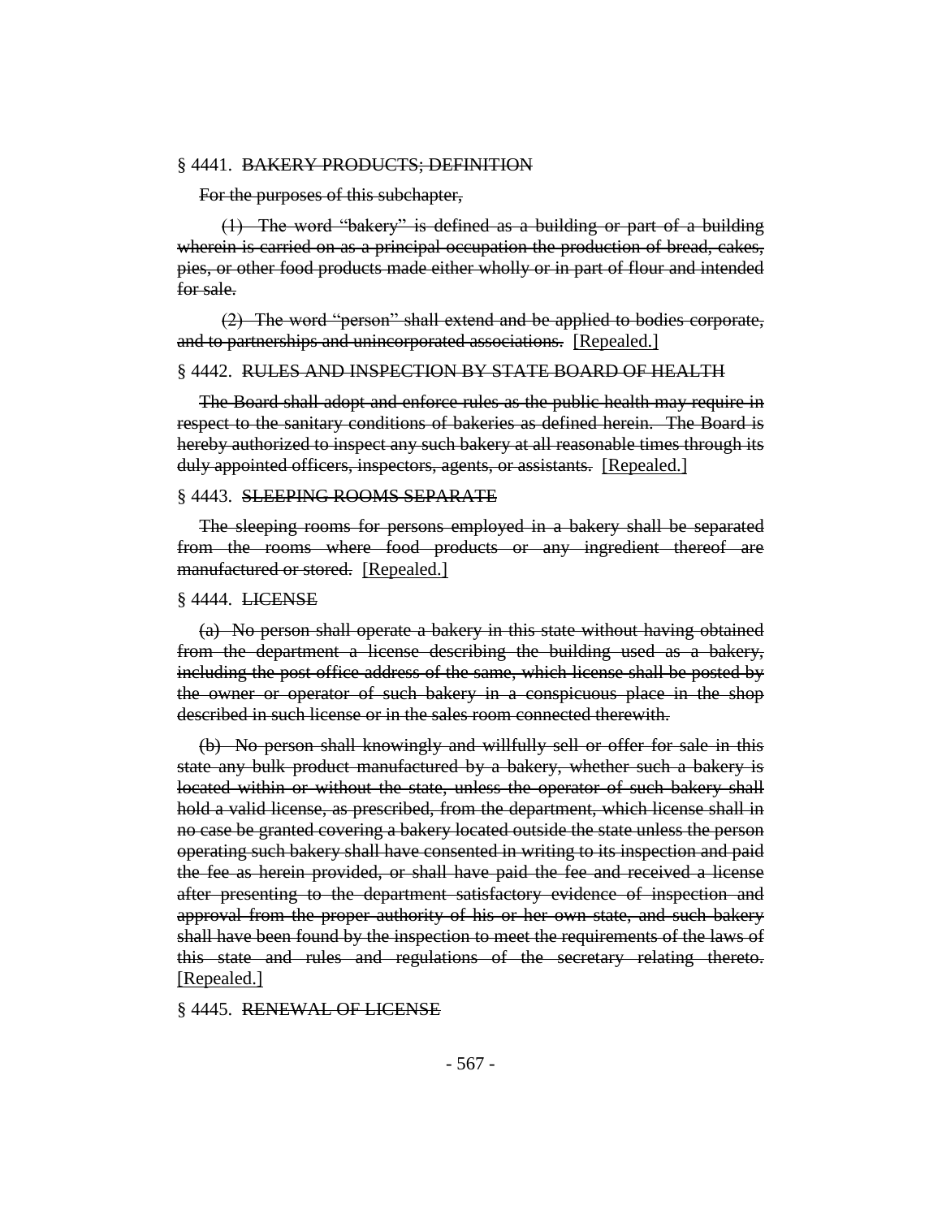§ 4441. ~~BAKERY PRODUCTS; DEFINITION~~

~~For the purposes of this subchapter,~~

~~(1) The word "bakery" is defined as a building or part of a building wherein is carried on as a principal occupation the production of bread, cakes, pies, or other food products made either wholly or in part of flour and intended for sale.~~

~~(2) The word "person" shall extend and be applied to bodies corporate, and to partnerships and unincorporated associations.~~ [Repealed.]

§ 4442. ~~RULES AND INSPECTION BY STATE BOARD OF HEALTH~~

~~The Board shall adopt and enforce rules as the public health may require in respect to the sanitary conditions of bakeries as defined herein. The Board is hereby authorized to inspect any such bakery at all reasonable times through its duly appointed officers, inspectors, agents, or assistants.~~ [Repealed.]

§ 4443. ~~SLEEPING ROOMS SEPARATE~~

~~The sleeping rooms for persons employed in a bakery shall be separated from the rooms where food products or any ingredient thereof are manufactured or stored.~~ [Repealed.]

§ 4444. ~~LICENSE~~

~~(a) No person shall operate a bakery in this state without having obtained from the department a license describing the building used as a bakery, including the post office address of the same, which license shall be posted by the owner or operator of such bakery in a conspicuous place in the shop described in such license or in the sales room connected therewith.~~

~~(b) No person shall knowingly and willfully sell or offer for sale in this state any bulk product manufactured by a bakery, whether such a bakery is located within or without the state, unless the operator of such bakery shall hold a valid license, as prescribed, from the department, which license shall in no case be granted covering a bakery located outside the state unless the person operating such bakery shall have consented in writing to its inspection and paid the fee as herein provided, or shall have paid the fee and received a license after presenting to the department satisfactory evidence of inspection and approval from the proper authority of his or her own state, and such bakery shall have been found by the inspection to meet the requirements of the laws of this state and rules and regulations of the secretary relating thereto.~~ [Repealed.]

§ 4445. ~~RENEWAL OF LICENSE~~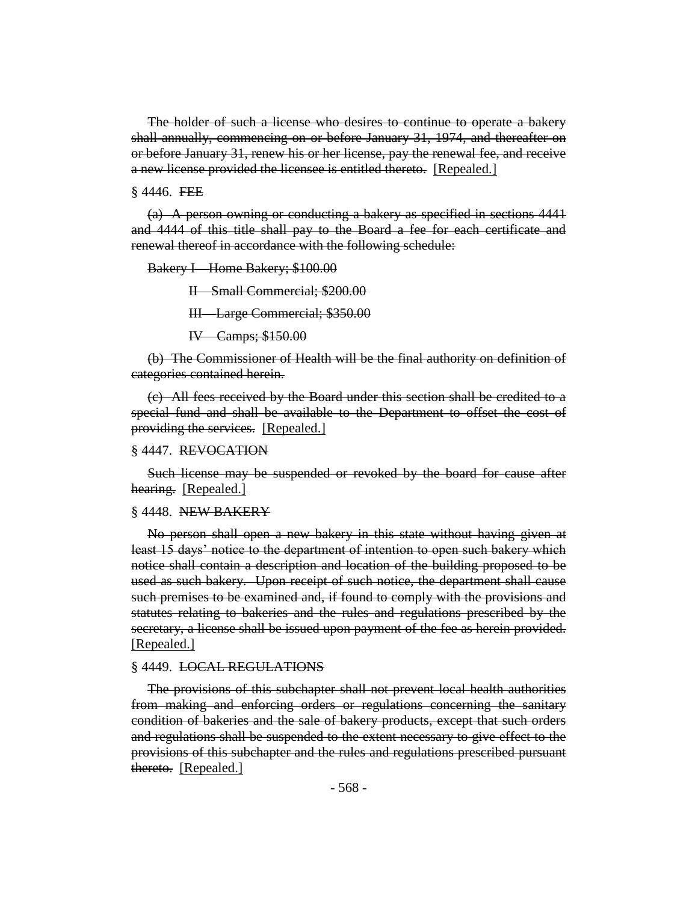~~The holder of such a license who desires to continue to operate a bakery shall annually, commencing on or before January 31, 1974, and thereafter on or before January 31, renew his or her license, pay the renewal fee, and receive a new license provided the licensee is entitled thereto.~~ [Repealed.]

§ 4446. ~~FEE~~

~~(a) A person owning or conducting a bakery as specified in sections 4441 and 4444 of this title shall pay to the Board a fee for each certificate and renewal thereof in accordance with the following schedule:~~

~~Bakery I—Home Bakery; $100.00~~

~~II—Small Commercial; $200.00~~

~~III—Large Commercial; $350.00~~

~~IV—Camps; $150.00~~

~~(b) The Commissioner of Health will be the final authority on definition of categories contained herein.~~

~~(c) All fees received by the Board under this section shall be credited to a special fund and shall be available to the Department to offset the cost of providing the services.~~ [Repealed.]

§ 4447. ~~REVOCATION~~

~~Such license may be suspended or revoked by the board for cause after hearing.~~ [Repealed.]

§ 4448. ~~NEW BAKERY~~

~~No person shall open a new bakery in this state without having given at least 15 days' notice to the department of intention to open such bakery which notice shall contain a description and location of the building proposed to be used as such bakery. Upon receipt of such notice, the department shall cause such premises to be examined and, if found to comply with the provisions and statutes relating to bakeries and the rules and regulations prescribed by the secretary, a license shall be issued upon payment of the fee as herein provided.~~ [Repealed.]

§ 4449. ~~LOCAL REGULATIONS~~

~~The provisions of this subchapter shall not prevent local health authorities from making and enforcing orders or regulations concerning the sanitary condition of bakeries and the sale of bakery products, except that such orders and regulations shall be suspended to the extent necessary to give effect to the provisions of this subchapter and the rules and regulations prescribed pursuant thereto.~~ [Repealed.]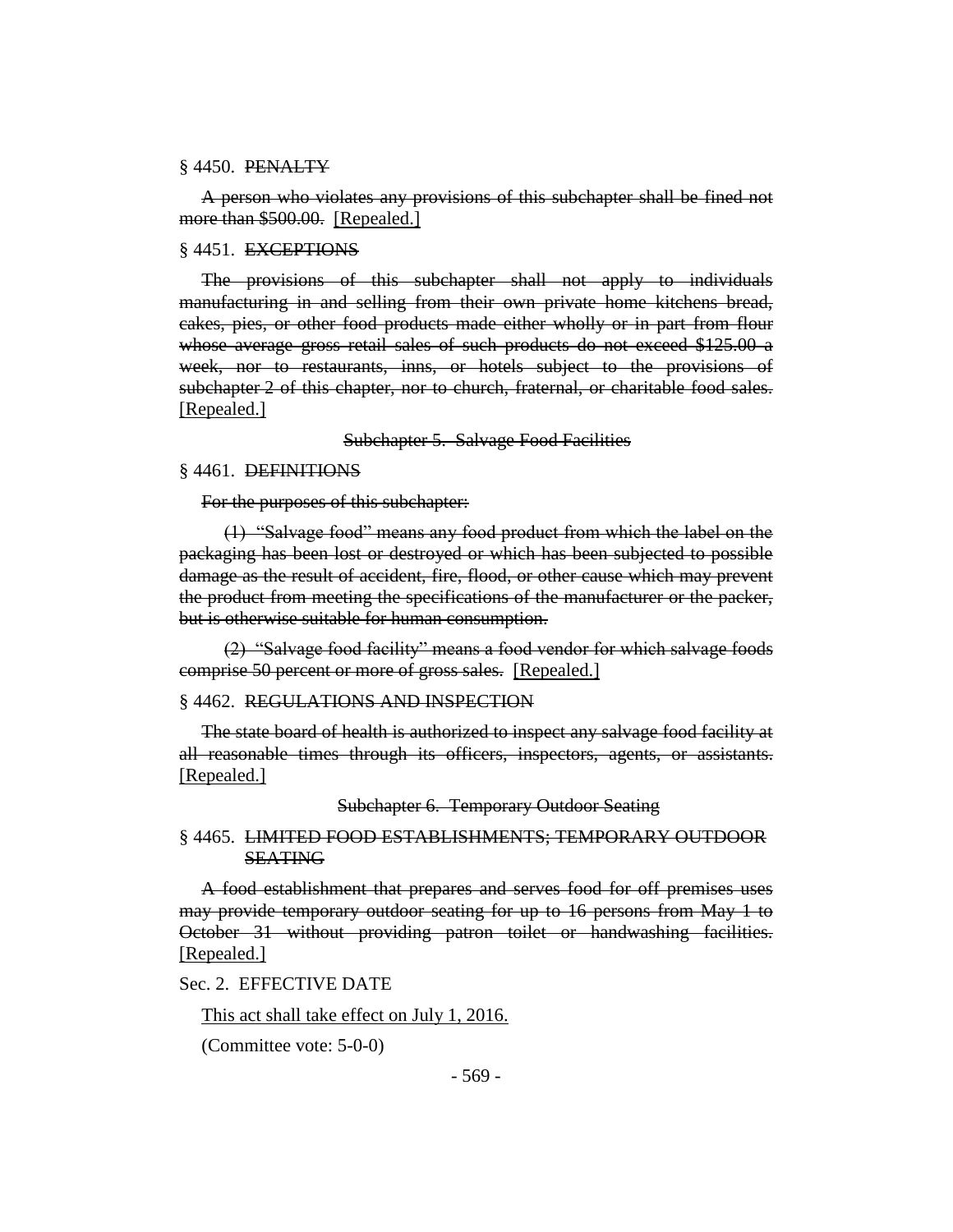§ 4450. ~~PENALTY~~

~~A person who violates any provisions of this subchapter shall be fined not more than $500.00.~~ [Repealed.]

§ 4451. ~~EXCEPTIONS~~

~~The provisions of this subchapter shall not apply to individuals manufacturing in and selling from their own private home kitchens bread, cakes, pies, or other food products made either wholly or in part from flour whose average gross retail sales of such products do not exceed $125.00 a week, nor to restaurants, inns, or hotels subject to the provisions of subchapter 2 of this chapter, nor to church, fraternal, or charitable food sales.~~ [Repealed.]

~~Subchapter 5. Salvage Food Facilities~~

§ 4461. ~~DEFINITIONS~~

~~For the purposes of this subchapter:~~

~~(1) "Salvage food" means any food product from which the label on the packaging has been lost or destroyed or which has been subjected to possible damage as the result of accident, fire, flood, or other cause which may prevent the product from meeting the specifications of the manufacturer or the packer, but is otherwise suitable for human consumption.~~

~~(2) "Salvage food facility" means a food vendor for which salvage foods comprise 50 percent or more of gross sales.~~ [Repealed.]

§ 4462. ~~REGULATIONS AND INSPECTION~~

~~The state board of health is authorized to inspect any salvage food facility at all reasonable times through its officers, inspectors, agents, or assistants.~~ [Repealed.]

~~Subchapter 6. Temporary Outdoor Seating~~

§ 4465. ~~LIMITED FOOD ESTABLISHMENTS; TEMPORARY OUTDOOR SEATING~~

~~A food establishment that prepares and serves food for off premises uses may provide temporary outdoor seating for up to 16 persons from May 1 to October 31 without providing patron toilet or handwashing facilities.~~ [Repealed.]

Sec. 2. EFFECTIVE DATE

This act shall take effect on July 1, 2016.

(Committee vote: 5-0-0)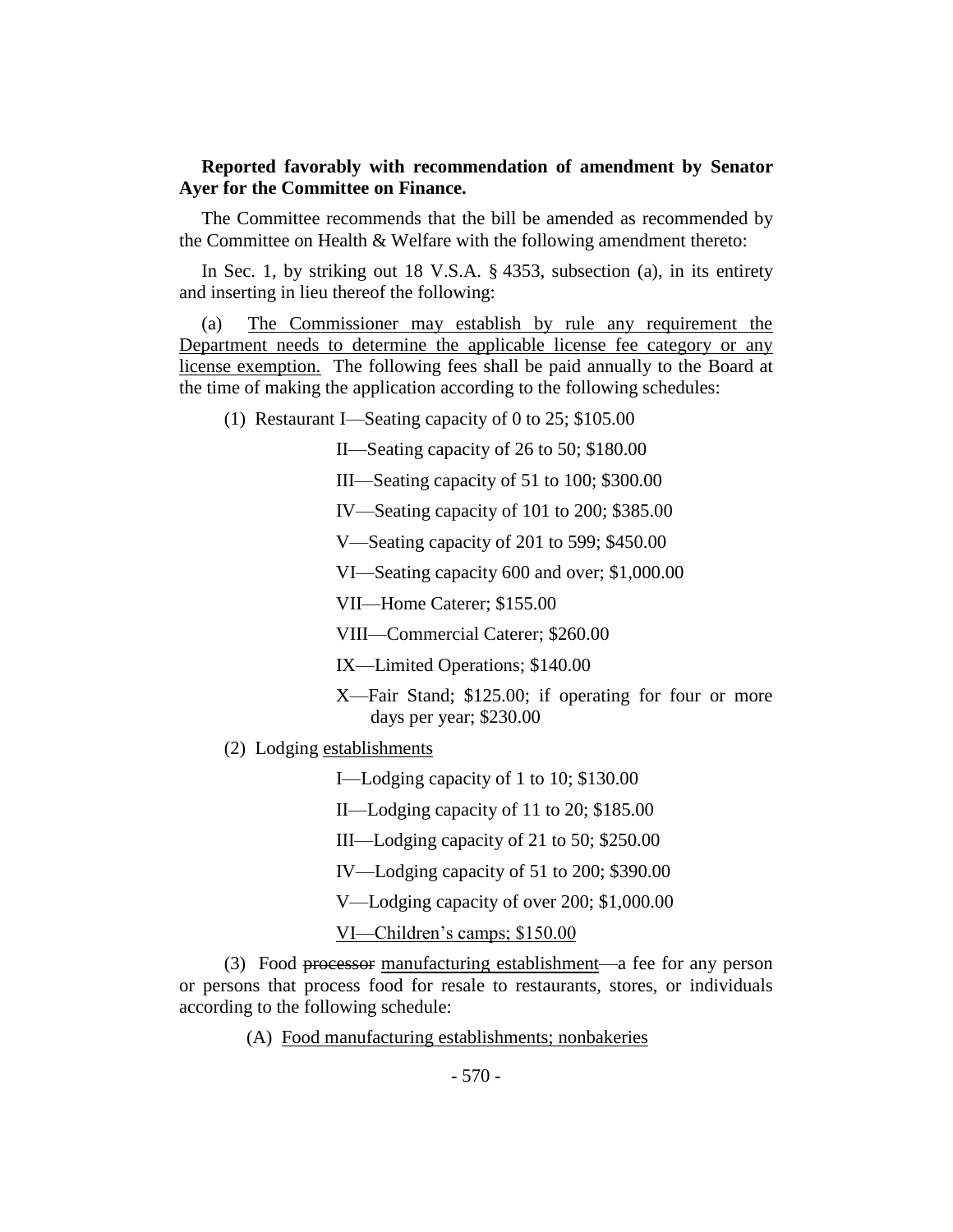**Reported favorably with recommendation of amendment by Senator Ayer for the Committee on Finance.**

The Committee recommends that the bill be amended as recommended by the Committee on Health & Welfare with the following amendment thereto:

In Sec. 1, by striking out 18 V.S.A. § 4353, subsection (a), in its entirety and inserting in lieu thereof the following:

(a) The Commissioner may establish by rule any requirement the Department needs to determine the applicable license fee category or any license exemption. The following fees shall be paid annually to the Board at the time of making the application according to the following schedules:

(1) Restaurant I—Seating capacity of 0 to 25; $105.00

II—Seating capacity of 26 to 50; $180.00

III—Seating capacity of 51 to 100; $300.00

IV—Seating capacity of 101 to 200; $385.00

V—Seating capacity of 201 to 599; $450.00

VI—Seating capacity 600 and over; $1,000.00

VII—Home Caterer; $155.00

VIII—Commercial Caterer; $260.00

IX—Limited Operations; $140.00

X—Fair Stand; $125.00; if operating for four or more days per year; $230.00

(2) Lodging establishments

I—Lodging capacity of 1 to 10; $130.00

II—Lodging capacity of 11 to 20; $185.00

III—Lodging capacity of 21 to 50; $250.00

IV—Lodging capacity of 51 to 200; $390.00

V—Lodging capacity of over 200; $1,000.00

VI—Children's camps; $150.00

(3) Food ~~processor~~ manufacturing establishment—a fee for any person or persons that process food for resale to restaurants, stores, or individuals according to the following schedule:

(A) Food manufacturing establishments; nonbakeries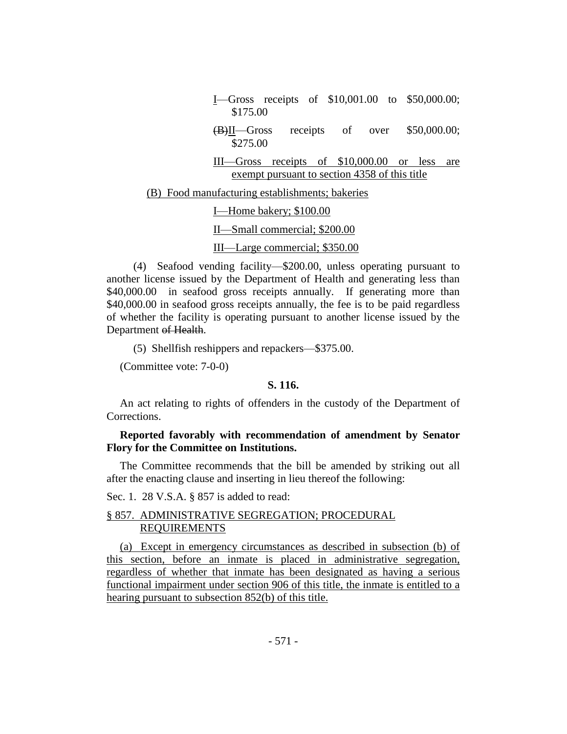I—Gross receipts of $10,001.00 to $50,000.00; $175.00

~~(B)~~II—Gross receipts of over $50,000.00; $275.00

III—Gross receipts of $10,000.00 or less are exempt pursuant to section 4358 of this title

(B) Food manufacturing establishments; bakeries

I—Home bakery; $100.00

II—Small commercial; $200.00

III—Large commercial; $350.00

(4) Seafood vending facility—$200.00, unless operating pursuant to another license issued by the Department of Health and generating less than $40,000.00 in seafood gross receipts annually. If generating more than $40,000.00 in seafood gross receipts annually, the fee is to be paid regardless of whether the facility is operating pursuant to another license issued by the Department ~~of Health~~.

(5) Shellfish reshippers and repackers—$375.00.

(Committee vote: 7-0-0)

**S. 116.**

An act relating to rights of offenders in the custody of the Department of Corrections.

**Reported favorably with recommendation of amendment by Senator Flory for the Committee on Institutions.**

The Committee recommends that the bill be amended by striking out all after the enacting clause and inserting in lieu thereof the following:

Sec. 1. 28 V.S.A. § 857 is added to read:

§ 857. ADMINISTRATIVE SEGREGATION; PROCEDURAL REQUIREMENTS

(a) Except in emergency circumstances as described in subsection (b) of this section, before an inmate is placed in administrative segregation, regardless of whether that inmate has been designated as having a serious functional impairment under section 906 of this title, the inmate is entitled to a hearing pursuant to subsection 852(b) of this title.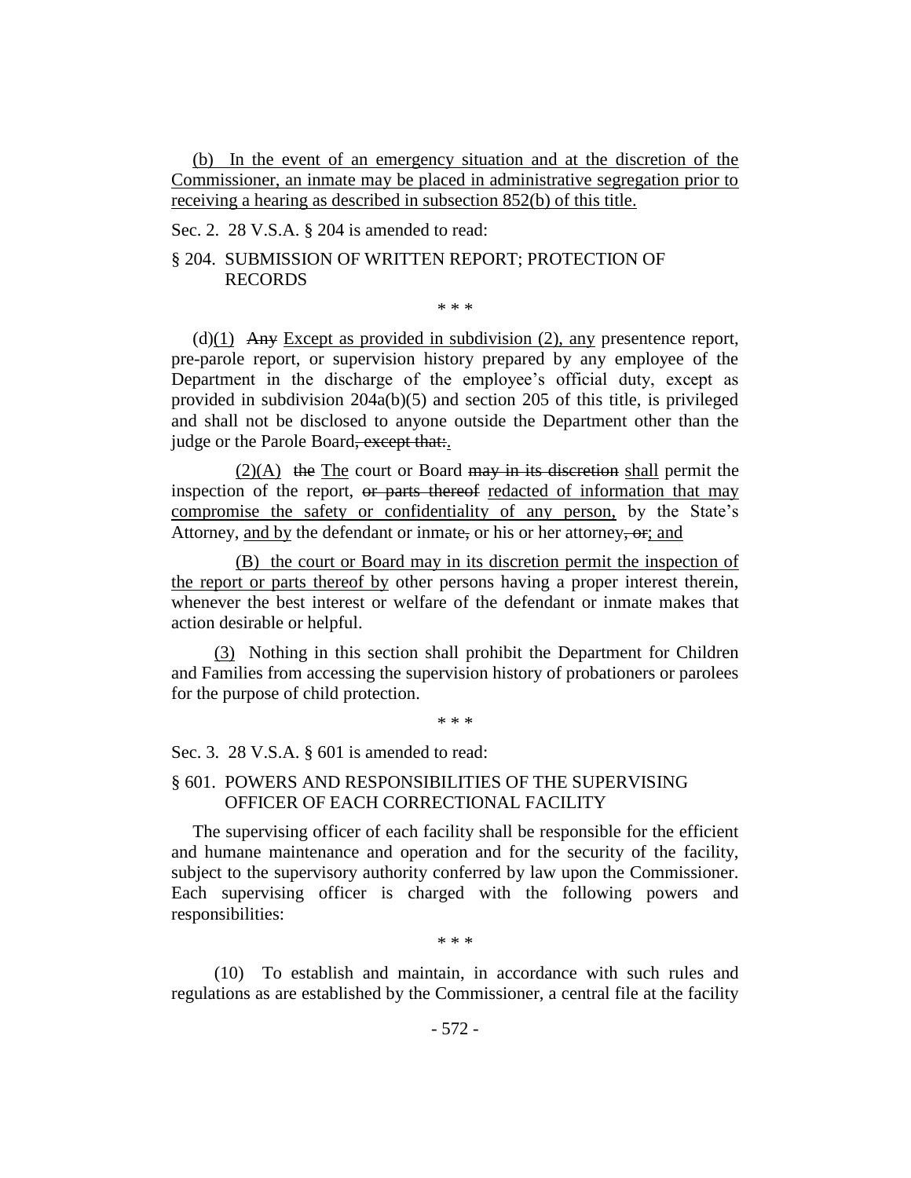(b) In the event of an emergency situation and at the discretion of the Commissioner, an inmate may be placed in administrative segregation prior to receiving a hearing as described in subsection 852(b) of this title.

Sec. 2. 28 V.S.A. § 204 is amended to read:

§ 204. SUBMISSION OF WRITTEN REPORT; PROTECTION OF RECORDS

\* \* \*

(d)(1) ~~Any~~ Except as provided in subdivision (2), any presentence report, pre-parole report, or supervision history prepared by any employee of the Department in the discharge of the employee's official duty, except as provided in subdivision 204a(b)(5) and section 205 of this title, is privileged and shall not be disclosed to anyone outside the Department other than the judge or the Parole Board~~, except that:~~.

(2)(A) ~~the~~ The court or Board ~~may in its discretion~~ shall permit the inspection of the report, ~~or parts thereof~~ redacted of information that may compromise the safety or confidentiality of any person, by the State's Attorney, and by the defendant or inmate~~,~~ or his or her attorney~~, or~~; and

(B) the court or Board may in its discretion permit the inspection of the report or parts thereof by other persons having a proper interest therein, whenever the best interest or welfare of the defendant or inmate makes that action desirable or helpful.

(3) Nothing in this section shall prohibit the Department for Children and Families from accessing the supervision history of probationers or parolees for the purpose of child protection.

\* \* \*

Sec. 3. 28 V.S.A. § 601 is amended to read:

§ 601. POWERS AND RESPONSIBILITIES OF THE SUPERVISING OFFICER OF EACH CORRECTIONAL FACILITY

The supervising officer of each facility shall be responsible for the efficient and humane maintenance and operation and for the security of the facility, subject to the supervisory authority conferred by law upon the Commissioner. Each supervising officer is charged with the following powers and responsibilities:

\* \* \*

(10) To establish and maintain, in accordance with such rules and regulations as are established by the Commissioner, a central file at the facility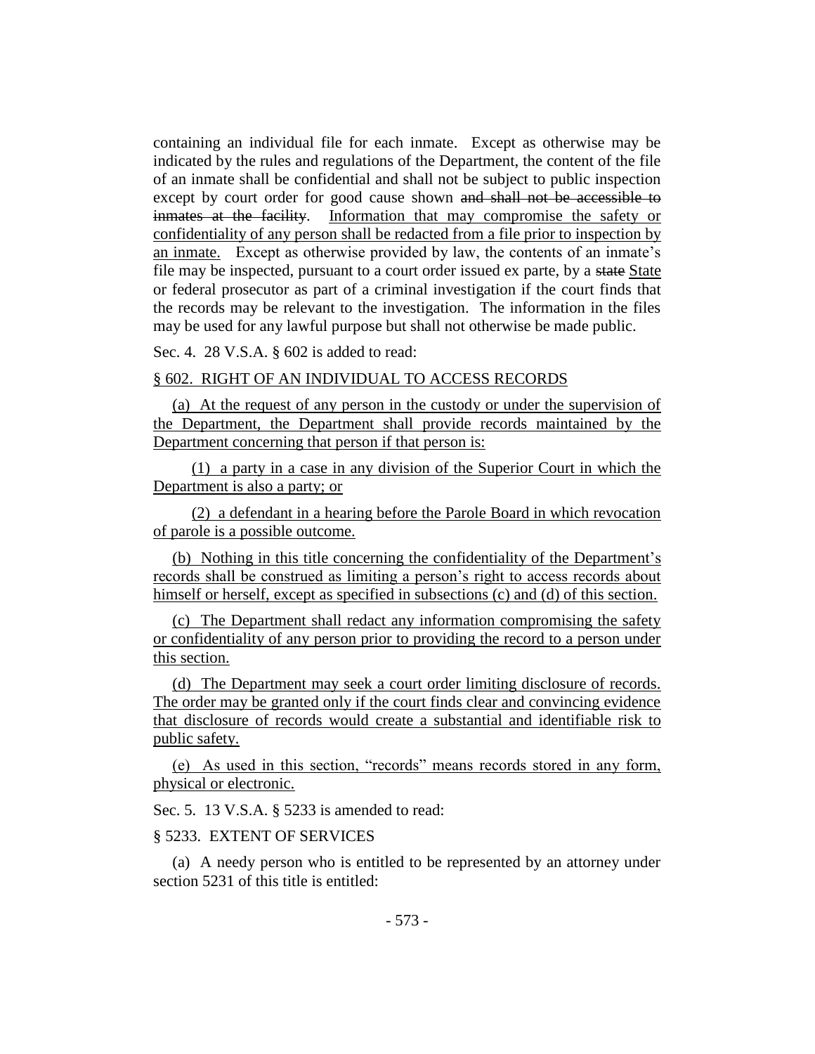containing an individual file for each inmate. Except as otherwise may be indicated by the rules and regulations of the Department, the content of the file of an inmate shall be confidential and shall not be subject to public inspection except by court order for good cause shown ~~and shall not be accessible to inmates at the facility~~. <u>Information that may compromise the safety or confidentiality of any person shall be redacted from a file prior to inspection by an inmate.</u> Except as otherwise provided by law, the contents of an inmate's file may be inspected, pursuant to a court order issued ex parte, by a ~~state~~ <u>State</u> or federal prosecutor as part of a criminal investigation if the court finds that the records may be relevant to the investigation. The information in the files may be used for any lawful purpose but shall not otherwise be made public.

Sec. 4. 28 V.S.A. § 602 is added to read:

<u>§ 602. RIGHT OF AN INDIVIDUAL TO ACCESS RECORDS</u>

<u>(a) At the request of any person in the custody or under the supervision of the Department, the Department shall provide records maintained by the Department concerning that person if that person is:</u>

<u>(1) a party in a case in any division of the Superior Court in which the Department is also a party; or</u>

<u>(2) a defendant in a hearing before the Parole Board in which revocation of parole is a possible outcome.</u>

<u>(b) Nothing in this title concerning the confidentiality of the Department's records shall be construed as limiting a person's right to access records about himself or herself, except as specified in subsections (c) and (d) of this section.</u>

<u>(c) The Department shall redact any information compromising the safety or confidentiality of any person prior to providing the record to a person under this section.</u>

<u>(d) The Department may seek a court order limiting disclosure of records. The order may be granted only if the court finds clear and convincing evidence that disclosure of records would create a substantial and identifiable risk to public safety.</u>

<u>(e) As used in this section, "records" means records stored in any form, physical or electronic.</u>

Sec. 5. 13 V.S.A. § 5233 is amended to read:

§ 5233. EXTENT OF SERVICES

(a) A needy person who is entitled to be represented by an attorney under section 5231 of this title is entitled: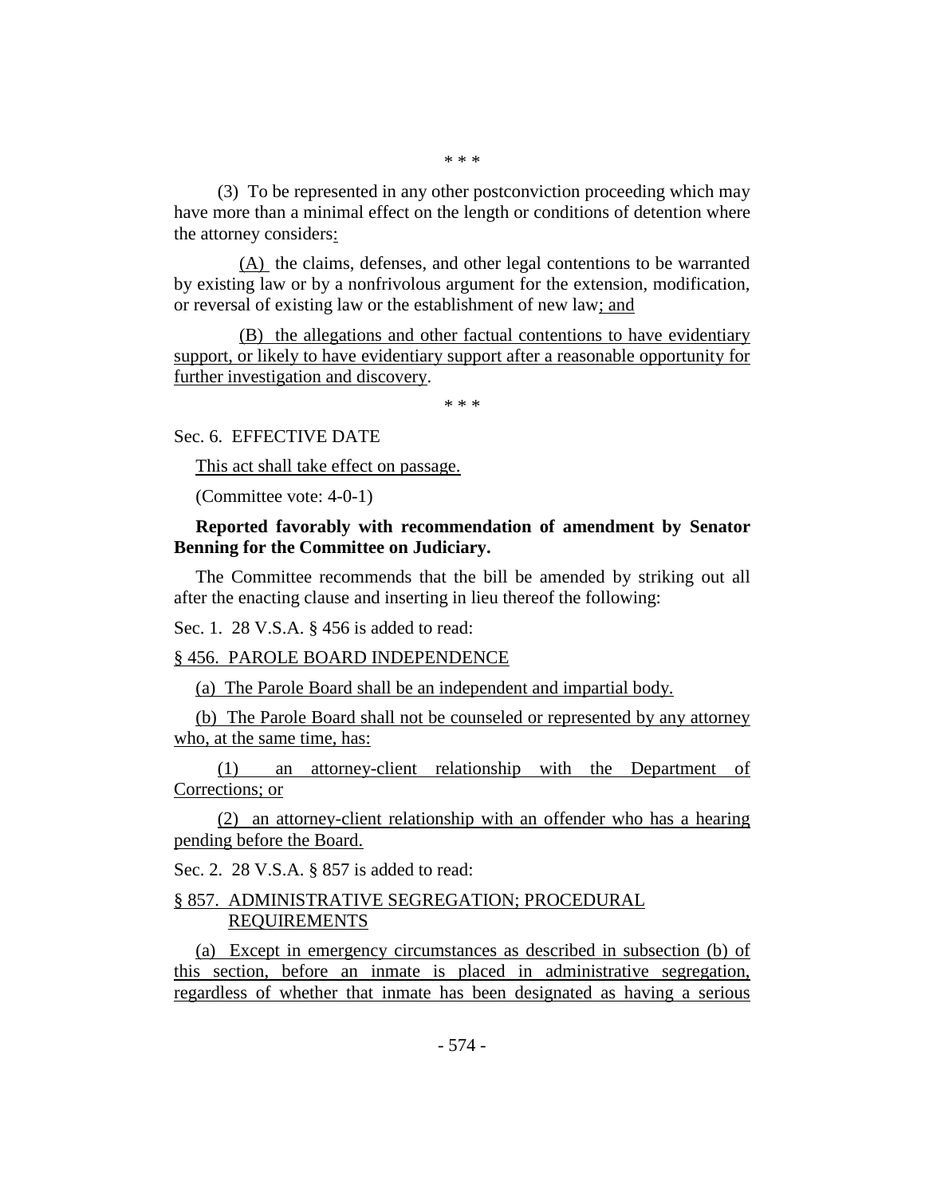\* \* \*

(3) To be represented in any other postconviction proceeding which may have more than a minimal effect on the length or conditions of detention where the attorney considers:

(A) the claims, defenses, and other legal contentions to be warranted by existing law or by a nonfrivolous argument for the extension, modification, or reversal of existing law or the establishment of new law; and

(B) the allegations and other factual contentions to have evidentiary support, or likely to have evidentiary support after a reasonable opportunity for further investigation and discovery.

\* \* \*

Sec. 6. EFFECTIVE DATE

This act shall take effect on passage.

(Committee vote: 4-0-1)

**Reported favorably with recommendation of amendment by Senator Benning for the Committee on Judiciary.**

The Committee recommends that the bill be amended by striking out all after the enacting clause and inserting in lieu thereof the following:

Sec. 1. 28 V.S.A. § 456 is added to read:

§ 456. PAROLE BOARD INDEPENDENCE

(a) The Parole Board shall be an independent and impartial body.

(b) The Parole Board shall not be counseled or represented by any attorney who, at the same time, has:

(1) an attorney-client relationship with the Department of Corrections; or

(2) an attorney-client relationship with an offender who has a hearing pending before the Board.

Sec. 2. 28 V.S.A. § 857 is added to read:

§ 857. ADMINISTRATIVE SEGREGATION; PROCEDURAL REQUIREMENTS

(a) Except in emergency circumstances as described in subsection (b) of this section, before an inmate is placed in administrative segregation, regardless of whether that inmate has been designated as having a serious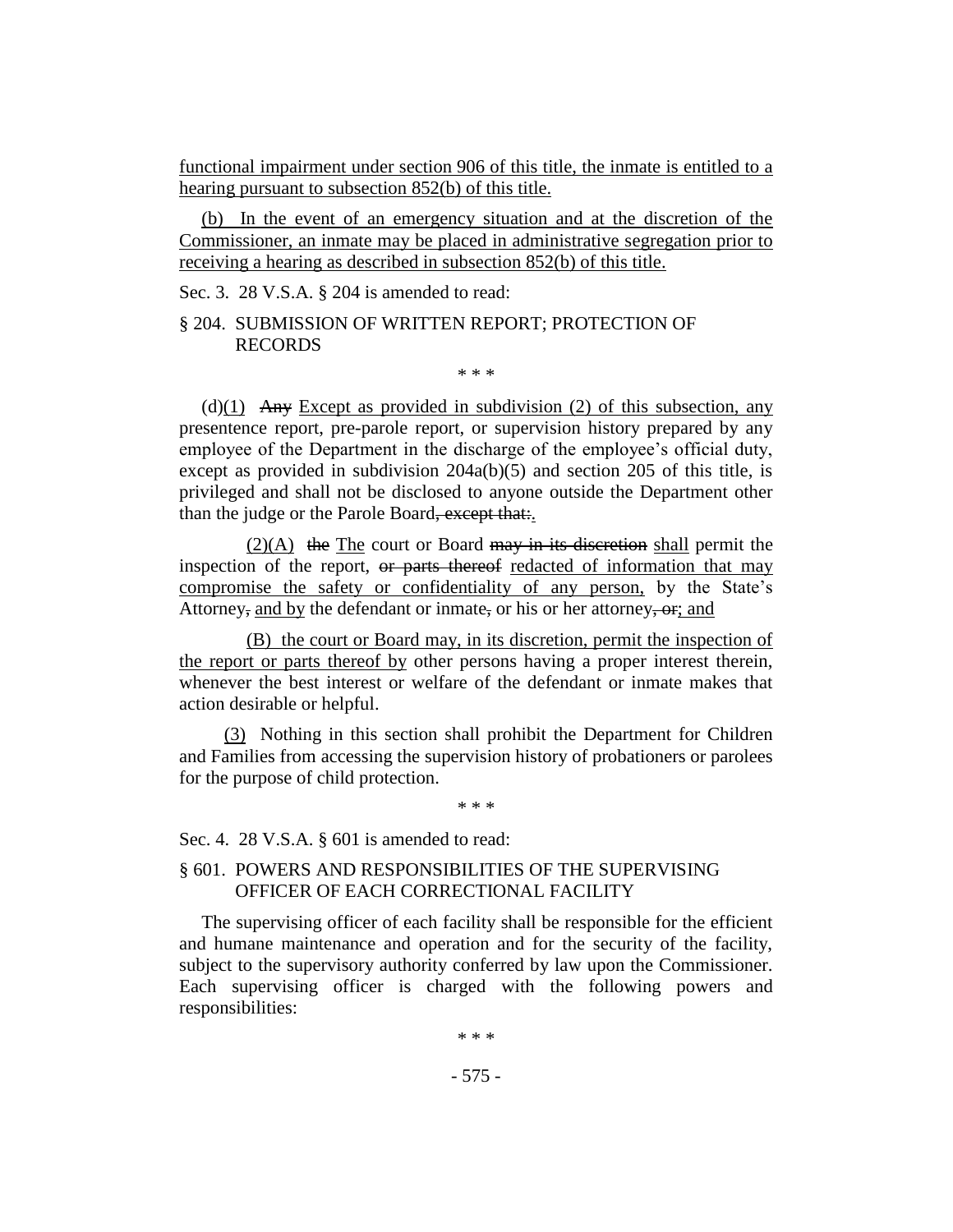<u>functional impairment under section 906 of this title, the inmate is entitled to a hearing pursuant to subsection 852(b) of this title.</u>

<u>(b) In the event of an emergency situation and at the discretion of the Commissioner, an inmate may be placed in administrative segregation prior to receiving a hearing as described in subsection 852(b) of this title.</u>

Sec. 3. 28 V.S.A. § 204 is amended to read:

§ 204. SUBMISSION OF WRITTEN REPORT; PROTECTION OF RECORDS

\* \* \*

(d)<u>(1)</u> ~~Any~~ <u>Except as provided in subdivision (2) of this subsection, any</u> presentence report, pre-parole report, or supervision history prepared by any employee of the Department in the discharge of the employee's official duty, except as provided in subdivision 204a(b)(5) and section 205 of this title, is privileged and shall not be disclosed to anyone outside the Department other than the judge or the Parole Board~~, except that:~~<u>.</u>

<u>(2)(A)</u> ~~the~~ <u>The</u> court or Board ~~may in its discretion~~ <u>shall</u> permit the inspection of the report, ~~or parts thereof~~ <u>redacted of information that may compromise the safety or confidentiality of any person,</u> by the State's Attorney~~,~~ <u>and by</u> the defendant or inmate~~,~~ or his or her attorney~~, or~~<u>; and</u>

<u>(B) the court or Board may, in its discretion, permit the inspection of the report or parts thereof by</u> other persons having a proper interest therein, whenever the best interest or welfare of the defendant or inmate makes that action desirable or helpful.

<u>(3)</u> Nothing in this section shall prohibit the Department for Children and Families from accessing the supervision history of probationers or parolees for the purpose of child protection.

\* \* \*

Sec. 4. 28 V.S.A. § 601 is amended to read:

§ 601. POWERS AND RESPONSIBILITIES OF THE SUPERVISING OFFICER OF EACH CORRECTIONAL FACILITY

The supervising officer of each facility shall be responsible for the efficient and humane maintenance and operation and for the security of the facility, subject to the supervisory authority conferred by law upon the Commissioner. Each supervising officer is charged with the following powers and responsibilities:

\* \* \*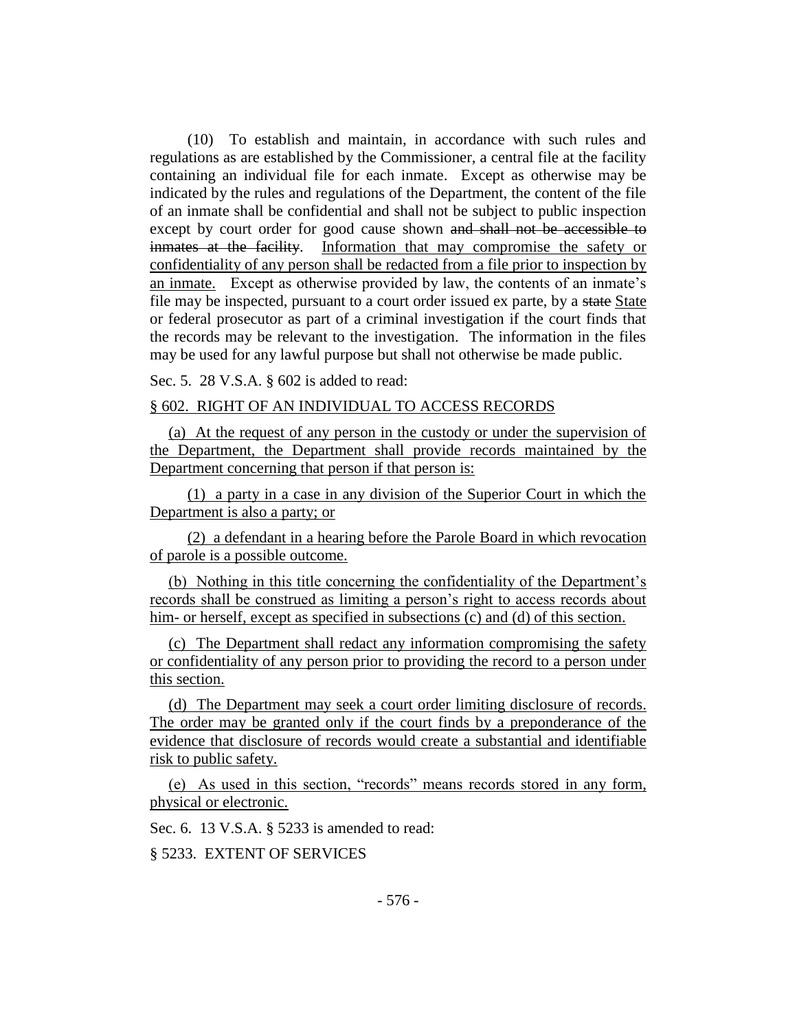(10) To establish and maintain, in accordance with such rules and regulations as are established by the Commissioner, a central file at the facility containing an individual file for each inmate. Except as otherwise may be indicated by the rules and regulations of the Department, the content of the file of an inmate shall be confidential and shall not be subject to public inspection except by court order for good cause shown ~~and shall not be accessible to inmates at the facility~~. Information that may compromise the safety or confidentiality of any person shall be redacted from a file prior to inspection by an inmate. Except as otherwise provided by law, the contents of an inmate's file may be inspected, pursuant to a court order issued ex parte, by a ~~state~~ State or federal prosecutor as part of a criminal investigation if the court finds that the records may be relevant to the investigation. The information in the files may be used for any lawful purpose but shall not otherwise be made public.

Sec. 5. 28 V.S.A. § 602 is added to read:

§ 602. RIGHT OF AN INDIVIDUAL TO ACCESS RECORDS

(a) At the request of any person in the custody or under the supervision of the Department, the Department shall provide records maintained by the Department concerning that person if that person is:

(1) a party in a case in any division of the Superior Court in which the Department is also a party; or

(2) a defendant in a hearing before the Parole Board in which revocation of parole is a possible outcome.

(b) Nothing in this title concerning the confidentiality of the Department's records shall be construed as limiting a person's right to access records about him- or herself, except as specified in subsections (c) and (d) of this section.

(c) The Department shall redact any information compromising the safety or confidentiality of any person prior to providing the record to a person under this section.

(d) The Department may seek a court order limiting disclosure of records. The order may be granted only if the court finds by a preponderance of the evidence that disclosure of records would create a substantial and identifiable risk to public safety.

(e) As used in this section, "records" means records stored in any form, physical or electronic.

Sec. 6. 13 V.S.A. § 5233 is amended to read:

§ 5233. EXTENT OF SERVICES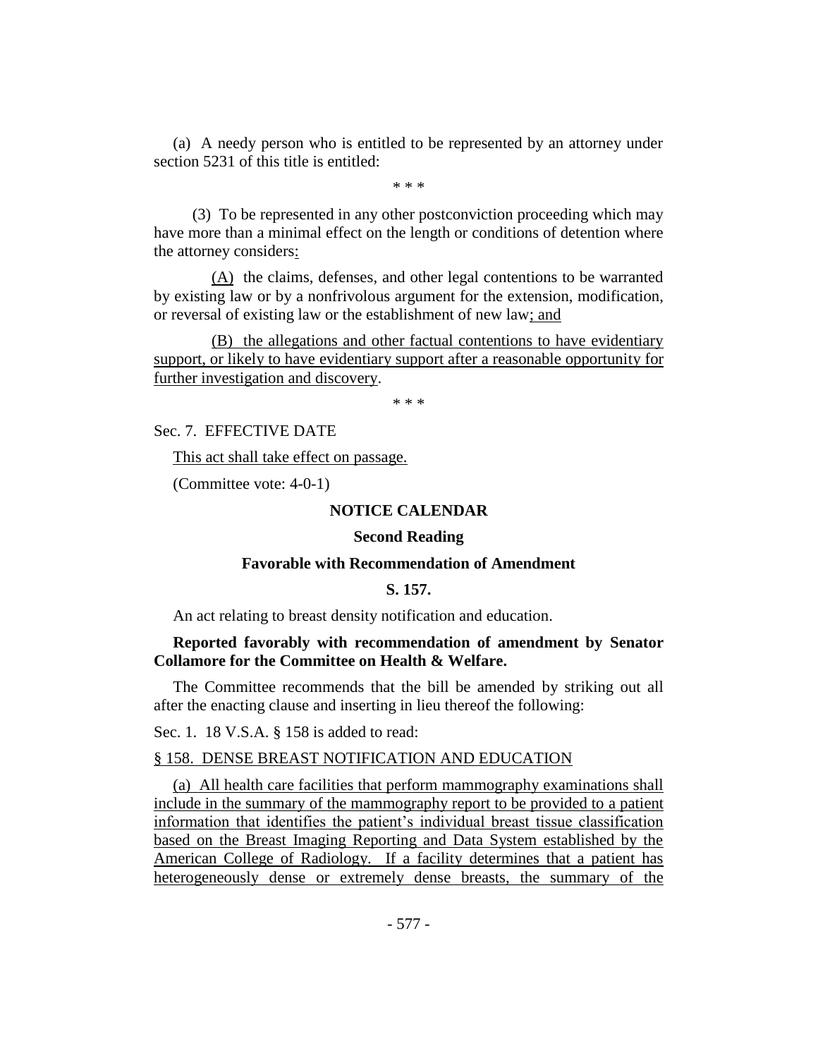(a) A needy person who is entitled to be represented by an attorney under section 5231 of this title is entitled:

\* \* \*

(3) To be represented in any other postconviction proceeding which may have more than a minimal effect on the length or conditions of detention where the attorney considers<u>:</u>

<u>(A)</u> the claims, defenses, and other legal contentions to be warranted by existing law or by a nonfrivolous argument for the extension, modification, or reversal of existing law or the establishment of new law<u>; and</u>

<u>(B) the allegations and other factual contentions to have evidentiary support, or likely to have evidentiary support after a reasonable opportunity for further investigation and discovery</u>.

\* \* \*

Sec. 7. EFFECTIVE DATE

<u>This act shall take effect on passage.</u>

(Committee vote: 4-0-1)

**NOTICE CALENDAR**

**Second Reading**

**Favorable with Recommendation of Amendment**

**S. 157.**

An act relating to breast density notification and education.

**Reported favorably with recommendation of amendment by Senator Collamore for the Committee on Health & Welfare.**

The Committee recommends that the bill be amended by striking out all after the enacting clause and inserting in lieu thereof the following:

Sec. 1. 18 V.S.A. § 158 is added to read:

<u>§ 158. DENSE BREAST NOTIFICATION AND EDUCATION</u>

<u>(a) All health care facilities that perform mammography examinations shall include in the summary of the mammography report to be provided to a patient information that identifies the patient's individual breast tissue classification based on the Breast Imaging Reporting and Data System established by the American College of Radiology. If a facility determines that a patient has heterogeneously dense or extremely dense breasts, the summary of the</u>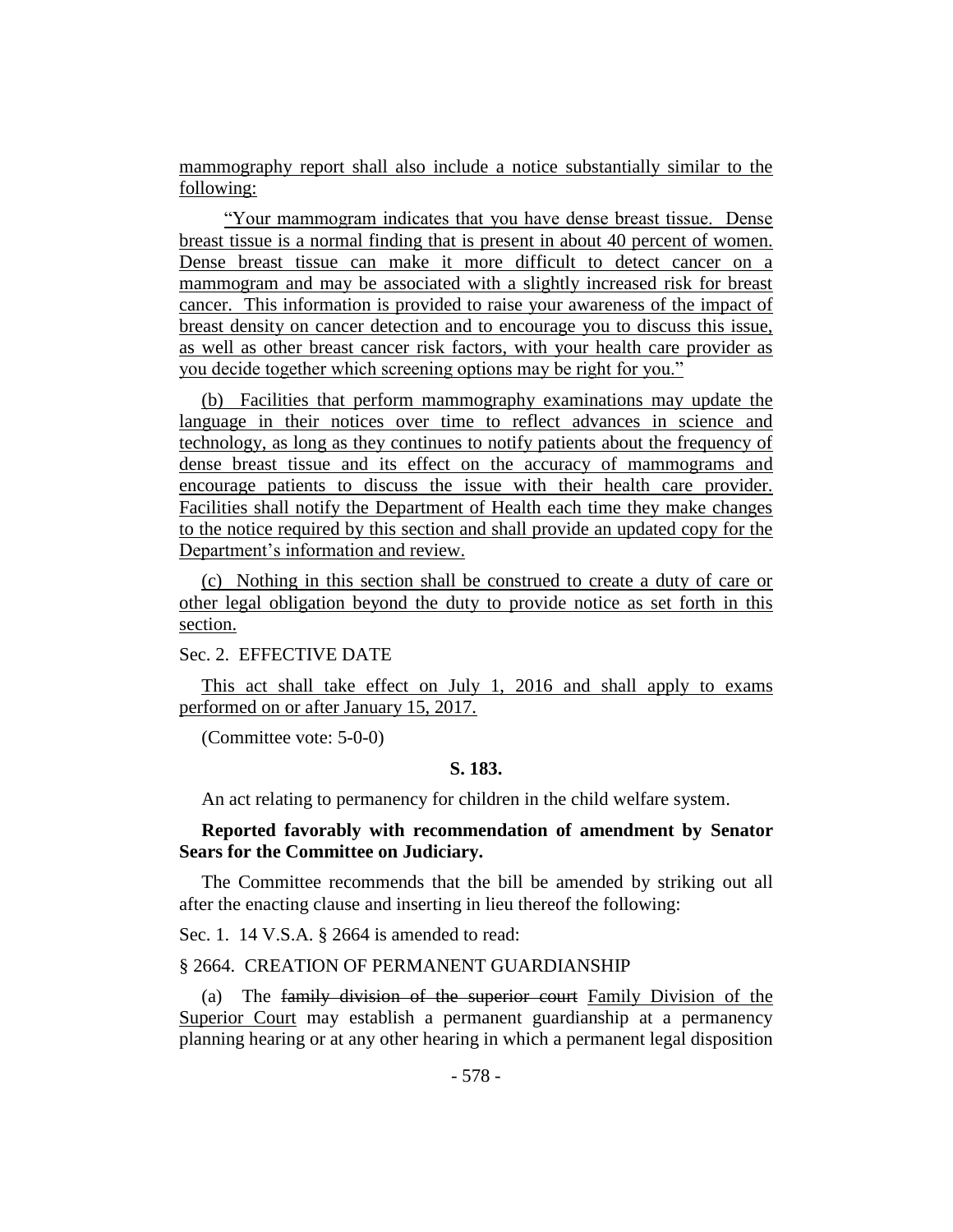mammography report shall also include a notice substantially similar to the following:

"Your mammogram indicates that you have dense breast tissue. Dense breast tissue is a normal finding that is present in about 40 percent of women. Dense breast tissue can make it more difficult to detect cancer on a mammogram and may be associated with a slightly increased risk for breast cancer. This information is provided to raise your awareness of the impact of breast density on cancer detection and to encourage you to discuss this issue, as well as other breast cancer risk factors, with your health care provider as you decide together which screening options may be right for you."

(b) Facilities that perform mammography examinations may update the language in their notices over time to reflect advances in science and technology, as long as they continues to notify patients about the frequency of dense breast tissue and its effect on the accuracy of mammograms and encourage patients to discuss the issue with their health care provider. Facilities shall notify the Department of Health each time they make changes to the notice required by this section and shall provide an updated copy for the Department's information and review.

(c) Nothing in this section shall be construed to create a duty of care or other legal obligation beyond the duty to provide notice as set forth in this section.

Sec. 2. EFFECTIVE DATE

This act shall take effect on July 1, 2016 and shall apply to exams performed on or after January 15, 2017.

(Committee vote: 5-0-0)

**S. 183.**

An act relating to permanency for children in the child welfare system.

**Reported favorably with recommendation of amendment by Senator Sears for the Committee on Judiciary.**

The Committee recommends that the bill be amended by striking out all after the enacting clause and inserting in lieu thereof the following:

Sec. 1. 14 V.S.A. § 2664 is amended to read:

§ 2664. CREATION OF PERMANENT GUARDIANSHIP

(a) The ~~family division of the superior court~~ Family Division of the Superior Court may establish a permanent guardianship at a permanency planning hearing or at any other hearing in which a permanent legal disposition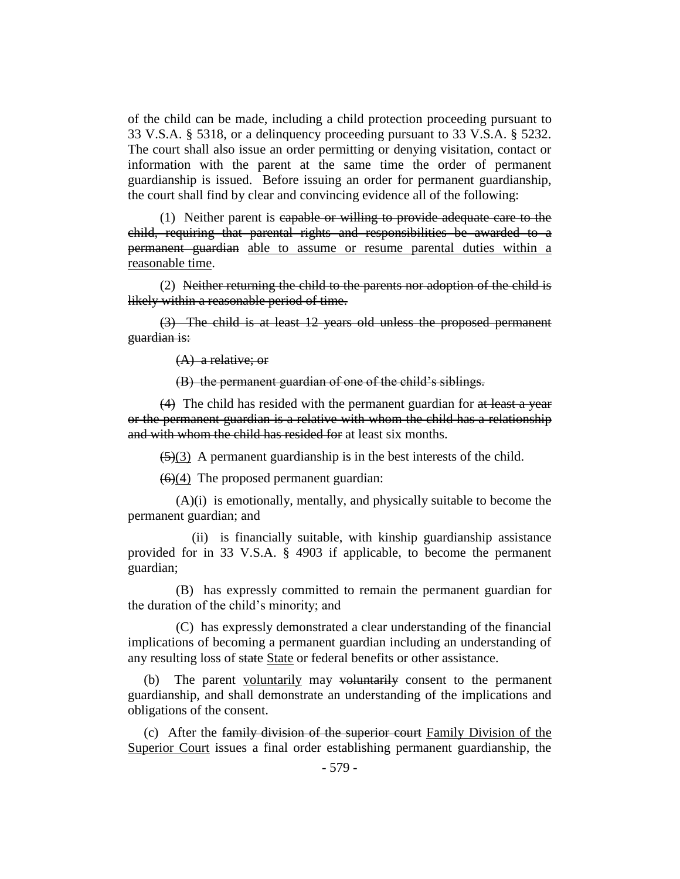of the child can be made, including a child protection proceeding pursuant to 33 V.S.A. § 5318, or a delinquency proceeding pursuant to 33 V.S.A. § 5232. The court shall also issue an order permitting or denying visitation, contact or information with the parent at the same time the order of permanent guardianship is issued. Before issuing an order for permanent guardianship, the court shall find by clear and convincing evidence all of the following:

(1) Neither parent is ~~capable or willing to provide adequate care to the child, requiring that parental rights and responsibilities be awarded to a permanent guardian~~ <u>able to assume or resume parental duties within a reasonable time</u>.

(2) ~~Neither returning the child to the parents nor adoption of the child is likely within a reasonable period of time.~~

~~(3) The child is at least 12 years old unless the proposed permanent guardian is:~~

~~(A) a relative; or~~

~~(B) the permanent guardian of one of the child's siblings.~~

~~(4)~~ The child has resided with the permanent guardian for ~~at least a year or the permanent guardian is a relative with whom the child has a relationship and with whom the child has resided for~~ at least six months.

~~(5)~~<u>(3)</u> A permanent guardianship is in the best interests of the child.

~~(6)~~<u>(4)</u> The proposed permanent guardian:

(A)(i) is emotionally, mentally, and physically suitable to become the permanent guardian; and

(ii) is financially suitable, with kinship guardianship assistance provided for in 33 V.S.A. § 4903 if applicable, to become the permanent guardian;

(B) has expressly committed to remain the permanent guardian for the duration of the child's minority; and

(C) has expressly demonstrated a clear understanding of the financial implications of becoming a permanent guardian including an understanding of any resulting loss of ~~state~~ <u>State</u> or federal benefits or other assistance.

(b) The parent <u>voluntarily</u> may ~~voluntarily~~ consent to the permanent guardianship, and shall demonstrate an understanding of the implications and obligations of the consent.

(c) After the ~~family division of the superior court~~ <u>Family Division of the Superior Court</u> issues a final order establishing permanent guardianship, the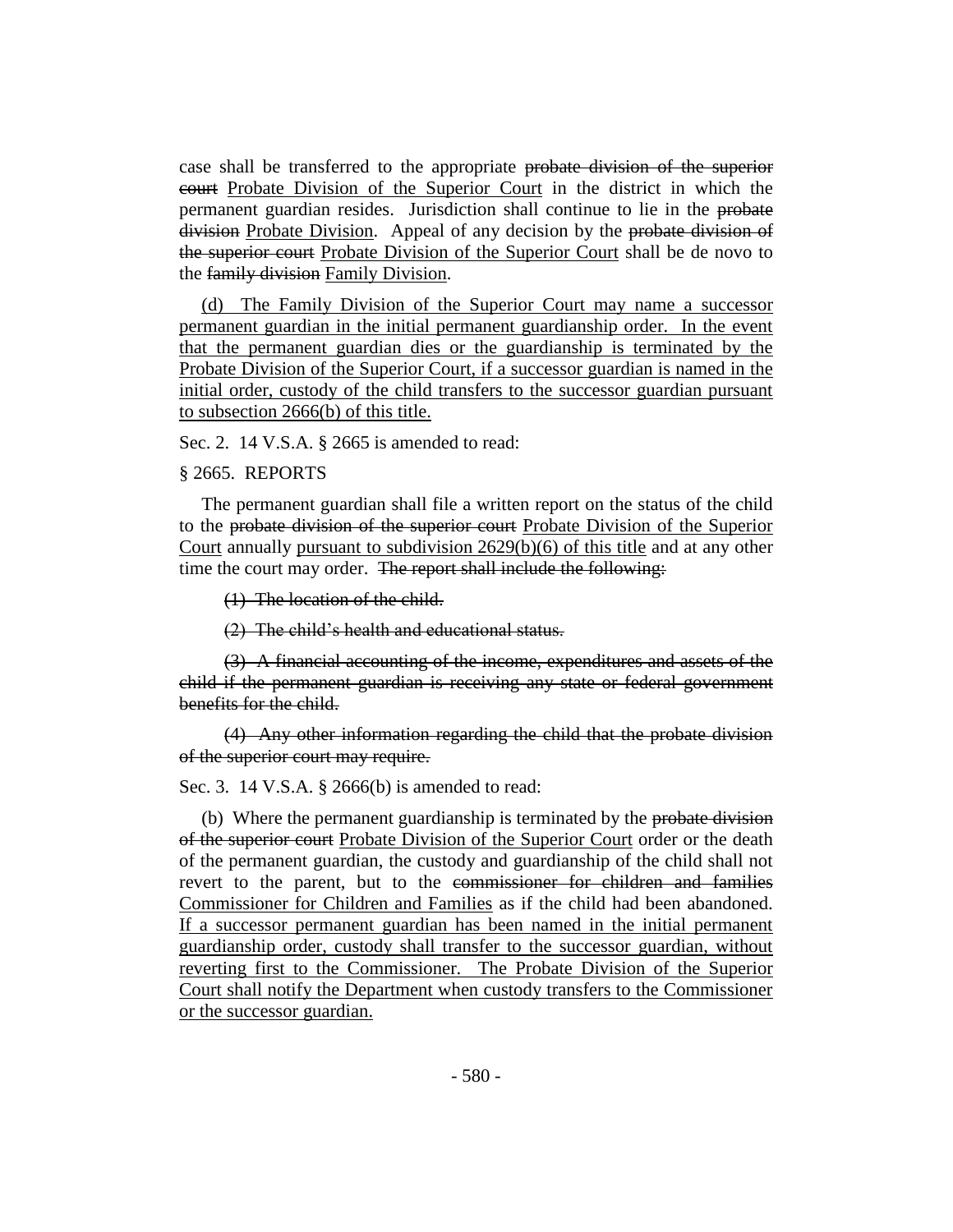case shall be transferred to the appropriate ~~probate division of the superior court~~ <u>Probate Division of the Superior Court</u> in the district in which the permanent guardian resides. Jurisdiction shall continue to lie in the ~~probate division~~ <u>Probate Division</u>. Appeal of any decision by the ~~probate division of the superior court~~ <u>Probate Division of the Superior Court</u> shall be de novo to the ~~family division~~ <u>Family Division</u>.

<u>(d) The Family Division of the Superior Court may name a successor permanent guardian in the initial permanent guardianship order. In the event that the permanent guardian dies or the guardianship is terminated by the Probate Division of the Superior Court, if a successor guardian is named in the initial order, custody of the child transfers to the successor guardian pursuant to subsection 2666(b) of this title.</u>

Sec. 2. 14 V.S.A. § 2665 is amended to read:

§ 2665. REPORTS

The permanent guardian shall file a written report on the status of the child to the ~~probate division of the superior court~~ <u>Probate Division of the Superior Court</u> annually <u>pursuant to subdivision 2629(b)(6) of this title</u> and at any other time the court may order. ~~The report shall include the following:~~

~~(1) The location of the child.~~

~~(2) The child's health and educational status.~~

~~(3) A financial accounting of the income, expenditures and assets of the child if the permanent guardian is receiving any state or federal government benefits for the child.~~

~~(4) Any other information regarding the child that the probate division of the superior court may require.~~

Sec. 3. 14 V.S.A. § 2666(b) is amended to read:

(b) Where the permanent guardianship is terminated by the ~~probate division of the superior court~~ <u>Probate Division of the Superior Court</u> order or the death of the permanent guardian, the custody and guardianship of the child shall not revert to the parent, but to the ~~commissioner for children and families~~ <u>Commissioner for Children and Families</u> as if the child had been abandoned. <u>If a successor permanent guardian has been named in the initial permanent guardianship order, custody shall transfer to the successor guardian, without reverting first to the Commissioner. The Probate Division of the Superior Court shall notify the Department when custody transfers to the Commissioner or the successor guardian.</u>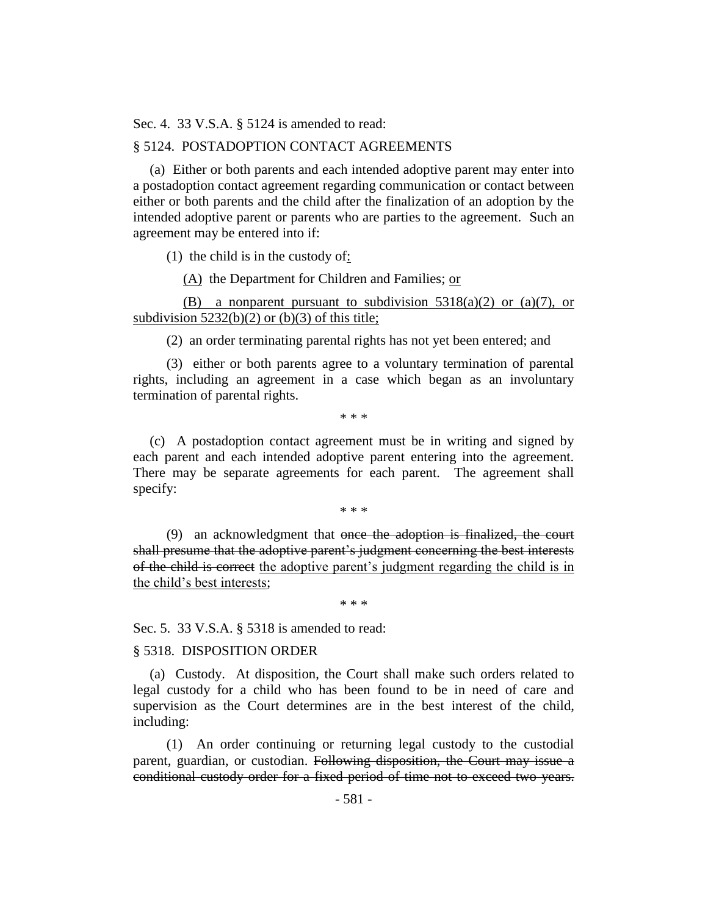Sec. 4. 33 V.S.A. § 5124 is amended to read:

§ 5124. POSTADOPTION CONTACT AGREEMENTS

(a) Either or both parents and each intended adoptive parent may enter into a postadoption contact agreement regarding communication or contact between either or both parents and the child after the finalization of an adoption by the intended adoptive parent or parents who are parties to the agreement. Such an agreement may be entered into if:

(1) the child is in the custody of:

(A) the Department for Children and Families; or

(B) a nonparent pursuant to subdivision 5318(a)(2) or (a)(7), or subdivision 5232(b)(2) or (b)(3) of this title;

(2) an order terminating parental rights has not yet been entered; and

(3) either or both parents agree to a voluntary termination of parental rights, including an agreement in a case which began as an involuntary termination of parental rights.

\* \* \*

(c) A postadoption contact agreement must be in writing and signed by each parent and each intended adoptive parent entering into the agreement. There may be separate agreements for each parent. The agreement shall specify:

\* \* \*

(9) an acknowledgment that ~~once the adoption is finalized, the court shall presume that the adoptive parent's judgment concerning the best interests of the child is correct~~ the adoptive parent's judgment regarding the child is in the child's best interests;

\* \* \*

Sec. 5. 33 V.S.A. § 5318 is amended to read:

§ 5318. DISPOSITION ORDER

(a) Custody. At disposition, the Court shall make such orders related to legal custody for a child who has been found to be in need of care and supervision as the Court determines are in the best interest of the child, including:

(1) An order continuing or returning legal custody to the custodial parent, guardian, or custodian. ~~Following disposition, the Court may issue a conditional custody order for a fixed period of time not to exceed two years.~~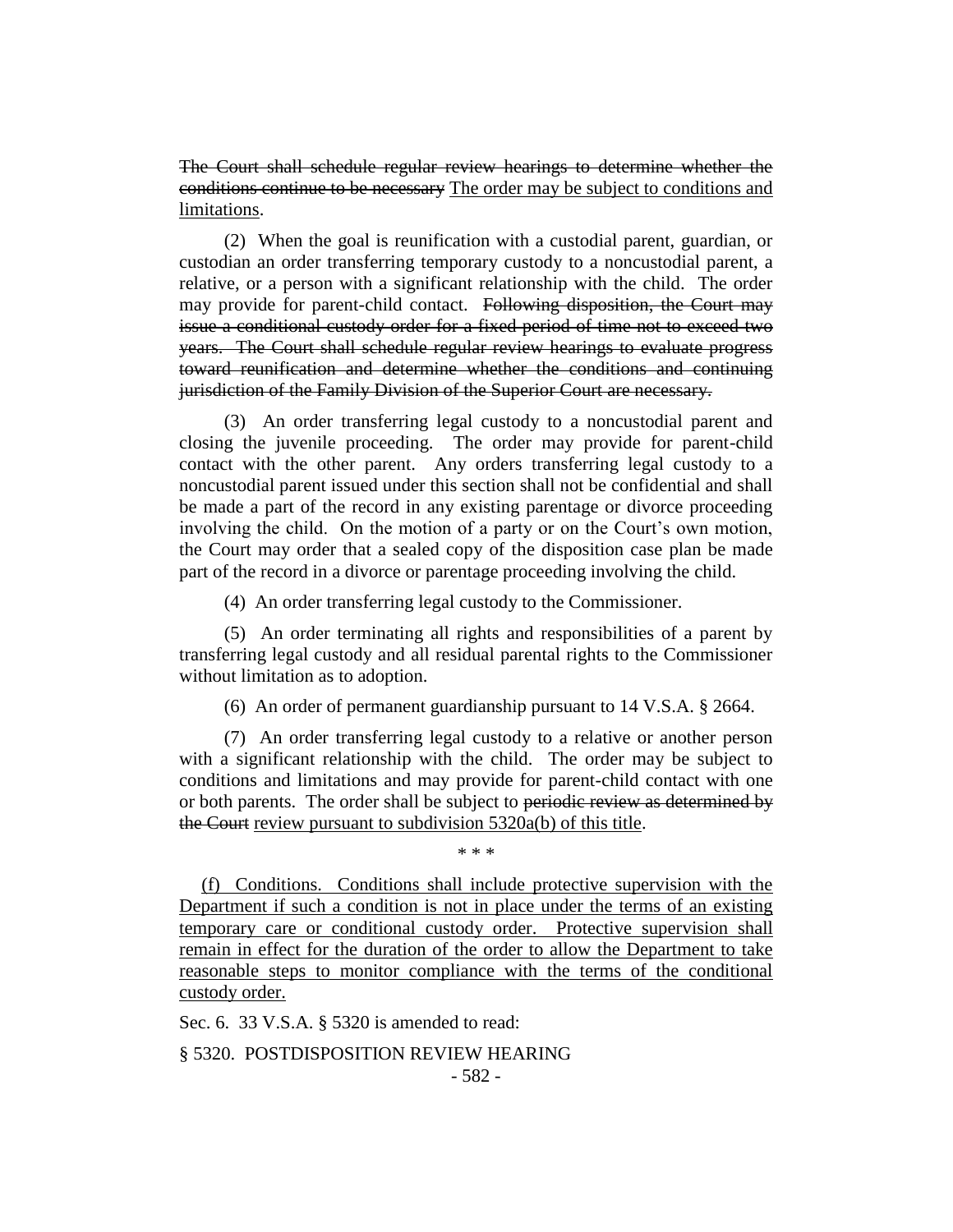~~The Court shall schedule regular review hearings to determine whether the conditions continue to be necessary~~ <u>The order may be subject to conditions and limitations</u>.

(2) When the goal is reunification with a custodial parent, guardian, or custodian an order transferring temporary custody to a noncustodial parent, a relative, or a person with a significant relationship with the child. The order may provide for parent-child contact. ~~Following disposition, the Court may issue a conditional custody order for a fixed period of time not to exceed two years. The Court shall schedule regular review hearings to evaluate progress toward reunification and determine whether the conditions and continuing jurisdiction of the Family Division of the Superior Court are necessary.~~

(3) An order transferring legal custody to a noncustodial parent and closing the juvenile proceeding. The order may provide for parent-child contact with the other parent. Any orders transferring legal custody to a noncustodial parent issued under this section shall not be confidential and shall be made a part of the record in any existing parentage or divorce proceeding involving the child. On the motion of a party or on the Court's own motion, the Court may order that a sealed copy of the disposition case plan be made part of the record in a divorce or parentage proceeding involving the child.

(4) An order transferring legal custody to the Commissioner.

(5) An order terminating all rights and responsibilities of a parent by transferring legal custody and all residual parental rights to the Commissioner without limitation as to adoption.

(6) An order of permanent guardianship pursuant to 14 V.S.A. § 2664.

(7) An order transferring legal custody to a relative or another person with a significant relationship with the child. The order may be subject to conditions and limitations and may provide for parent-child contact with one or both parents. The order shall be subject to ~~periodic review as determined by the Court~~ <u>review pursuant to subdivision 5320a(b) of this title</u>.

\* \* \*

<u>(f) Conditions. Conditions shall include protective supervision with the Department if such a condition is not in place under the terms of an existing temporary care or conditional custody order. Protective supervision shall remain in effect for the duration of the order to allow the Department to take reasonable steps to monitor compliance with the terms of the conditional custody order.</u>

Sec. 6. 33 V.S.A. § 5320 is amended to read:

§ 5320. POSTDISPOSITION REVIEW HEARING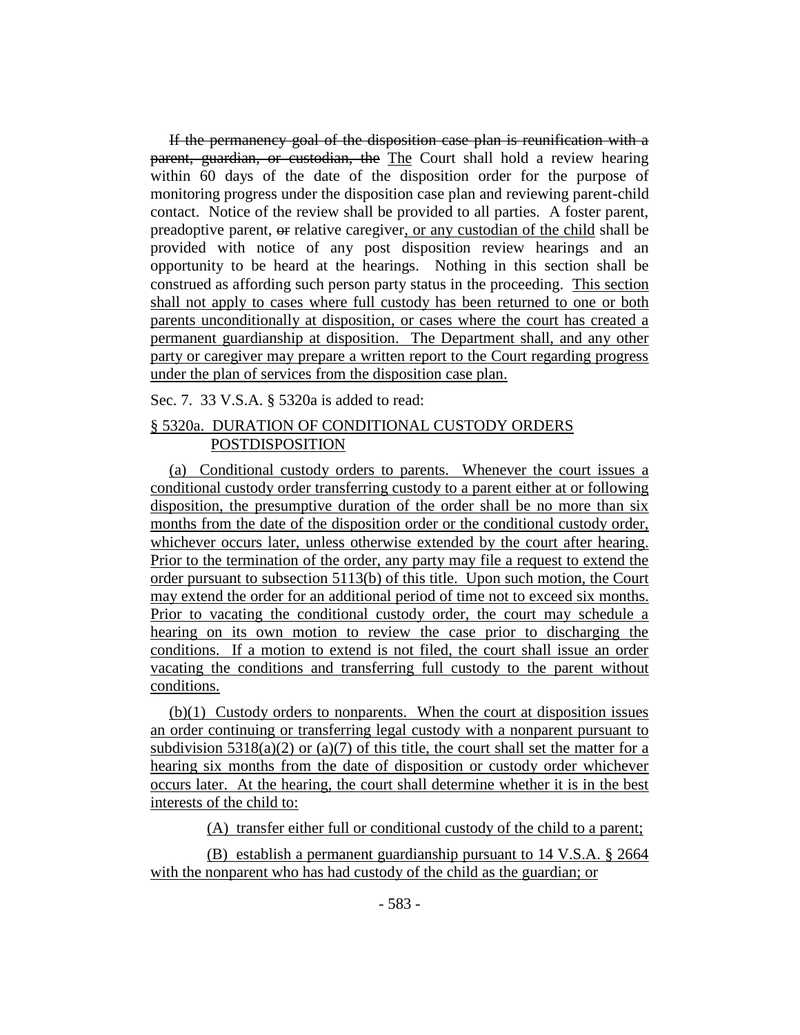~~If the permanency goal of the disposition case plan is reunification with a parent, guardian, or custodian, the~~ <u>The</u> Court shall hold a review hearing within 60 days of the date of the disposition order for the purpose of monitoring progress under the disposition case plan and reviewing parent-child contact. Notice of the review shall be provided to all parties. A foster parent, preadoptive parent, ~~or~~ relative caregiver<u>, or any custodian of the child</u> shall be provided with notice of any post disposition review hearings and an opportunity to be heard at the hearings. Nothing in this section shall be construed as affording such person party status in the proceeding. <u>This section shall not apply to cases where full custody has been returned to one or both parents unconditionally at disposition, or cases where the court has created a permanent guardianship at disposition. The Department shall, and any other party or caregiver may prepare a written report to the Court regarding progress under the plan of services from the disposition case plan.</u>

Sec. 7. 33 V.S.A. § 5320a is added to read:

<u>§ 5320a. DURATION OF CONDITIONAL CUSTODY ORDERS POSTDISPOSITION</u>

<u>(a) Conditional custody orders to parents. Whenever the court issues a conditional custody order transferring custody to a parent either at or following disposition, the presumptive duration of the order shall be no more than six months from the date of the disposition order or the conditional custody order, whichever occurs later, unless otherwise extended by the court after hearing. Prior to the termination of the order, any party may file a request to extend the order pursuant to subsection 5113(b) of this title. Upon such motion, the Court may extend the order for an additional period of time not to exceed six months. Prior to vacating the conditional custody order, the court may schedule a hearing on its own motion to review the case prior to discharging the conditions. If a motion to extend is not filed, the court shall issue an order vacating the conditions and transferring full custody to the parent without conditions.</u>

<u>(b)(1) Custody orders to nonparents. When the court at disposition issues an order continuing or transferring legal custody with a nonparent pursuant to subdivision 5318(a)(2) or (a)(7) of this title, the court shall set the matter for a hearing six months from the date of disposition or custody order whichever occurs later. At the hearing, the court shall determine whether it is in the best interests of the child to:</u>

<u>(A) transfer either full or conditional custody of the child to a parent;</u>

<u>(B) establish a permanent guardianship pursuant to 14 V.S.A. § 2664 with the nonparent who has had custody of the child as the guardian; or</u>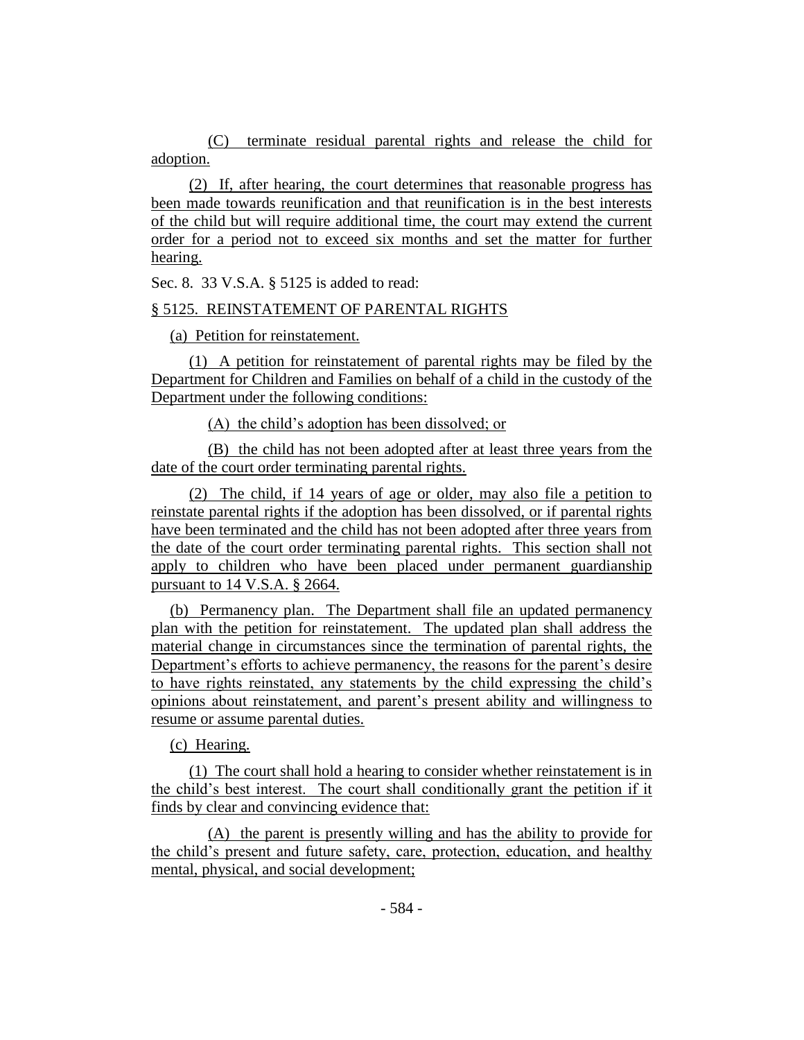(C) terminate residual parental rights and release the child for adoption.

(2) If, after hearing, the court determines that reasonable progress has been made towards reunification and that reunification is in the best interests of the child but will require additional time, the court may extend the current order for a period not to exceed six months and set the matter for further hearing.

Sec. 8. 33 V.S.A. § 5125 is added to read:

§ 5125. REINSTATEMENT OF PARENTAL RIGHTS

(a) Petition for reinstatement.

(1) A petition for reinstatement of parental rights may be filed by the Department for Children and Families on behalf of a child in the custody of the Department under the following conditions:

(A) the child's adoption has been dissolved; or

(B) the child has not been adopted after at least three years from the date of the court order terminating parental rights.

(2) The child, if 14 years of age or older, may also file a petition to reinstate parental rights if the adoption has been dissolved, or if parental rights have been terminated and the child has not been adopted after three years from the date of the court order terminating parental rights. This section shall not apply to children who have been placed under permanent guardianship pursuant to 14 V.S.A. § 2664.

(b) Permanency plan. The Department shall file an updated permanency plan with the petition for reinstatement. The updated plan shall address the material change in circumstances since the termination of parental rights, the Department's efforts to achieve permanency, the reasons for the parent's desire to have rights reinstated, any statements by the child expressing the child's opinions about reinstatement, and parent's present ability and willingness to resume or assume parental duties.

(c) Hearing.

(1) The court shall hold a hearing to consider whether reinstatement is in the child's best interest. The court shall conditionally grant the petition if it finds by clear and convincing evidence that:

(A) the parent is presently willing and has the ability to provide for the child's present and future safety, care, protection, education, and healthy mental, physical, and social development;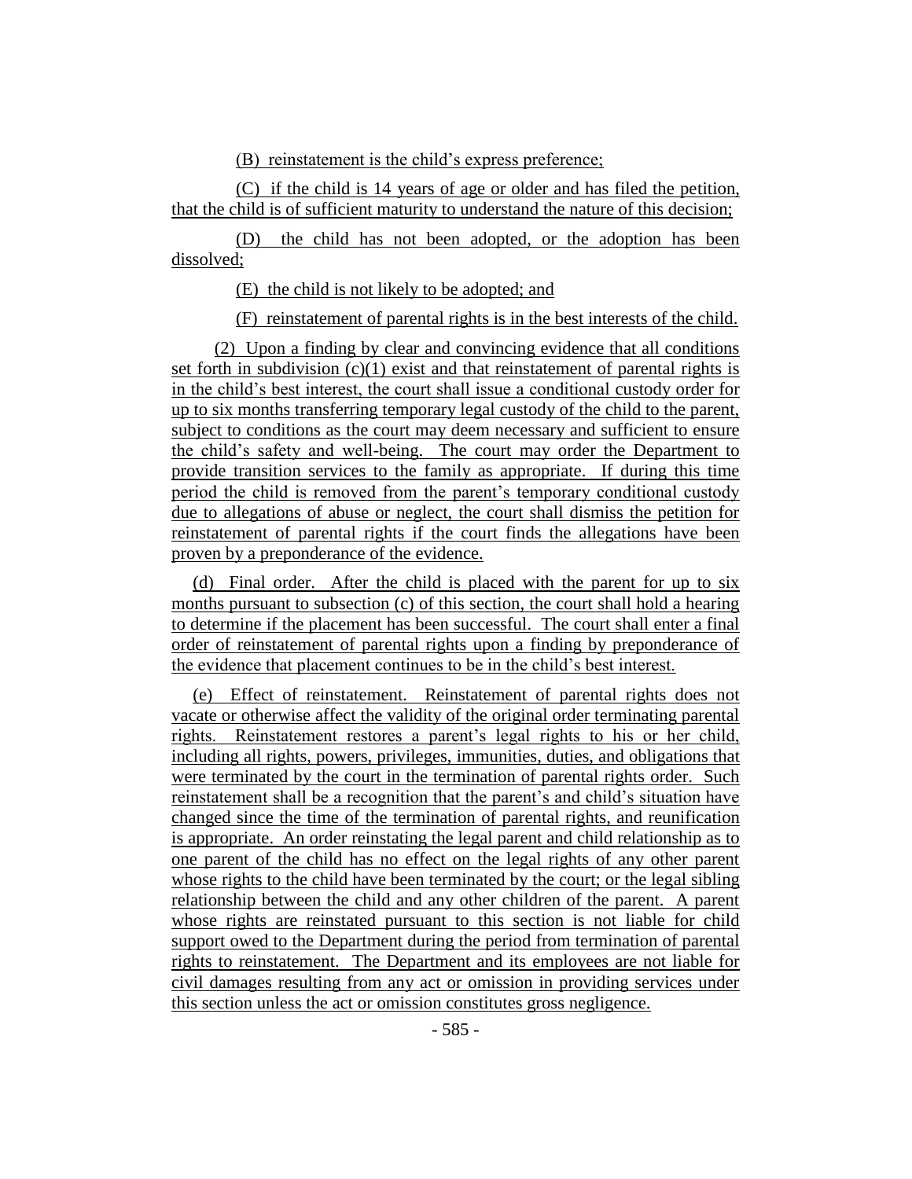(B) reinstatement is the child's express preference;

(C) if the child is 14 years of age or older and has filed the petition, that the child is of sufficient maturity to understand the nature of this decision;

(D) the child has not been adopted, or the adoption has been dissolved;

(E) the child is not likely to be adopted; and

(F) reinstatement of parental rights is in the best interests of the child.

(2) Upon a finding by clear and convincing evidence that all conditions set forth in subdivision (c)(1) exist and that reinstatement of parental rights is in the child's best interest, the court shall issue a conditional custody order for up to six months transferring temporary legal custody of the child to the parent, subject to conditions as the court may deem necessary and sufficient to ensure the child's safety and well-being. The court may order the Department to provide transition services to the family as appropriate. If during this time period the child is removed from the parent's temporary conditional custody due to allegations of abuse or neglect, the court shall dismiss the petition for reinstatement of parental rights if the court finds the allegations have been proven by a preponderance of the evidence.

(d) Final order. After the child is placed with the parent for up to six months pursuant to subsection (c) of this section, the court shall hold a hearing to determine if the placement has been successful. The court shall enter a final order of reinstatement of parental rights upon a finding by preponderance of the evidence that placement continues to be in the child's best interest.

(e) Effect of reinstatement. Reinstatement of parental rights does not vacate or otherwise affect the validity of the original order terminating parental rights. Reinstatement restores a parent's legal rights to his or her child, including all rights, powers, privileges, immunities, duties, and obligations that were terminated by the court in the termination of parental rights order. Such reinstatement shall be a recognition that the parent's and child's situation have changed since the time of the termination of parental rights, and reunification is appropriate. An order reinstating the legal parent and child relationship as to one parent of the child has no effect on the legal rights of any other parent whose rights to the child have been terminated by the court; or the legal sibling relationship between the child and any other children of the parent. A parent whose rights are reinstated pursuant to this section is not liable for child support owed to the Department during the period from termination of parental rights to reinstatement. The Department and its employees are not liable for civil damages resulting from any act or omission in providing services under this section unless the act or omission constitutes gross negligence.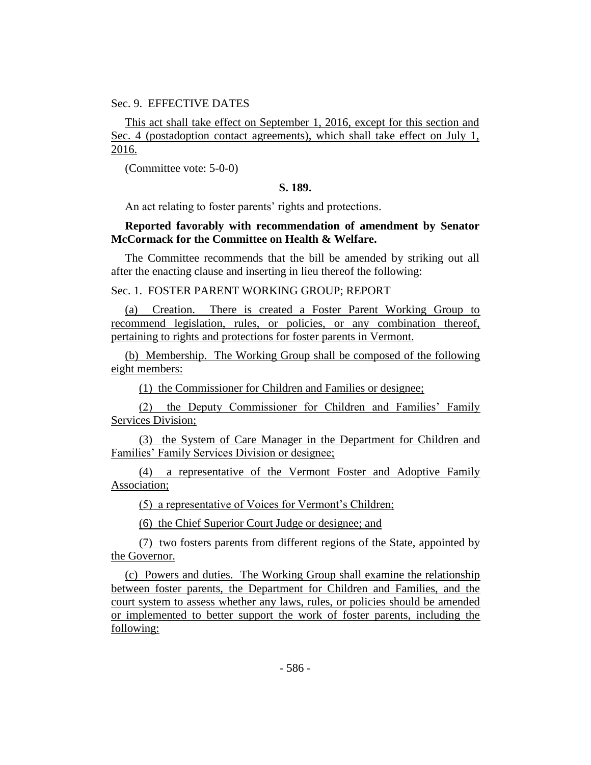Sec. 9. EFFECTIVE DATES

This act shall take effect on September 1, 2016, except for this section and Sec. 4 (postadoption contact agreements), which shall take effect on July 1, 2016.

(Committee vote: 5-0-0)

**S. 189.**

An act relating to foster parents' rights and protections.

**Reported favorably with recommendation of amendment by Senator McCormack for the Committee on Health & Welfare.**

The Committee recommends that the bill be amended by striking out all after the enacting clause and inserting in lieu thereof the following:

Sec. 1. FOSTER PARENT WORKING GROUP; REPORT

(a) Creation. There is created a Foster Parent Working Group to recommend legislation, rules, or policies, or any combination thereof, pertaining to rights and protections for foster parents in Vermont.

(b) Membership. The Working Group shall be composed of the following eight members:

(1) the Commissioner for Children and Families or designee;

(2) the Deputy Commissioner for Children and Families' Family Services Division;

(3) the System of Care Manager in the Department for Children and Families' Family Services Division or designee;

(4) a representative of the Vermont Foster and Adoptive Family Association;

(5) a representative of Voices for Vermont's Children;

(6) the Chief Superior Court Judge or designee; and

(7) two fosters parents from different regions of the State, appointed by the Governor.

(c) Powers and duties. The Working Group shall examine the relationship between foster parents, the Department for Children and Families, and the court system to assess whether any laws, rules, or policies should be amended or implemented to better support the work of foster parents, including the following: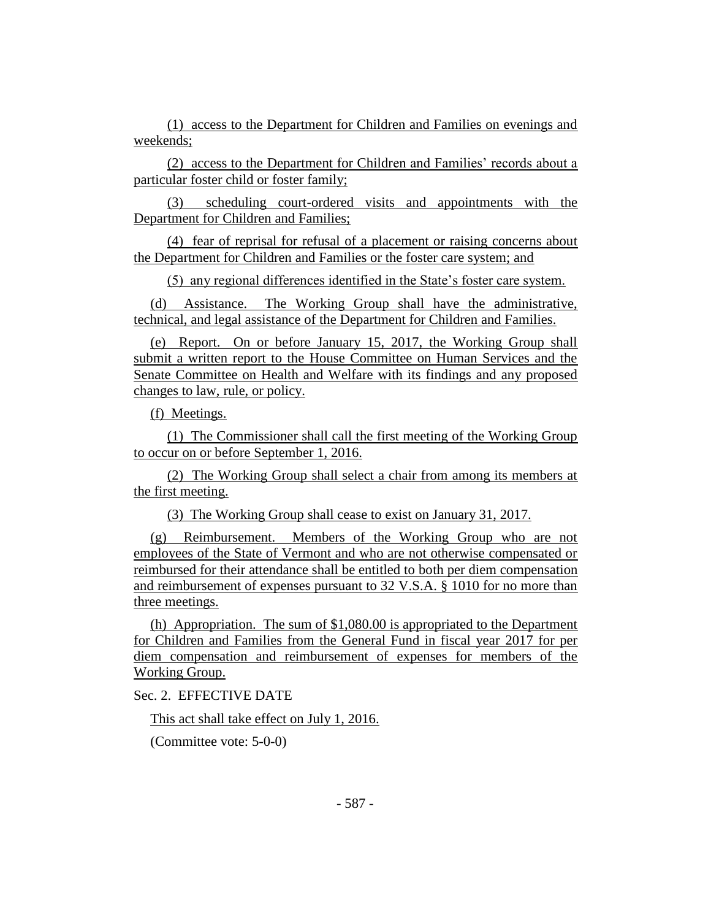(1) access to the Department for Children and Families on evenings and weekends;

(2) access to the Department for Children and Families' records about a particular foster child or foster family;

(3) scheduling court-ordered visits and appointments with the Department for Children and Families;

(4) fear of reprisal for refusal of a placement or raising concerns about the Department for Children and Families or the foster care system; and

(5) any regional differences identified in the State's foster care system.

(d) Assistance. The Working Group shall have the administrative, technical, and legal assistance of the Department for Children and Families.

(e) Report. On or before January 15, 2017, the Working Group shall submit a written report to the House Committee on Human Services and the Senate Committee on Health and Welfare with its findings and any proposed changes to law, rule, or policy.

(f) Meetings.

(1) The Commissioner shall call the first meeting of the Working Group to occur on or before September 1, 2016.

(2) The Working Group shall select a chair from among its members at the first meeting.

(3) The Working Group shall cease to exist on January 31, 2017.

(g) Reimbursement. Members of the Working Group who are not employees of the State of Vermont and who are not otherwise compensated or reimbursed for their attendance shall be entitled to both per diem compensation and reimbursement of expenses pursuant to 32 V.S.A. § 1010 for no more than three meetings.

(h) Appropriation. The sum of $1,080.00 is appropriated to the Department for Children and Families from the General Fund in fiscal year 2017 for per diem compensation and reimbursement of expenses for members of the Working Group.

Sec. 2. EFFECTIVE DATE

This act shall take effect on July 1, 2016.

(Committee vote: 5-0-0)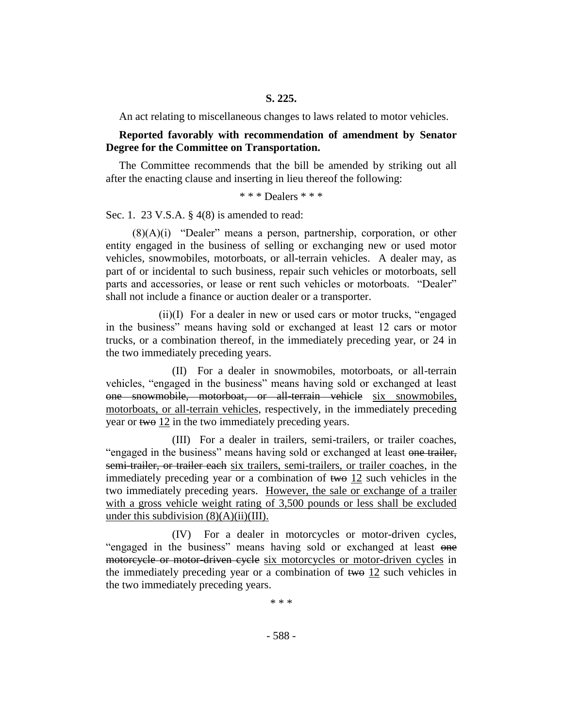**S. 225.**

An act relating to miscellaneous changes to laws related to motor vehicles.

**Reported favorably with recommendation of amendment by Senator Degree for the Committee on Transportation.**

The Committee recommends that the bill be amended by striking out all after the enacting clause and inserting in lieu thereof the following:

\* \* \* Dealers \* \* \*

Sec. 1. 23 V.S.A. § 4(8) is amended to read:

(8)(A)(i) "Dealer" means a person, partnership, corporation, or other entity engaged in the business of selling or exchanging new or used motor vehicles, snowmobiles, motorboats, or all-terrain vehicles. A dealer may, as part of or incidental to such business, repair such vehicles or motorboats, sell parts and accessories, or lease or rent such vehicles or motorboats. "Dealer" shall not include a finance or auction dealer or a transporter.

(ii)(I) For a dealer in new or used cars or motor trucks, "engaged in the business" means having sold or exchanged at least 12 cars or motor trucks, or a combination thereof, in the immediately preceding year, or 24 in the two immediately preceding years.

(II) For a dealer in snowmobiles, motorboats, or all-terrain vehicles, "engaged in the business" means having sold or exchanged at least ~~one snowmobile, motorboat, or all-terrain vehicle~~ <u>six snowmobiles, motorboats, or all-terrain vehicles</u>, respectively, in the immediately preceding year or ~~two~~ <u>12</u> in the two immediately preceding years.

(III) For a dealer in trailers, semi-trailers, or trailer coaches, "engaged in the business" means having sold or exchanged at least ~~one trailer, semi-trailer, or trailer each~~ <u>six trailers, semi-trailers, or trailer coaches</u>, in the immediately preceding year or a combination of ~~two~~ <u>12</u> such vehicles in the two immediately preceding years. <u>However, the sale or exchange of a trailer with a gross vehicle weight rating of 3,500 pounds or less shall be excluded under this subdivision (8)(A)(ii)(III).</u>

(IV) For a dealer in motorcycles or motor-driven cycles, "engaged in the business" means having sold or exchanged at least ~~one motorcycle or motor-driven cycle~~ <u>six motorcycles or motor-driven cycles</u> in the immediately preceding year or a combination of ~~two~~ <u>12</u> such vehicles in the two immediately preceding years.

\* \* \*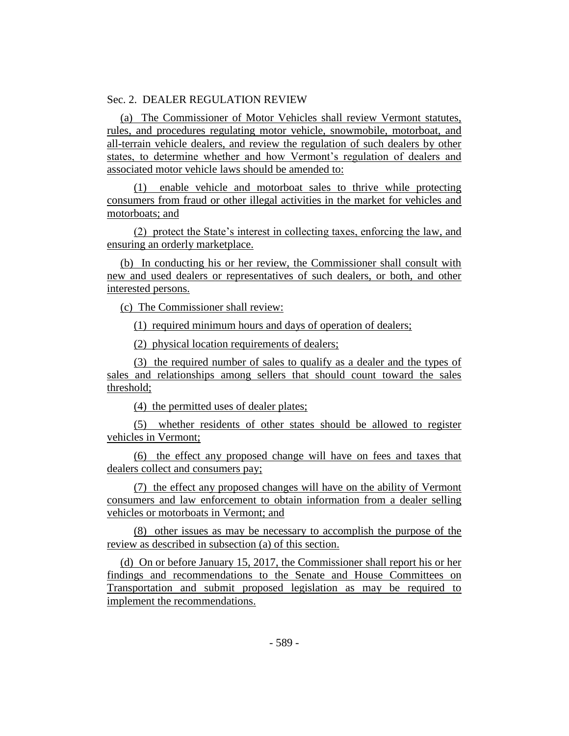Sec. 2. DEALER REGULATION REVIEW

(a) The Commissioner of Motor Vehicles shall review Vermont statutes, rules, and procedures regulating motor vehicle, snowmobile, motorboat, and all-terrain vehicle dealers, and review the regulation of such dealers by other states, to determine whether and how Vermont's regulation of dealers and associated motor vehicle laws should be amended to:

(1) enable vehicle and motorboat sales to thrive while protecting consumers from fraud or other illegal activities in the market for vehicles and motorboats; and

(2) protect the State's interest in collecting taxes, enforcing the law, and ensuring an orderly marketplace.

(b) In conducting his or her review, the Commissioner shall consult with new and used dealers or representatives of such dealers, or both, and other interested persons.

(c) The Commissioner shall review:

(1) required minimum hours and days of operation of dealers;

(2) physical location requirements of dealers;

(3) the required number of sales to qualify as a dealer and the types of sales and relationships among sellers that should count toward the sales threshold;

(4) the permitted uses of dealer plates;

(5) whether residents of other states should be allowed to register vehicles in Vermont;

(6) the effect any proposed change will have on fees and taxes that dealers collect and consumers pay;

(7) the effect any proposed changes will have on the ability of Vermont consumers and law enforcement to obtain information from a dealer selling vehicles or motorboats in Vermont; and

(8) other issues as may be necessary to accomplish the purpose of the review as described in subsection (a) of this section.

(d) On or before January 15, 2017, the Commissioner shall report his or her findings and recommendations to the Senate and House Committees on Transportation and submit proposed legislation as may be required to implement the recommendations.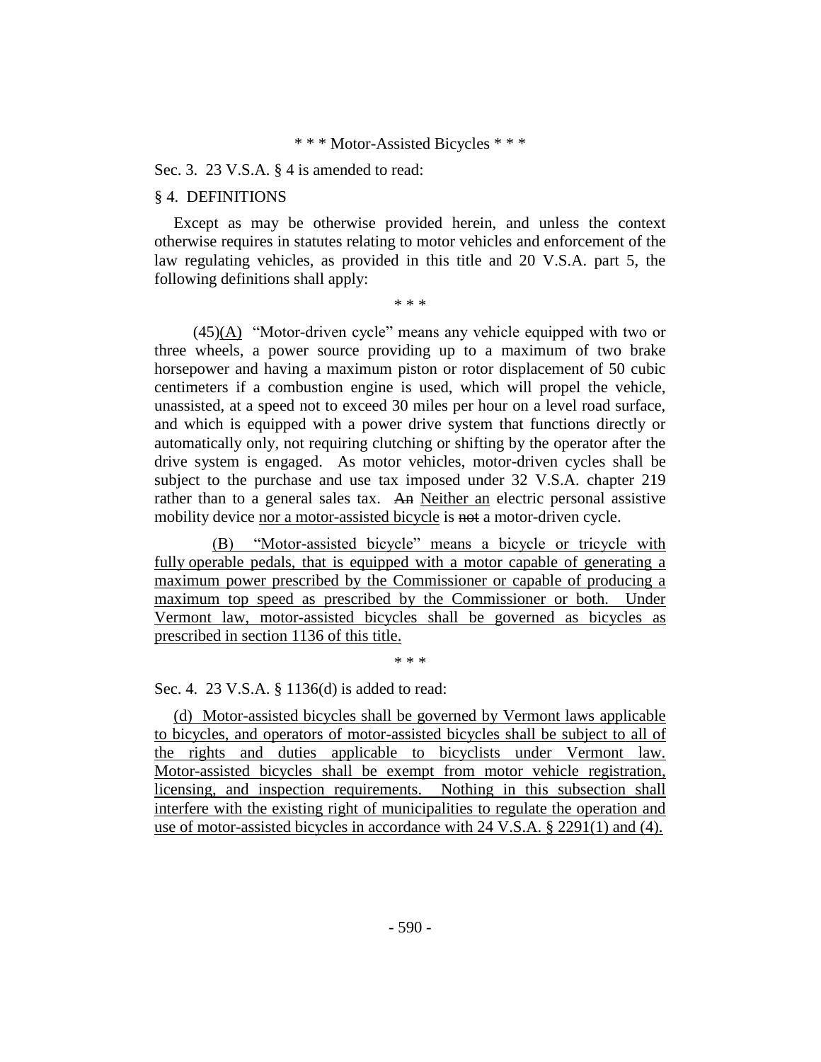\* \* \* Motor-Assisted Bicycles \* \* \*

Sec. 3. 23 V.S.A. § 4 is amended to read:

§ 4. DEFINITIONS

Except as may be otherwise provided herein, and unless the context otherwise requires in statutes relating to motor vehicles and enforcement of the law regulating vehicles, as provided in this title and 20 V.S.A. part 5, the following definitions shall apply:

\* \* \*

(45)<u>(A)</u> "Motor-driven cycle" means any vehicle equipped with two or three wheels, a power source providing up to a maximum of two brake horsepower and having a maximum piston or rotor displacement of 50 cubic centimeters if a combustion engine is used, which will propel the vehicle, unassisted, at a speed not to exceed 30 miles per hour on a level road surface, and which is equipped with a power drive system that functions directly or automatically only, not requiring clutching or shifting by the operator after the drive system is engaged. As motor vehicles, motor-driven cycles shall be subject to the purchase and use tax imposed under 32 V.S.A. chapter 219 rather than to a general sales tax. ~~An~~ <u>Neither an</u> electric personal assistive mobility device <u>nor a motor-assisted bicycle</u> is ~~not~~ a motor-driven cycle.

<u>(B) "Motor-assisted bicycle" means a bicycle or tricycle with fully operable pedals, that is equipped with a motor capable of generating a maximum power prescribed by the Commissioner or capable of producing a maximum top speed as prescribed by the Commissioner or both. Under Vermont law, motor-assisted bicycles shall be governed as bicycles as prescribed in section 1136 of this title.</u>

\* \* \*

Sec. 4. 23 V.S.A. § 1136(d) is added to read:

<u>(d) Motor-assisted bicycles shall be governed by Vermont laws applicable to bicycles, and operators of motor-assisted bicycles shall be subject to all of the rights and duties applicable to bicyclists under Vermont law. Motor-assisted bicycles shall be exempt from motor vehicle registration, licensing, and inspection requirements. Nothing in this subsection shall interfere with the existing right of municipalities to regulate the operation and use of motor-assisted bicycles in accordance with 24 V.S.A. § 2291(1) and (4).</u>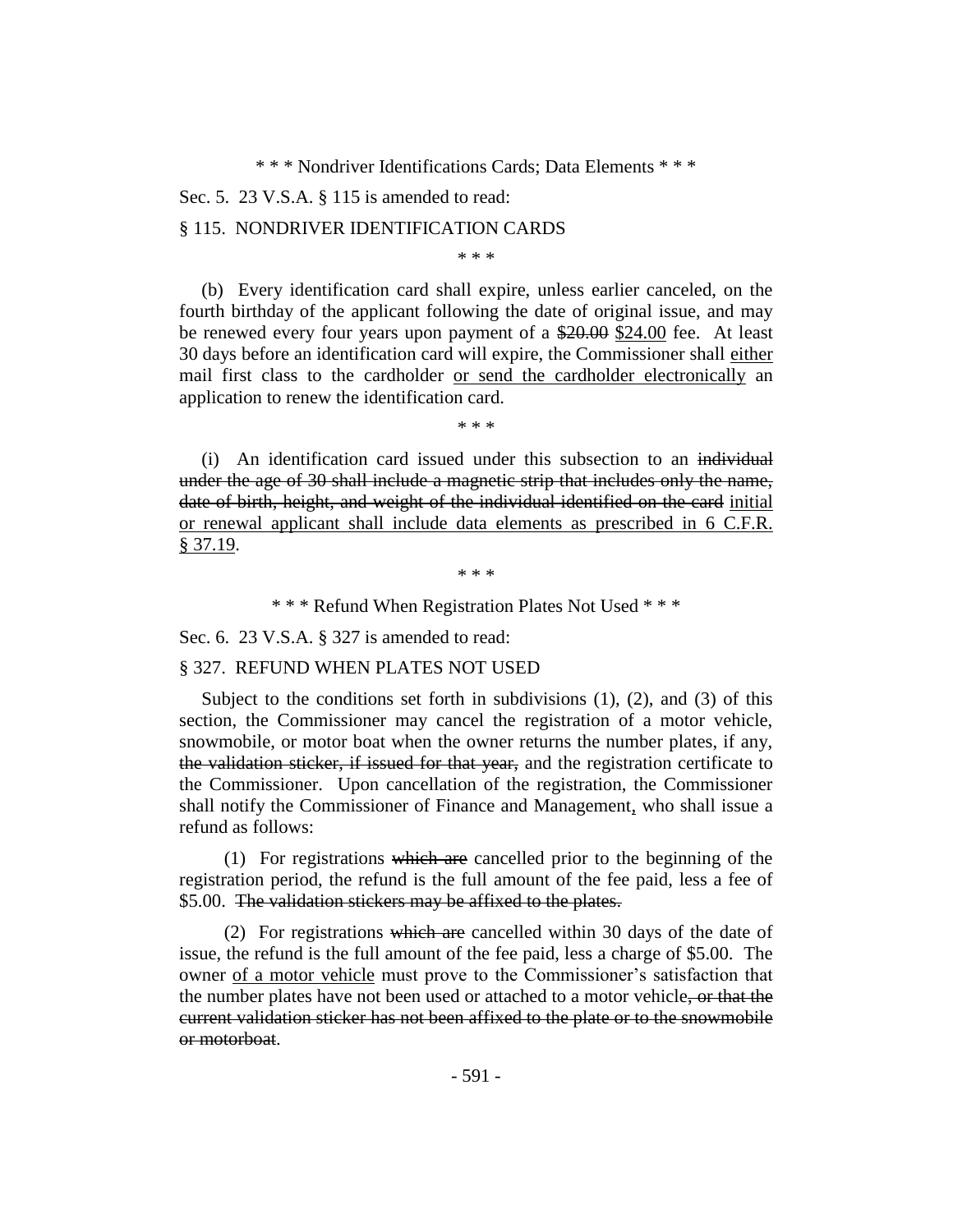\* \* \* Nondriver Identifications Cards; Data Elements \* \* \*

Sec. 5. 23 V.S.A. § 115 is amended to read:

§ 115. NONDRIVER IDENTIFICATION CARDS

\* \* \*

(b) Every identification card shall expire, unless earlier canceled, on the fourth birthday of the applicant following the date of original issue, and may be renewed every four years upon payment of a ~~$20.00~~ <u>$24.00</u> fee. At least 30 days before an identification card will expire, the Commissioner shall <u>either</u> mail first class to the cardholder <u>or send the cardholder electronically</u> an application to renew the identification card.

\* \* \*

(i) An identification card issued under this subsection to an ~~individual under the age of 30 shall include a magnetic strip that includes only the name, date of birth, height, and weight of the individual identified on the card~~ <u>initial or renewal applicant shall include data elements as prescribed in 6 C.F.R. § 37.19</u>.

\* \* \*

\* \* \* Refund When Registration Plates Not Used \* \* \*

Sec. 6. 23 V.S.A. § 327 is amended to read:

§ 327. REFUND WHEN PLATES NOT USED

Subject to the conditions set forth in subdivisions (1), (2), and (3) of this section, the Commissioner may cancel the registration of a motor vehicle, snowmobile, or motor boat when the owner returns the number plates, if any, ~~the validation sticker, if issued for that year,~~ and the registration certificate to the Commissioner. Upon cancellation of the registration, the Commissioner shall notify the Commissioner of Finance and Management<u>,</u> who shall issue a refund as follows:

(1) For registrations ~~which are~~ cancelled prior to the beginning of the registration period, the refund is the full amount of the fee paid, less a fee of $5.00. ~~The validation stickers may be affixed to the plates.~~

(2) For registrations ~~which are~~ cancelled within 30 days of the date of issue, the refund is the full amount of the fee paid, less a charge of $5.00. The owner <u>of a motor vehicle</u> must prove to the Commissioner's satisfaction that the number plates have not been used or attached to a motor vehicle~~, or that the current validation sticker has not been affixed to the plate or to the snowmobile or motorboat~~.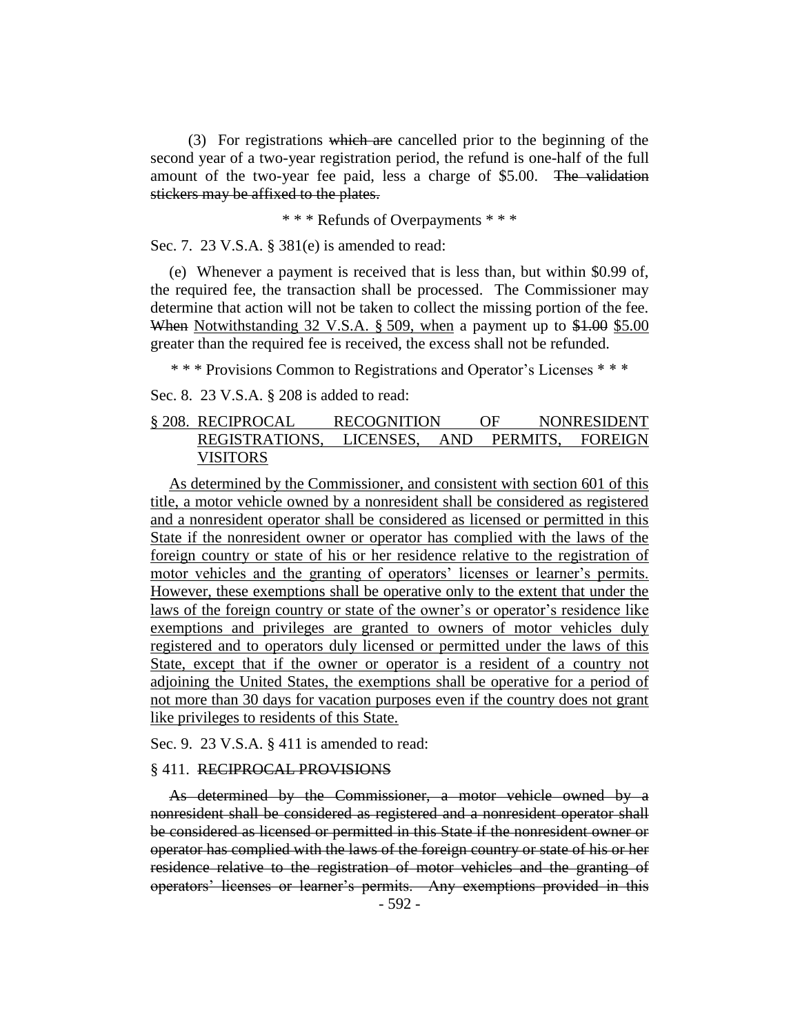(3) For registrations ~~which are~~ cancelled prior to the beginning of the second year of a two-year registration period, the refund is one-half of the full amount of the two-year fee paid, less a charge of $5.00. ~~The validation stickers may be affixed to the plates.~~

\* \* \* Refunds of Overpayments \* \* \*

Sec. 7. 23 V.S.A. § 381(e) is amended to read:

(e) Whenever a payment is received that is less than, but within $0.99 of, the required fee, the transaction shall be processed. The Commissioner may determine that action will not be taken to collect the missing portion of the fee. ~~When~~ <u>Notwithstanding 32 V.S.A. § 509, when</u> a payment up to ~~$1.00~~ <u>$5.00</u> greater than the required fee is received, the excess shall not be refunded.

\* \* \* Provisions Common to Registrations and Operator's Licenses \* \* \*

Sec. 8. 23 V.S.A. § 208 is added to read:

<u>§ 208. RECIPROCAL RECOGNITION OF NONRESIDENT REGISTRATIONS, LICENSES, AND PERMITS, FOREIGN VISITORS</u>

<u>As determined by the Commissioner, and consistent with section 601 of this title, a motor vehicle owned by a nonresident shall be considered as registered and a nonresident operator shall be considered as licensed or permitted in this State if the nonresident owner or operator has complied with the laws of the foreign country or state of his or her residence relative to the registration of motor vehicles and the granting of operators' licenses or learner's permits. However, these exemptions shall be operative only to the extent that under the laws of the foreign country or state of the owner's or operator's residence like exemptions and privileges are granted to owners of motor vehicles duly registered and to operators duly licensed or permitted under the laws of this State, except that if the owner or operator is a resident of a country not adjoining the United States, the exemptions shall be operative for a period of not more than 30 days for vacation purposes even if the country does not grant like privileges to residents of this State.</u>

Sec. 9. 23 V.S.A. § 411 is amended to read:

§ 411. ~~RECIPROCAL PROVISIONS~~

~~As determined by the Commissioner, a motor vehicle owned by a nonresident shall be considered as registered and a nonresident operator shall be considered as licensed or permitted in this State if the nonresident owner or operator has complied with the laws of the foreign country or state of his or her residence relative to the registration of motor vehicles and the granting of operators' licenses or learner's permits. Any exemptions provided in this~~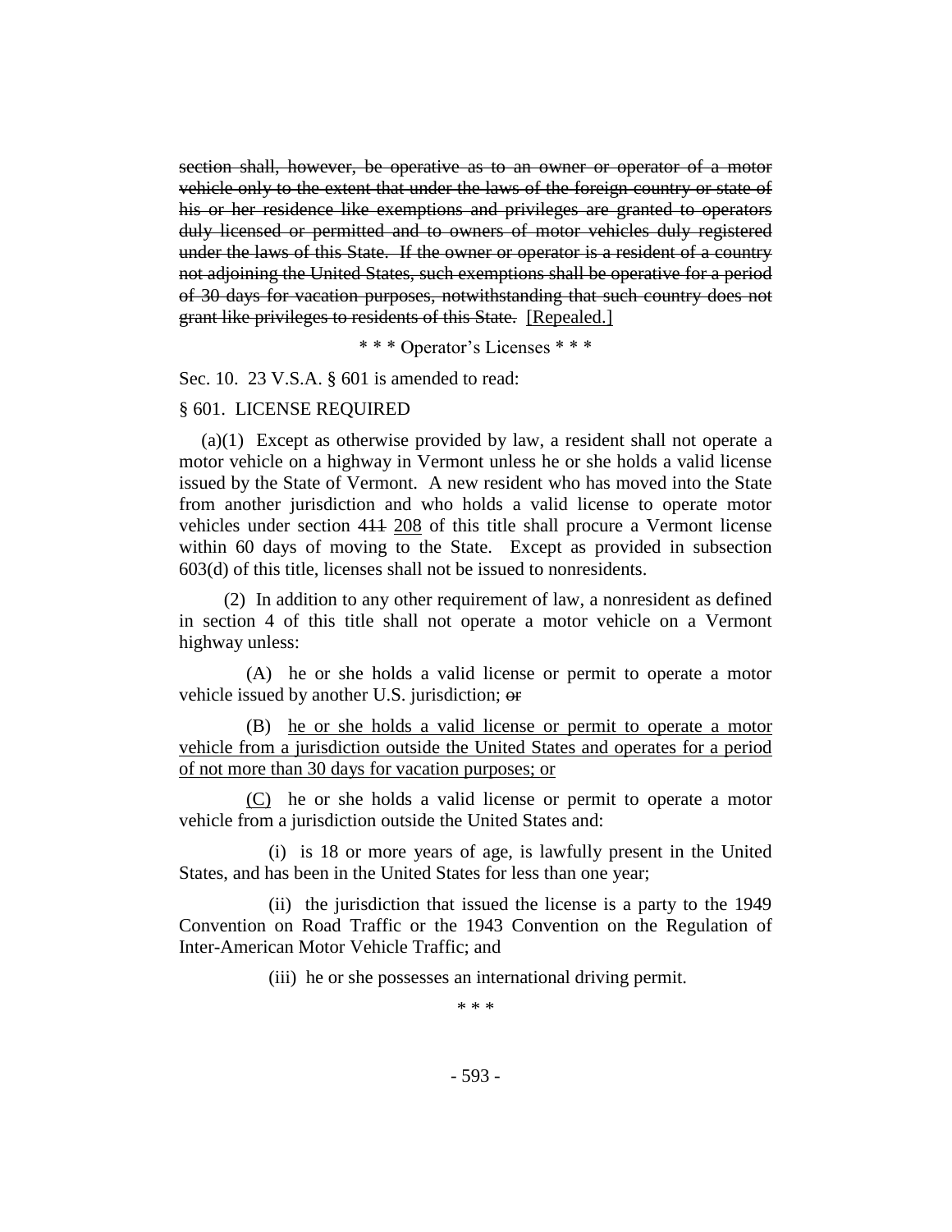~~section shall, however, be operative as to an owner or operator of a motor vehicle only to the extent that under the laws of the foreign country or state of his or her residence like exemptions and privileges are granted to operators duly licensed or permitted and to owners of motor vehicles duly registered under the laws of this State. If the owner or operator is a resident of a country not adjoining the United States, such exemptions shall be operative for a period of 30 days for vacation purposes, notwithstanding that such country does not grant like privileges to residents of this State.~~ [Repealed.]

\* \* \* Operator's Licenses \* \* \*

Sec. 10. 23 V.S.A. § 601 is amended to read:

§ 601. LICENSE REQUIRED

(a)(1) Except as otherwise provided by law, a resident shall not operate a motor vehicle on a highway in Vermont unless he or she holds a valid license issued by the State of Vermont. A new resident who has moved into the State from another jurisdiction and who holds a valid license to operate motor vehicles under section ~~411~~ 208 of this title shall procure a Vermont license within 60 days of moving to the State. Except as provided in subsection 603(d) of this title, licenses shall not be issued to nonresidents.

(2) In addition to any other requirement of law, a nonresident as defined in section 4 of this title shall not operate a motor vehicle on a Vermont highway unless:

(A) he or she holds a valid license or permit to operate a motor vehicle issued by another U.S. jurisdiction; ~~or~~

(B) <u>he or she holds a valid license or permit to operate a motor vehicle from a jurisdiction outside the United States and operates for a period of not more than 30 days for vacation purposes; or</u>

<u>(C)</u> he or she holds a valid license or permit to operate a motor vehicle from a jurisdiction outside the United States and:

(i) is 18 or more years of age, is lawfully present in the United States, and has been in the United States for less than one year;

(ii) the jurisdiction that issued the license is a party to the 1949 Convention on Road Traffic or the 1943 Convention on the Regulation of Inter-American Motor Vehicle Traffic; and

(iii) he or she possesses an international driving permit.

\* \* \*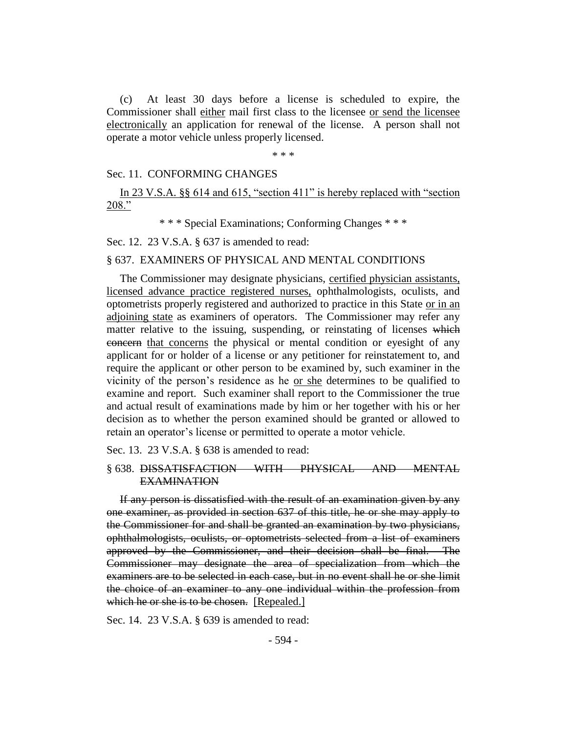(c) At least 30 days before a license is scheduled to expire, the Commissioner shall either mail first class to the licensee or send the licensee electronically an application for renewal of the license. A person shall not operate a motor vehicle unless properly licensed.

\* \* \*

Sec. 11. CONFORMING CHANGES

In 23 V.S.A. §§ 614 and 615, "section 411" is hereby replaced with "section 208."

\* \* \* Special Examinations; Conforming Changes \* \* \*

Sec. 12. 23 V.S.A. § 637 is amended to read:

§ 637. EXAMINERS OF PHYSICAL AND MENTAL CONDITIONS

The Commissioner may designate physicians, certified physician assistants, licensed advance practice registered nurses, ophthalmologists, oculists, and optometrists properly registered and authorized to practice in this State or in an adjoining state as examiners of operators. The Commissioner may refer any matter relative to the issuing, suspending, or reinstating of licenses ~~which concern~~ that concerns the physical or mental condition or eyesight of any applicant for or holder of a license or any petitioner for reinstatement to, and require the applicant or other person to be examined by, such examiner in the vicinity of the person's residence as he or she determines to be qualified to examine and report. Such examiner shall report to the Commissioner the true and actual result of examinations made by him or her together with his or her decision as to whether the person examined should be granted or allowed to retain an operator's license or permitted to operate a motor vehicle.

Sec. 13. 23 V.S.A. § 638 is amended to read:

§ 638. ~~DISSATISFACTION WITH PHYSICAL AND MENTAL EXAMINATION~~

~~If any person is dissatisfied with the result of an examination given by any one examiner, as provided in section 637 of this title, he or she may apply to the Commissioner for and shall be granted an examination by two physicians, ophthalmologists, oculists, or optometrists selected from a list of examiners approved by the Commissioner, and their decision shall be final. The Commissioner may designate the area of specialization from which the examiners are to be selected in each case, but in no event shall he or she limit the choice of an examiner to any one individual within the profession from which he or she is to be chosen.~~ [Repealed.]

Sec. 14. 23 V.S.A. § 639 is amended to read: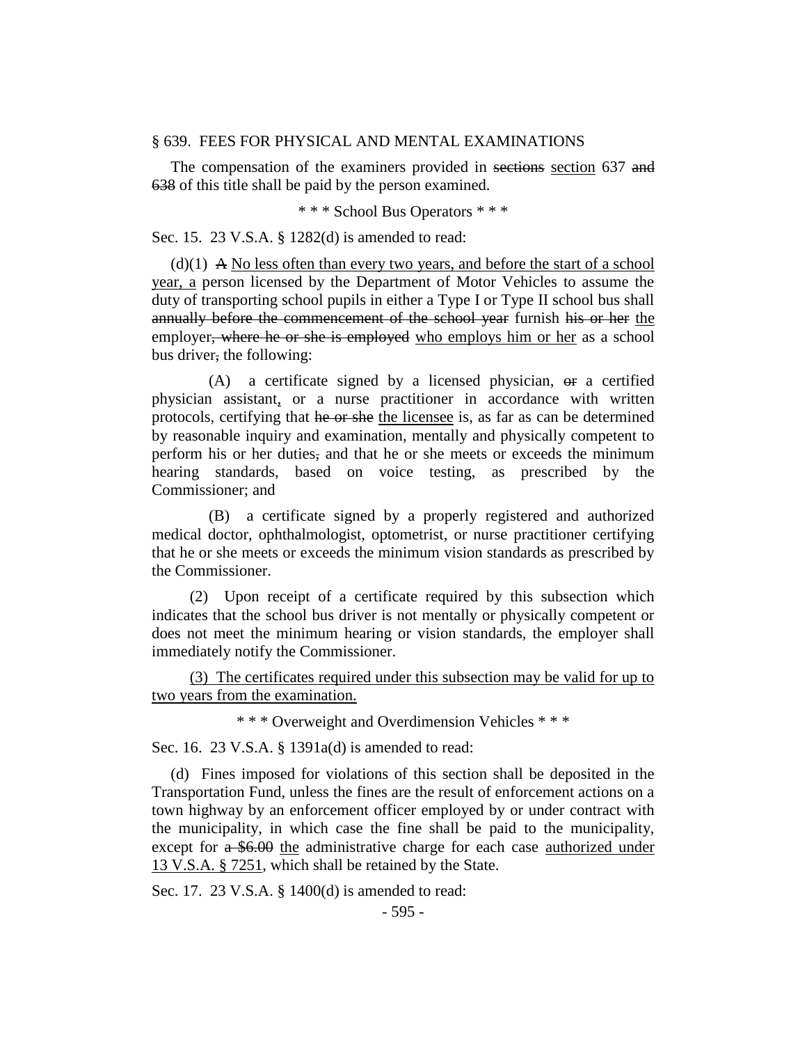§ 639. FEES FOR PHYSICAL AND MENTAL EXAMINATIONS

The compensation of the examiners provided in ~~sections~~ section 637 ~~and 638~~ of this title shall be paid by the person examined.

\* \* \* School Bus Operators \* \* \*

Sec. 15. 23 V.S.A. § 1282(d) is amended to read:

(d)(1) ~~A~~ No less often than every two years, and before the start of a school year, a person licensed by the Department of Motor Vehicles to assume the duty of transporting school pupils in either a Type I or Type II school bus shall ~~annually before the commencement of the school year~~ furnish ~~his or her~~ the employer~~, where he or she is employed~~ who employs him or her as a school bus driver~~,~~ the following:

(A) a certificate signed by a licensed physician, ~~or~~ a certified physician assistant, or a nurse practitioner in accordance with written protocols, certifying that ~~he or she~~ the licensee is, as far as can be determined by reasonable inquiry and examination, mentally and physically competent to perform his or her duties~~,~~ and that he or she meets or exceeds the minimum hearing standards, based on voice testing, as prescribed by the Commissioner; and

(B) a certificate signed by a properly registered and authorized medical doctor, ophthalmologist, optometrist, or nurse practitioner certifying that he or she meets or exceeds the minimum vision standards as prescribed by the Commissioner.

(2) Upon receipt of a certificate required by this subsection which indicates that the school bus driver is not mentally or physically competent or does not meet the minimum hearing or vision standards, the employer shall immediately notify the Commissioner.

(3) The certificates required under this subsection may be valid for up to two years from the examination.

\* \* \* Overweight and Overdimension Vehicles \* \* \*

Sec. 16. 23 V.S.A. § 1391a(d) is amended to read:

(d) Fines imposed for violations of this section shall be deposited in the Transportation Fund, unless the fines are the result of enforcement actions on a town highway by an enforcement officer employed by or under contract with the municipality, in which case the fine shall be paid to the municipality, except for ~~a \$6.00~~ the administrative charge for each case authorized under 13 V.S.A. § 7251, which shall be retained by the State.

Sec. 17. 23 V.S.A. § 1400(d) is amended to read: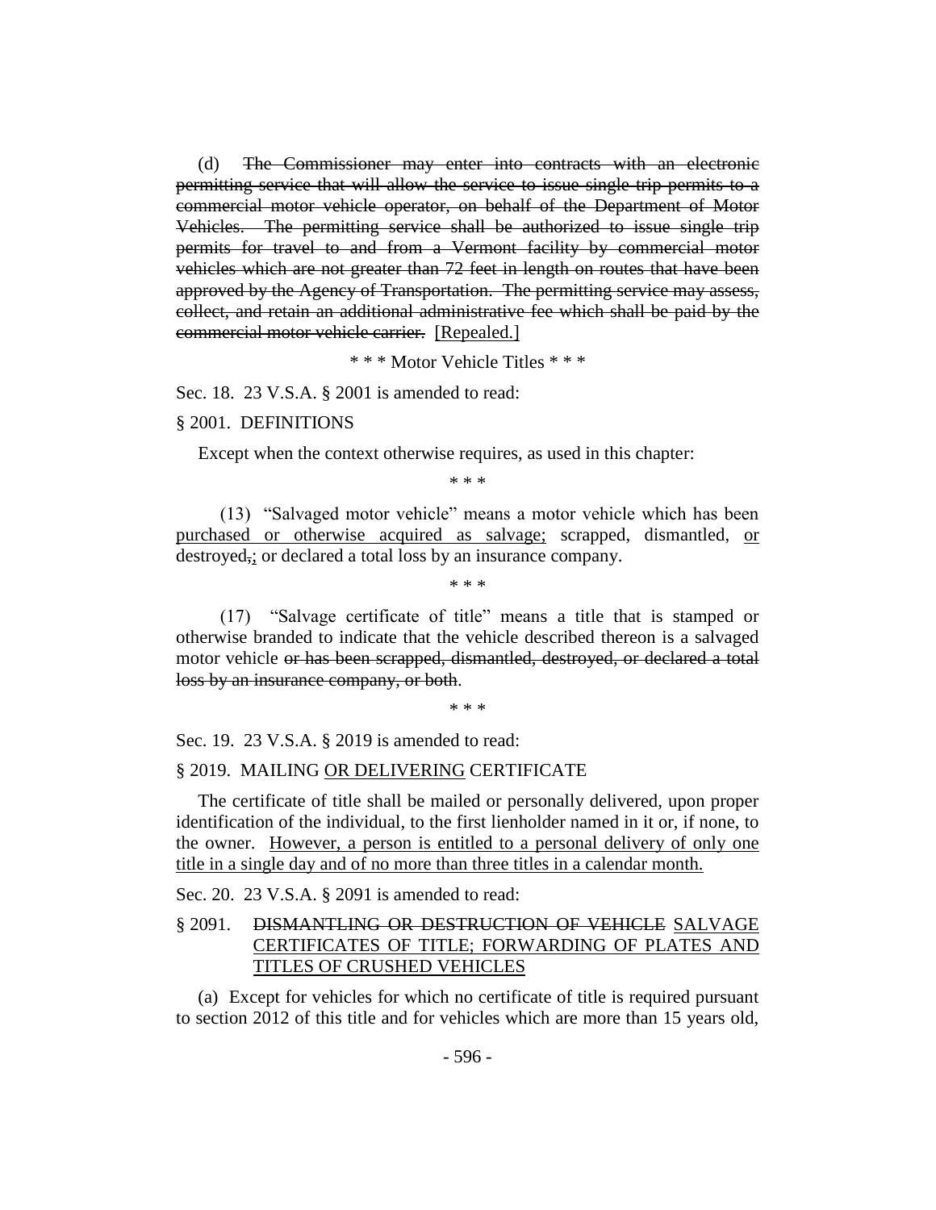(d) ~~The Commissioner may enter into contracts with an electronic permitting service that will allow the service to issue single trip permits to a commercial motor vehicle operator, on behalf of the Department of Motor Vehicles. The permitting service shall be authorized to issue single trip permits for travel to and from a Vermont facility by commercial motor vehicles which are not greater than 72 feet in length on routes that have been approved by the Agency of Transportation. The permitting service may assess, collect, and retain an additional administrative fee which shall be paid by the commercial motor vehicle carrier.~~ [Repealed.]

\* \* \* Motor Vehicle Titles \* \* \*

Sec. 18. 23 V.S.A. § 2001 is amended to read:

§ 2001. DEFINITIONS

Except when the context otherwise requires, as used in this chapter:

\* \* \*

(13) "Salvaged motor vehicle" means a motor vehicle which has been <u>purchased or otherwise acquired as salvage;</u> scrapped, dismantled, <u>or</u> destroyed~~,~~<u>;</u> or declared a total loss by an insurance company.

\* \* \*

(17) "Salvage certificate of title" means a title that is stamped or otherwise branded to indicate that the vehicle described thereon is a salvaged motor vehicle ~~or has been scrapped, dismantled, destroyed, or declared a total loss by an insurance company, or both~~.

\* \* \*

Sec. 19. 23 V.S.A. § 2019 is amended to read:

§ 2019. MAILING <u>OR DELIVERING</u> CERTIFICATE

The certificate of title shall be mailed or personally delivered, upon proper identification of the individual, to the first lienholder named in it or, if none, to the owner. <u>However, a person is entitled to a personal delivery of only one title in a single day and of no more than three titles in a calendar month.</u>

Sec. 20. 23 V.S.A. § 2091 is amended to read:

§ 2091. ~~DISMANTLING OR DESTRUCTION OF VEHICLE~~ <u>SALVAGE CERTIFICATES OF TITLE; FORWARDING OF PLATES AND TITLES OF CRUSHED VEHICLES</u>

(a) Except for vehicles for which no certificate of title is required pursuant to section 2012 of this title and for vehicles which are more than 15 years old,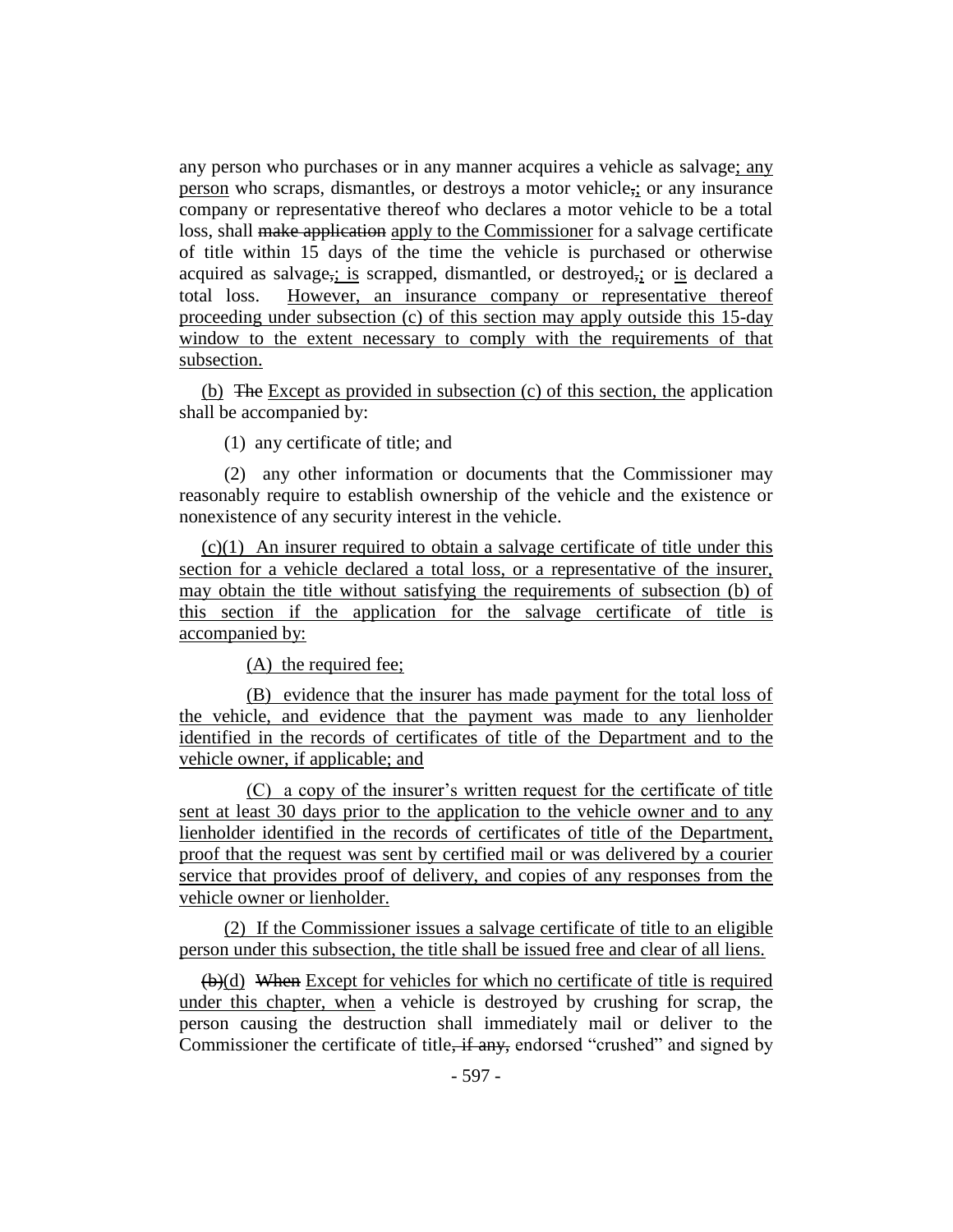any person who purchases or in any manner acquires a vehicle as salvage; any person who scraps, dismantles, or destroys a motor vehicle,; or any insurance company or representative thereof who declares a motor vehicle to be a total loss, shall ~~make application~~ apply to the Commissioner for a salvage certificate of title within 15 days of the time the vehicle is purchased or otherwise acquired as salvage,; is scrapped, dismantled, or destroyed,; or is declared a total loss. However, an insurance company or representative thereof proceeding under subsection (c) of this section may apply outside this 15-day window to the extent necessary to comply with the requirements of that subsection.

(b) ~~The~~ Except as provided in subsection (c) of this section, the application shall be accompanied by:

(1) any certificate of title; and

(2) any other information or documents that the Commissioner may reasonably require to establish ownership of the vehicle and the existence or nonexistence of any security interest in the vehicle.

(c)(1) An insurer required to obtain a salvage certificate of title under this section for a vehicle declared a total loss, or a representative of the insurer, may obtain the title without satisfying the requirements of subsection (b) of this section if the application for the salvage certificate of title is accompanied by:

(A) the required fee;

(B) evidence that the insurer has made payment for the total loss of the vehicle, and evidence that the payment was made to any lienholder identified in the records of certificates of title of the Department and to the vehicle owner, if applicable; and

(C) a copy of the insurer's written request for the certificate of title sent at least 30 days prior to the application to the vehicle owner and to any lienholder identified in the records of certificates of title of the Department, proof that the request was sent by certified mail or was delivered by a courier service that provides proof of delivery, and copies of any responses from the vehicle owner or lienholder.

(2) If the Commissioner issues a salvage certificate of title to an eligible person under this subsection, the title shall be issued free and clear of all liens.

~~(b)~~(d) ~~When~~ Except for vehicles for which no certificate of title is required under this chapter, when a vehicle is destroyed by crushing for scrap, the person causing the destruction shall immediately mail or deliver to the Commissioner the certificate of title~~, if any,~~ endorsed "crushed" and signed by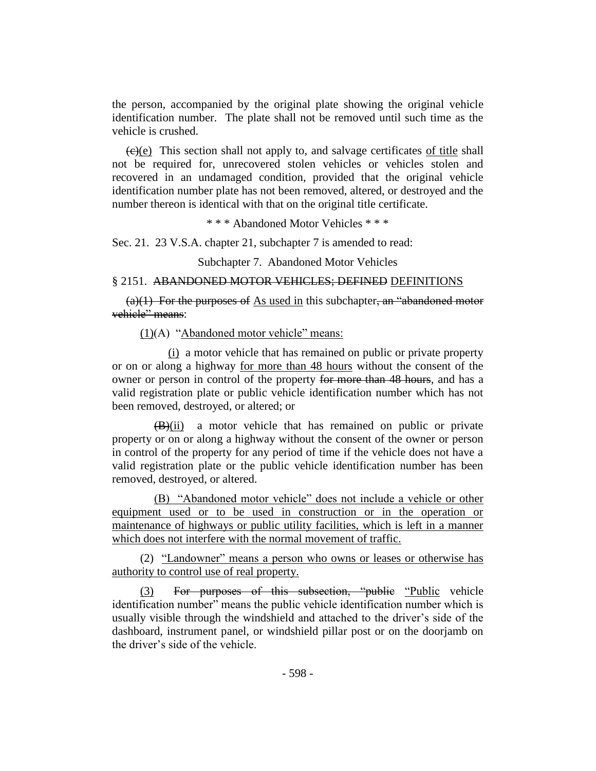the person, accompanied by the original plate showing the original vehicle identification number. The plate shall not be removed until such time as the vehicle is crushed.

~~(c)~~(e) This section shall not apply to, and salvage certificates <u>of title</u> shall not be required for, unrecovered stolen vehicles or vehicles stolen and recovered in an undamaged condition, provided that the original vehicle identification number plate has not been removed, altered, or destroyed and the number thereon is identical with that on the original title certificate.

\* \* \* Abandoned Motor Vehicles \* \* \*

Sec. 21. 23 V.S.A. chapter 21, subchapter 7 is amended to read:

Subchapter 7. Abandoned Motor Vehicles

§ 2151. ~~ABANDONED MOTOR VEHICLES; DEFINED~~ <u>DEFINITIONS</u>

~~(a)(1) For the purposes of~~ <u>As used in</u> this subchapter~~, an "abandoned motor vehicle" means~~:

<u>(1)</u>(A) <u>"Abandoned motor vehicle" means:</u>

<u>(i)</u> a motor vehicle that has remained on public or private property or on or along a highway <u>for more than 48 hours</u> without the consent of the owner or person in control of the property ~~for more than 48 hours~~, and has a valid registration plate or public vehicle identification number which has not been removed, destroyed, or altered; or

~~(B)~~<u>(ii)</u> a motor vehicle that has remained on public or private property or on or along a highway without the consent of the owner or person in control of the property for any period of time if the vehicle does not have a valid registration plate or the public vehicle identification number has been removed, destroyed, or altered.

<u>(B) "Abandoned motor vehicle" does not include a vehicle or other equipment used or to be used in construction or in the operation or maintenance of highways or public utility facilities, which is left in a manner which does not interfere with the normal movement of traffic.</u>

(2) <u>"Landowner" means a person who owns or leases or otherwise has authority to control use of real property.</u>

<u>(3)</u> ~~For purposes of this subsection, "public~~ <u>"Public</u> vehicle identification number" means the public vehicle identification number which is usually visible through the windshield and attached to the driver's side of the dashboard, instrument panel, or windshield pillar post or on the doorjamb on the driver's side of the vehicle.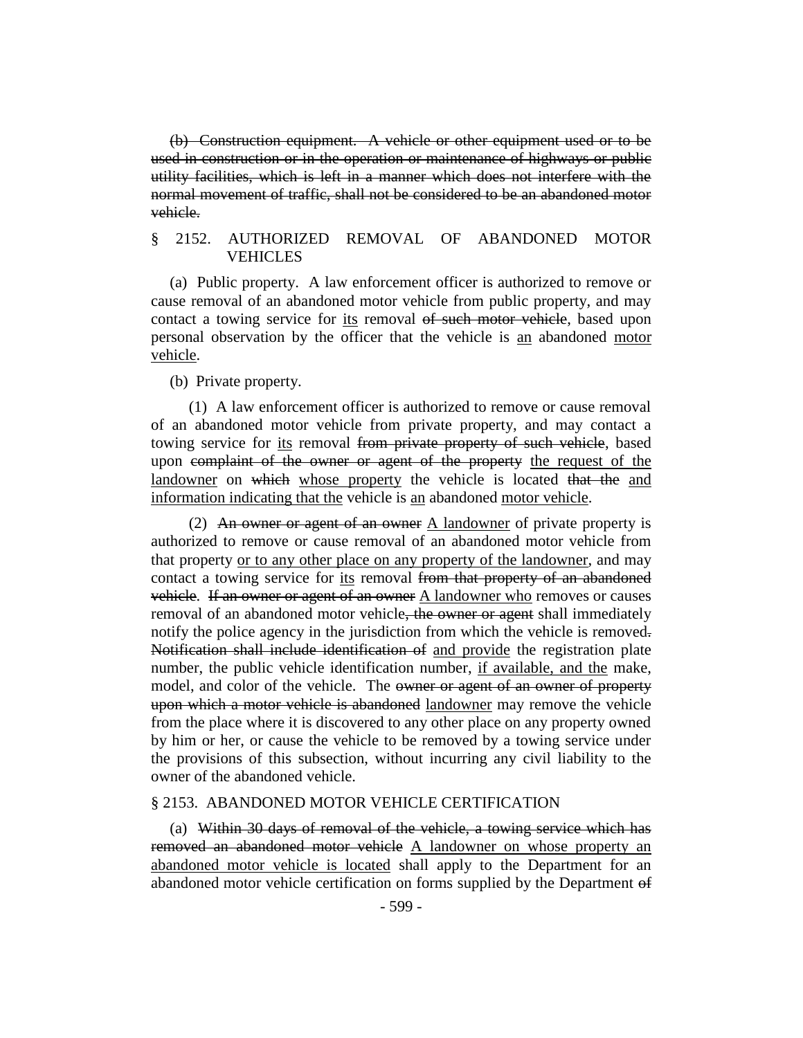~~(b) Construction equipment. A vehicle or other equipment used or to be used in construction or in the operation or maintenance of highways or public utility facilities, which is left in a manner which does not interfere with the normal movement of traffic, shall not be considered to be an abandoned motor vehicle.~~

§ 2152. AUTHORIZED REMOVAL OF ABANDONED MOTOR VEHICLES

(a) Public property. A law enforcement officer is authorized to remove or cause removal of an abandoned motor vehicle from public property, and may contact a towing service for <u>its</u> removal ~~of such motor vehicle~~, based upon personal observation by the officer that the vehicle is <u>an</u> abandoned <u>motor vehicle</u>.

(b) Private property.

(1) A law enforcement officer is authorized to remove or cause removal of an abandoned motor vehicle from private property, and may contact a towing service for <u>its</u> removal ~~from private property of such vehicle~~, based upon ~~complaint of the owner or agent of the property~~ <u>the request of the landowner</u> on ~~which~~ <u>whose property</u> the vehicle is located ~~that the~~ <u>and information indicating that the</u> vehicle is <u>an</u> abandoned <u>motor vehicle</u>.

(2) ~~An owner or agent of an owner~~ <u>A landowner</u> of private property is authorized to remove or cause removal of an abandoned motor vehicle from that property <u>or to any other place on any property of the landowner</u>, and may contact a towing service for <u>its</u> removal ~~from that property of an abandoned vehicle~~. ~~If an owner or agent of an owner~~ <u>A landowner who</u> removes or causes removal of an abandoned motor vehicle~~, the owner or agent~~ shall immediately notify the police agency in the jurisdiction from which the vehicle is removed~~. Notification shall include identification of~~ <u>and provide</u> the registration plate number, the public vehicle identification number, <u>if available, and the</u> make, model, and color of the vehicle. The ~~owner or agent of an owner of property upon which a motor vehicle is abandoned~~ <u>landowner</u> may remove the vehicle from the place where it is discovered to any other place on any property owned by him or her, or cause the vehicle to be removed by a towing service under the provisions of this subsection, without incurring any civil liability to the owner of the abandoned vehicle.

§ 2153. ABANDONED MOTOR VEHICLE CERTIFICATION

(a) ~~Within 30 days of removal of the vehicle, a towing service which has removed an abandoned motor vehicle~~ <u>A landowner on whose property an abandoned motor vehicle is located</u> shall apply to the Department for an abandoned motor vehicle certification on forms supplied by the Department ~~of~~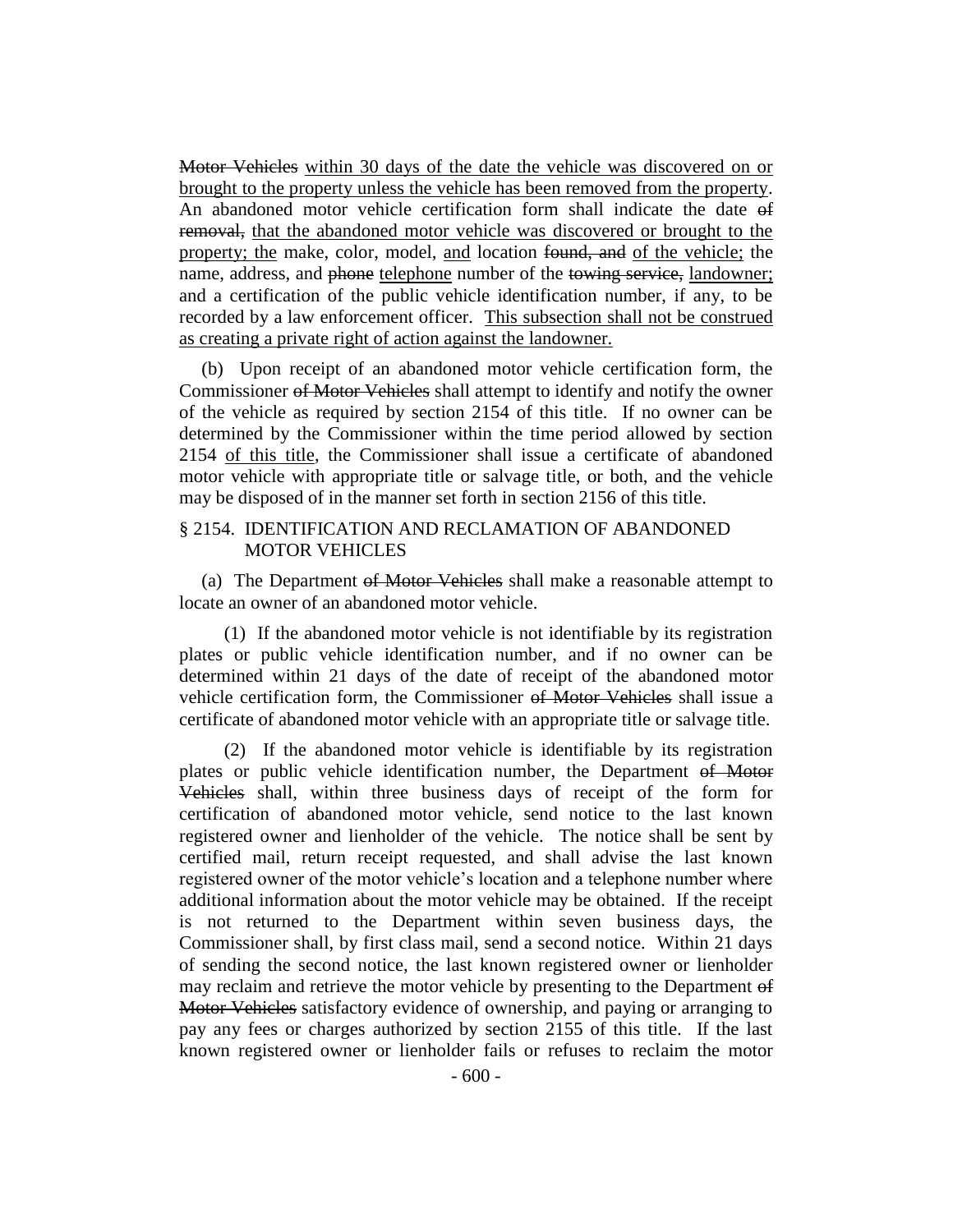~~Motor Vehicles~~ within 30 days of the date the vehicle was discovered on or brought to the property unless the vehicle has been removed from the property. An abandoned motor vehicle certification form shall indicate the date ~~of removal,~~ that the abandoned motor vehicle was discovered or brought to the property; the make, color, model, and location ~~found, and~~ of the vehicle; the name, address, and ~~phone~~ telephone number of the ~~towing service,~~ landowner; and a certification of the public vehicle identification number, if any, to be recorded by a law enforcement officer. This subsection shall not be construed as creating a private right of action against the landowner.

(b) Upon receipt of an abandoned motor vehicle certification form, the Commissioner ~~of Motor Vehicles~~ shall attempt to identify and notify the owner of the vehicle as required by section 2154 of this title. If no owner can be determined by the Commissioner within the time period allowed by section 2154 of this title, the Commissioner shall issue a certificate of abandoned motor vehicle with appropriate title or salvage title, or both, and the vehicle may be disposed of in the manner set forth in section 2156 of this title.

§ 2154. IDENTIFICATION AND RECLAMATION OF ABANDONED MOTOR VEHICLES

(a) The Department ~~of Motor Vehicles~~ shall make a reasonable attempt to locate an owner of an abandoned motor vehicle.

(1) If the abandoned motor vehicle is not identifiable by its registration plates or public vehicle identification number, and if no owner can be determined within 21 days of the date of receipt of the abandoned motor vehicle certification form, the Commissioner ~~of Motor Vehicles~~ shall issue a certificate of abandoned motor vehicle with an appropriate title or salvage title.

(2) If the abandoned motor vehicle is identifiable by its registration plates or public vehicle identification number, the Department ~~of Motor Vehicles~~ shall, within three business days of receipt of the form for certification of abandoned motor vehicle, send notice to the last known registered owner and lienholder of the vehicle. The notice shall be sent by certified mail, return receipt requested, and shall advise the last known registered owner of the motor vehicle's location and a telephone number where additional information about the motor vehicle may be obtained. If the receipt is not returned to the Department within seven business days, the Commissioner shall, by first class mail, send a second notice. Within 21 days of sending the second notice, the last known registered owner or lienholder may reclaim and retrieve the motor vehicle by presenting to the Department ~~of Motor Vehicles~~ satisfactory evidence of ownership, and paying or arranging to pay any fees or charges authorized by section 2155 of this title. If the last known registered owner or lienholder fails or refuses to reclaim the motor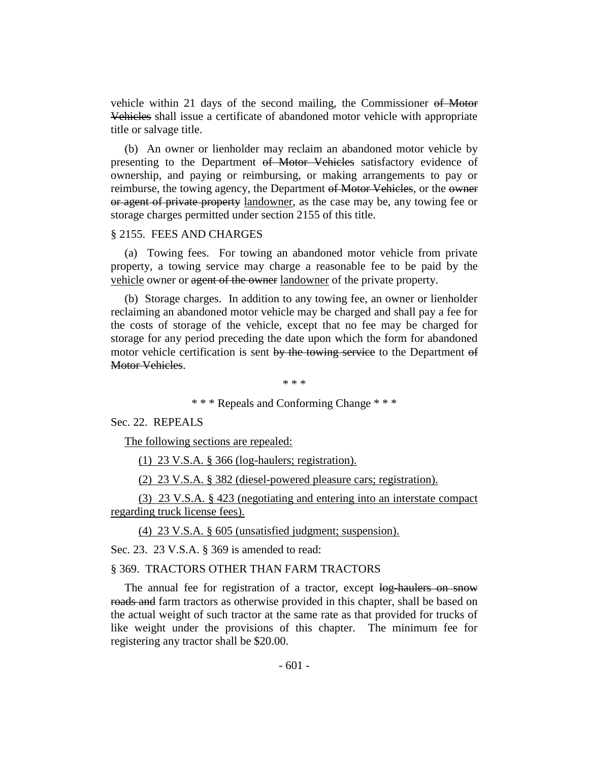vehicle within 21 days of the second mailing, the Commissioner ~~of Motor Vehicles~~ shall issue a certificate of abandoned motor vehicle with appropriate title or salvage title.

(b) An owner or lienholder may reclaim an abandoned motor vehicle by presenting to the Department ~~of Motor Vehicles~~ satisfactory evidence of ownership, and paying or reimbursing, or making arrangements to pay or reimburse, the towing agency, the Department ~~of Motor Vehicles~~, or the ~~owner or agent of private property~~ <u>landowner</u>, as the case may be, any towing fee or storage charges permitted under section 2155 of this title.

§ 2155. FEES AND CHARGES

(a) Towing fees. For towing an abandoned motor vehicle from private property, a towing service may charge a reasonable fee to be paid by the <u>vehicle</u> owner or ~~agent of the owner~~ <u>landowner</u> of the private property.

(b) Storage charges. In addition to any towing fee, an owner or lienholder reclaiming an abandoned motor vehicle may be charged and shall pay a fee for the costs of storage of the vehicle, except that no fee may be charged for storage for any period preceding the date upon which the form for abandoned motor vehicle certification is sent ~~by the towing service~~ to the Department ~~of Motor Vehicles~~.

\* \* \*

\* \* \* Repeals and Conforming Change \* \* \*

Sec. 22. REPEALS

<u>The following sections are repealed:</u>

<u>(1) 23 V.S.A. § 366 (log-haulers; registration).</u>

<u>(2) 23 V.S.A. § 382 (diesel-powered pleasure cars; registration).</u>

<u>(3) 23 V.S.A. § 423 (negotiating and entering into an interstate compact regarding truck license fees).</u>

<u>(4) 23 V.S.A. § 605 (unsatisfied judgment; suspension).</u>

Sec. 23. 23 V.S.A. § 369 is amended to read:

§ 369. TRACTORS OTHER THAN FARM TRACTORS

The annual fee for registration of a tractor, except ~~log-haulers on snow roads and~~ farm tractors as otherwise provided in this chapter, shall be based on the actual weight of such tractor at the same rate as that provided for trucks of like weight under the provisions of this chapter. The minimum fee for registering any tractor shall be $20.00.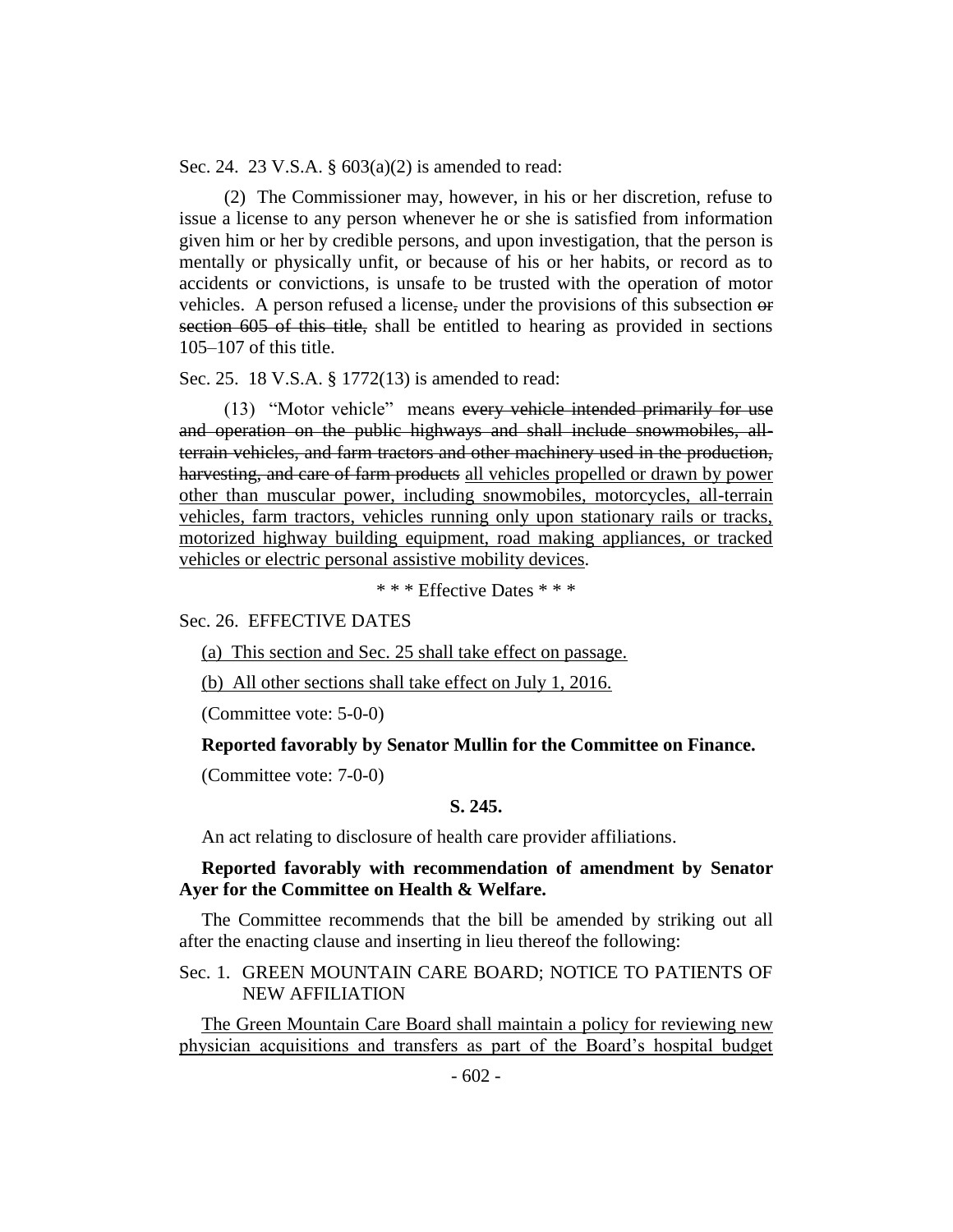Sec. 24. 23 V.S.A. § 603(a)(2) is amended to read:

(2) The Commissioner may, however, in his or her discretion, refuse to issue a license to any person whenever he or she is satisfied from information given him or her by credible persons, and upon investigation, that the person is mentally or physically unfit, or because of his or her habits, or record as to accidents or convictions, is unsafe to be trusted with the operation of motor vehicles. A person refused a license, under the provisions of this subsection ~~or section 605 of this title,~~ shall be entitled to hearing as provided in sections 105–107 of this title.

Sec. 25. 18 V.S.A. § 1772(13) is amended to read:

(13) "Motor vehicle" means ~~every vehicle intended primarily for use and operation on the public highways and shall include snowmobiles, all-terrain vehicles, and farm tractors and other machinery used in the production, harvesting, and care of farm products~~ <u>all vehicles propelled or drawn by power other than muscular power, including snowmobiles, motorcycles, all-terrain vehicles, farm tractors, vehicles running only upon stationary rails or tracks, motorized highway building equipment, road making appliances, or tracked vehicles or electric personal assistive mobility devices</u>.

\* \* \* Effective Dates \* \* \*

Sec. 26. EFFECTIVE DATES

<u>(a) This section and Sec. 25 shall take effect on passage.</u>

<u>(b) All other sections shall take effect on July 1, 2016.</u>

(Committee vote: 5-0-0)

**Reported favorably by Senator Mullin for the Committee on Finance.**

(Committee vote: 7-0-0)

**S. 245.**

An act relating to disclosure of health care provider affiliations.

**Reported favorably with recommendation of amendment by Senator Ayer for the Committee on Health & Welfare.**

The Committee recommends that the bill be amended by striking out all after the enacting clause and inserting in lieu thereof the following:

Sec. 1. GREEN MOUNTAIN CARE BOARD; NOTICE TO PATIENTS OF NEW AFFILIATION

<u>The Green Mountain Care Board shall maintain a policy for reviewing new physician acquisitions and transfers as part of the Board's hospital budget</u>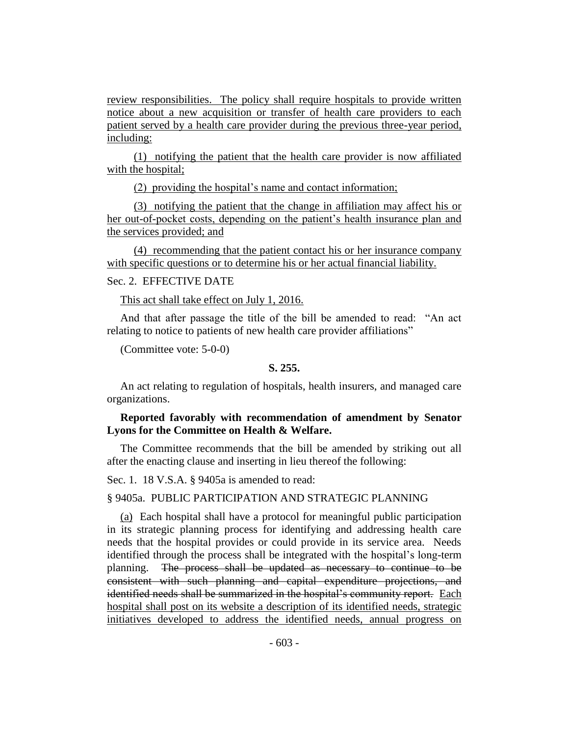review responsibilities. The policy shall require hospitals to provide written notice about a new acquisition or transfer of health care providers to each patient served by a health care provider during the previous three-year period, including:

(1) notifying the patient that the health care provider is now affiliated with the hospital;

(2) providing the hospital's name and contact information;

(3) notifying the patient that the change in affiliation may affect his or her out-of-pocket costs, depending on the patient's health insurance plan and the services provided; and

(4) recommending that the patient contact his or her insurance company with specific questions or to determine his or her actual financial liability.

Sec. 2. EFFECTIVE DATE

This act shall take effect on July 1, 2016.

And that after passage the title of the bill be amended to read: "An act relating to notice to patients of new health care provider affiliations"

(Committee vote: 5-0-0)

**S. 255.**

An act relating to regulation of hospitals, health insurers, and managed care organizations.

**Reported favorably with recommendation of amendment by Senator Lyons for the Committee on Health & Welfare.**

The Committee recommends that the bill be amended by striking out all after the enacting clause and inserting in lieu thereof the following:

Sec. 1. 18 V.S.A. § 9405a is amended to read:

§ 9405a. PUBLIC PARTICIPATION AND STRATEGIC PLANNING

(a) Each hospital shall have a protocol for meaningful public participation in its strategic planning process for identifying and addressing health care needs that the hospital provides or could provide in its service area. Needs identified through the process shall be integrated with the hospital's long-term planning. ~~The process shall be updated as necessary to continue to be consistent with such planning and capital expenditure projections, and identified needs shall be summarized in the hospital's community report.~~ Each hospital shall post on its website a description of its identified needs, strategic initiatives developed to address the identified needs, annual progress on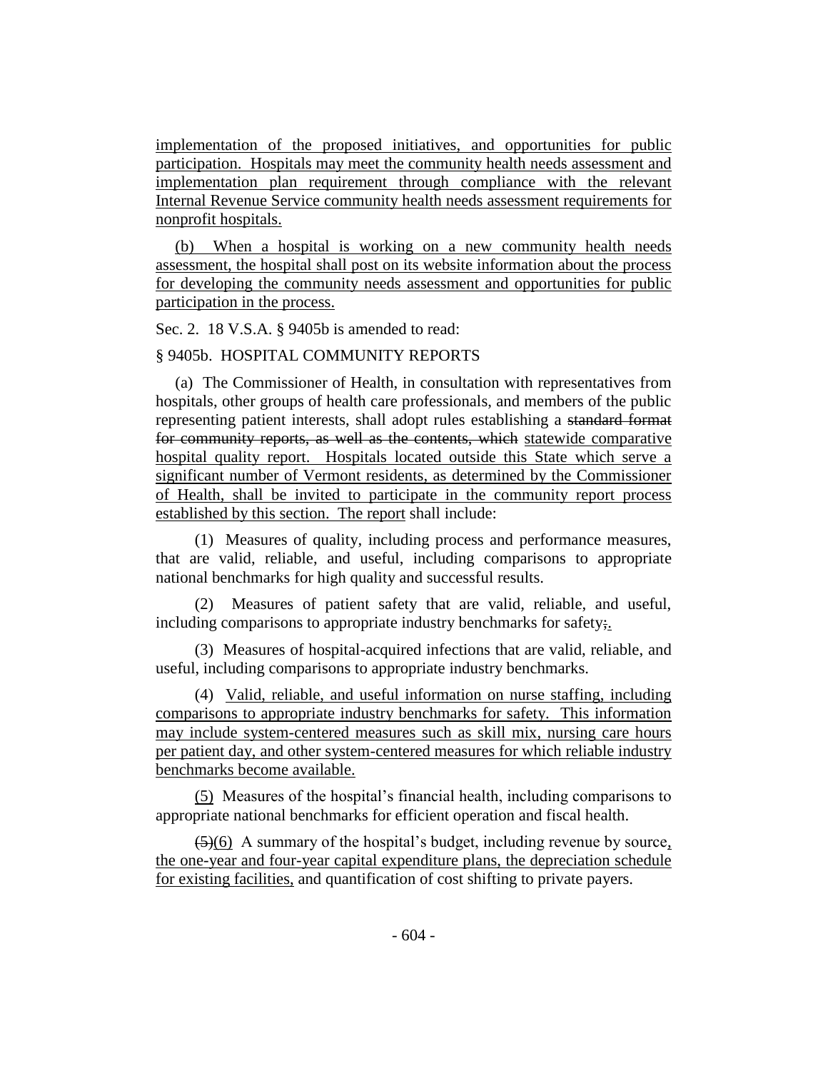implementation of the proposed initiatives, and opportunities for public participation. Hospitals may meet the community health needs assessment and implementation plan requirement through compliance with the relevant Internal Revenue Service community health needs assessment requirements for nonprofit hospitals.

(b) When a hospital is working on a new community health needs assessment, the hospital shall post on its website information about the process for developing the community needs assessment and opportunities for public participation in the process.

Sec. 2. 18 V.S.A. § 9405b is amended to read:

§ 9405b. HOSPITAL COMMUNITY REPORTS

(a) The Commissioner of Health, in consultation with representatives from hospitals, other groups of health care professionals, and members of the public representing patient interests, shall adopt rules establishing a ~~standard format for community reports, as well as the contents, which~~ statewide comparative hospital quality report. Hospitals located outside this State which serve a significant number of Vermont residents, as determined by the Commissioner of Health, shall be invited to participate in the community report process established by this section. The report shall include:

(1) Measures of quality, including process and performance measures, that are valid, reliable, and useful, including comparisons to appropriate national benchmarks for high quality and successful results.

(2) Measures of patient safety that are valid, reliable, and useful, including comparisons to appropriate industry benchmarks for safety~~;~~.

(3) Measures of hospital-acquired infections that are valid, reliable, and useful, including comparisons to appropriate industry benchmarks.

(4) Valid, reliable, and useful information on nurse staffing, including comparisons to appropriate industry benchmarks for safety. This information may include system-centered measures such as skill mix, nursing care hours per patient day, and other system-centered measures for which reliable industry benchmarks become available.

(5) Measures of the hospital's financial health, including comparisons to appropriate national benchmarks for efficient operation and fiscal health.

~~(5)~~(6) A summary of the hospital's budget, including revenue by source, the one-year and four-year capital expenditure plans, the depreciation schedule for existing facilities, and quantification of cost shifting to private payers.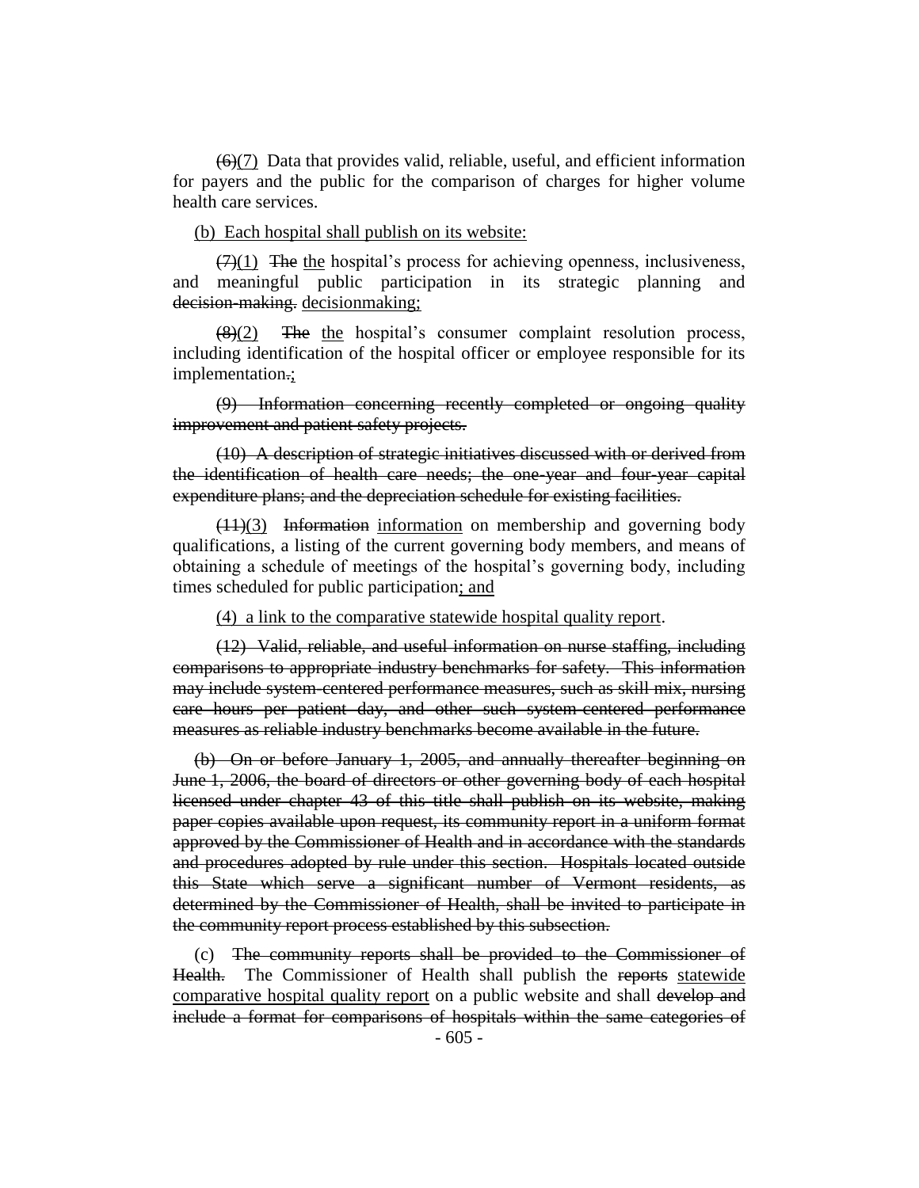~~(6)~~(7) Data that provides valid, reliable, useful, and efficient information for payers and the public for the comparison of charges for higher volume health care services.

<u>(b) Each hospital shall publish on its website:</u>

~~(7)~~<u>(1)</u> ~~The~~ <u>the</u> hospital's process for achieving openness, inclusiveness, and meaningful public participation in its strategic planning and ~~decision-making.~~ <u>decisionmaking;</u>

~~(8)~~<u>(2)</u> ~~The~~ <u>the</u> hospital's consumer complaint resolution process, including identification of the hospital officer or employee responsible for its implementation~~.~~<u>;</u>

~~(9) Information concerning recently completed or ongoing quality improvement and patient safety projects.~~

~~(10) A description of strategic initiatives discussed with or derived from the identification of health care needs; the one-year and four-year capital expenditure plans; and the depreciation schedule for existing facilities.~~

~~(11)~~<u>(3)</u> ~~Information~~ <u>information</u> on membership and governing body qualifications, a listing of the current governing body members, and means of obtaining a schedule of meetings of the hospital's governing body, including times scheduled for public participation<u>; and</u>

<u>(4) a link to the comparative statewide hospital quality report</u>.

~~(12) Valid, reliable, and useful information on nurse staffing, including comparisons to appropriate industry benchmarks for safety. This information may include system-centered performance measures, such as skill mix, nursing care hours per patient day, and other such system-centered performance measures as reliable industry benchmarks become available in the future.~~

~~(b) On or before January 1, 2005, and annually thereafter beginning on June 1, 2006, the board of directors or other governing body of each hospital licensed under chapter 43 of this title shall publish on its website, making paper copies available upon request, its community report in a uniform format approved by the Commissioner of Health and in accordance with the standards and procedures adopted by rule under this section. Hospitals located outside this State which serve a significant number of Vermont residents, as determined by the Commissioner of Health, shall be invited to participate in the community report process established by this subsection.~~

(c) ~~The community reports shall be provided to the Commissioner of Health.~~ The Commissioner of Health shall publish the ~~reports~~ <u>statewide comparative hospital quality report</u> on a public website and shall ~~develop and include a format for comparisons of hospitals within the same categories of~~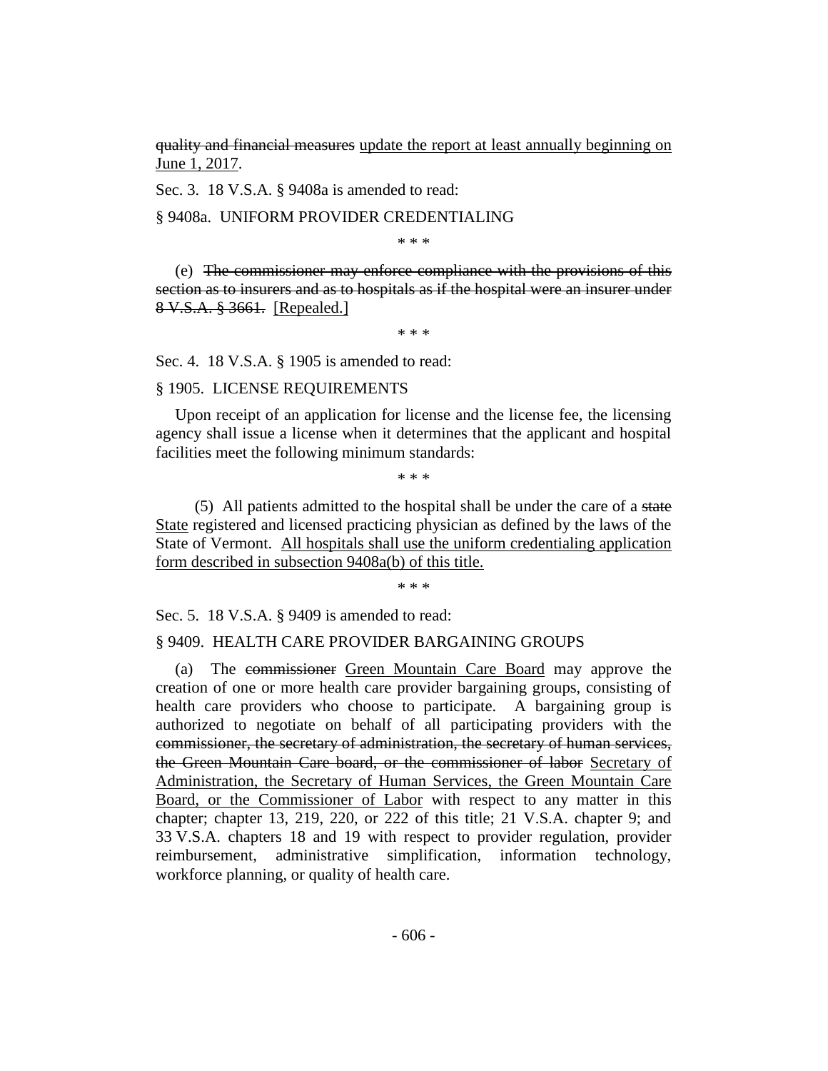~~quality and financial measures~~ update the report at least annually beginning on June 1, 2017.

Sec. 3. 18 V.S.A. § 9408a is amended to read:

§ 9408a. UNIFORM PROVIDER CREDENTIALING

\* \* \*

(e) ~~The commissioner may enforce compliance with the provisions of this section as to insurers and as to hospitals as if the hospital were an insurer under 8 V.S.A. § 3661.~~ [Repealed.]

\* \* \*

Sec. 4. 18 V.S.A. § 1905 is amended to read:

§ 1905. LICENSE REQUIREMENTS

Upon receipt of an application for license and the license fee, the licensing agency shall issue a license when it determines that the applicant and hospital facilities meet the following minimum standards:

\* \* \*

(5) All patients admitted to the hospital shall be under the care of a ~~state~~ State registered and licensed practicing physician as defined by the laws of the State of Vermont. All hospitals shall use the uniform credentialing application form described in subsection 9408a(b) of this title.

\* \* \*

Sec. 5. 18 V.S.A. § 9409 is amended to read:

§ 9409. HEALTH CARE PROVIDER BARGAINING GROUPS

(a) The ~~commissioner~~ Green Mountain Care Board may approve the creation of one or more health care provider bargaining groups, consisting of health care providers who choose to participate. A bargaining group is authorized to negotiate on behalf of all participating providers with the ~~commissioner, the secretary of administration, the secretary of human services, the Green Mountain Care board, or the commissioner of labor~~ Secretary of Administration, the Secretary of Human Services, the Green Mountain Care Board, or the Commissioner of Labor with respect to any matter in this chapter; chapter 13, 219, 220, or 222 of this title; 21 V.S.A. chapter 9; and 33 V.S.A. chapters 18 and 19 with respect to provider regulation, provider reimbursement, administrative simplification, information technology, workforce planning, or quality of health care.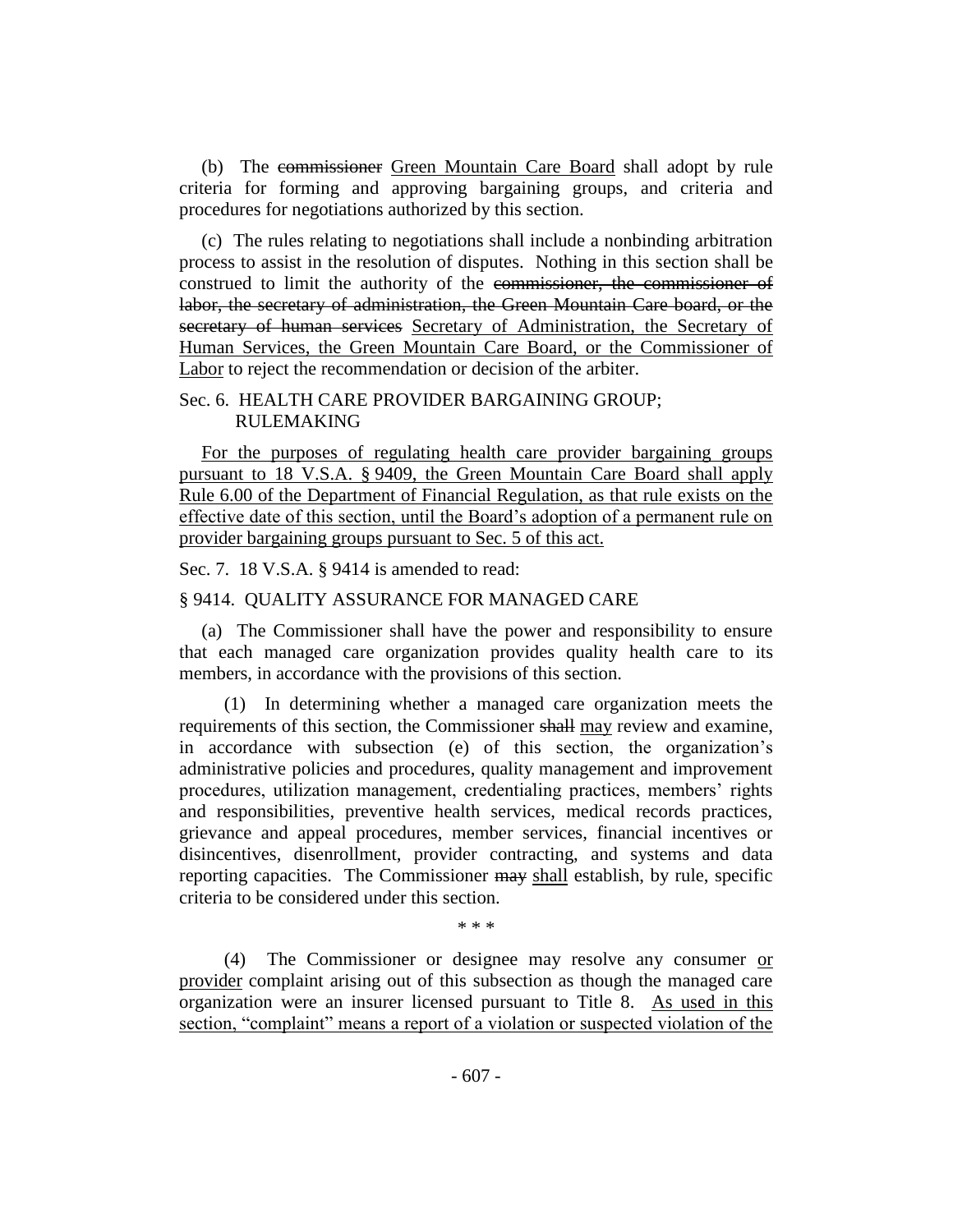(b) The ~~commissioner~~ Green Mountain Care Board shall adopt by rule criteria for forming and approving bargaining groups, and criteria and procedures for negotiations authorized by this section.

(c) The rules relating to negotiations shall include a nonbinding arbitration process to assist in the resolution of disputes. Nothing in this section shall be construed to limit the authority of the ~~commissioner, the commissioner of labor, the secretary of administration, the Green Mountain Care board, or the secretary of human services~~ Secretary of Administration, the Secretary of Human Services, the Green Mountain Care Board, or the Commissioner of Labor to reject the recommendation or decision of the arbiter.

Sec. 6. HEALTH CARE PROVIDER BARGAINING GROUP; RULEMAKING

For the purposes of regulating health care provider bargaining groups pursuant to 18 V.S.A. § 9409, the Green Mountain Care Board shall apply Rule 6.00 of the Department of Financial Regulation, as that rule exists on the effective date of this section, until the Board's adoption of a permanent rule on provider bargaining groups pursuant to Sec. 5 of this act.

Sec. 7. 18 V.S.A. § 9414 is amended to read:

§ 9414. QUALITY ASSURANCE FOR MANAGED CARE

(a) The Commissioner shall have the power and responsibility to ensure that each managed care organization provides quality health care to its members, in accordance with the provisions of this section.

(1) In determining whether a managed care organization meets the requirements of this section, the Commissioner ~~shall~~ may review and examine, in accordance with subsection (e) of this section, the organization's administrative policies and procedures, quality management and improvement procedures, utilization management, credentialing practices, members' rights and responsibilities, preventive health services, medical records practices, grievance and appeal procedures, member services, financial incentives or disincentives, disenrollment, provider contracting, and systems and data reporting capacities. The Commissioner ~~may~~ shall establish, by rule, specific criteria to be considered under this section.

\* \* \*

(4) The Commissioner or designee may resolve any consumer or provider complaint arising out of this subsection as though the managed care organization were an insurer licensed pursuant to Title 8. As used in this section, "complaint" means a report of a violation or suspected violation of the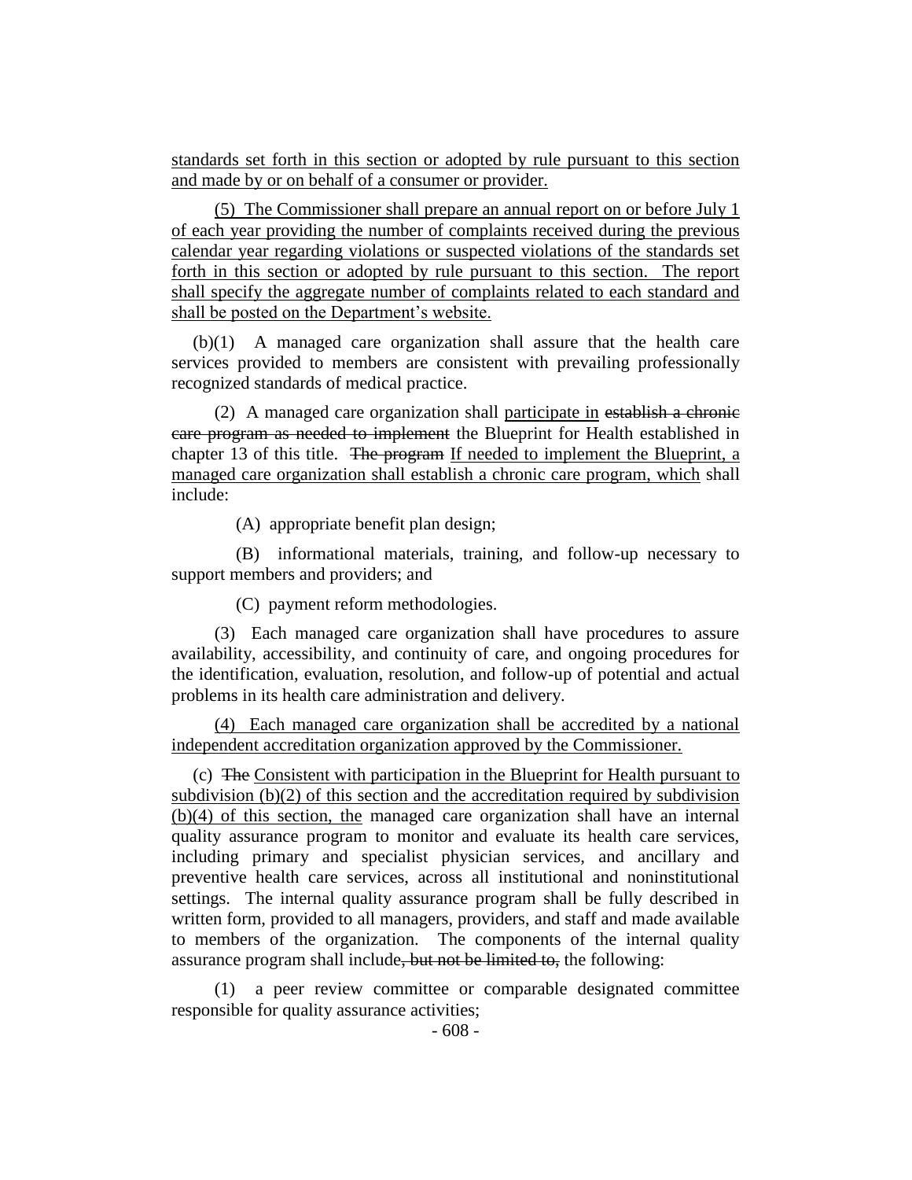standards set forth in this section or adopted by rule pursuant to this section and made by or on behalf of a consumer or provider.

(5) The Commissioner shall prepare an annual report on or before July 1 of each year providing the number of complaints received during the previous calendar year regarding violations or suspected violations of the standards set forth in this section or adopted by rule pursuant to this section. The report shall specify the aggregate number of complaints related to each standard and shall be posted on the Department's website.

(b)(1) A managed care organization shall assure that the health care services provided to members are consistent with prevailing professionally recognized standards of medical practice.

(2) A managed care organization shall participate in ~~establish a chronic care program as needed to implement~~ the Blueprint for Health established in chapter 13 of this title. ~~The program~~ If needed to implement the Blueprint, a managed care organization shall establish a chronic care program, which shall include:

(A) appropriate benefit plan design;

(B) informational materials, training, and follow-up necessary to support members and providers; and

(C) payment reform methodologies.

(3) Each managed care organization shall have procedures to assure availability, accessibility, and continuity of care, and ongoing procedures for the identification, evaluation, resolution, and follow-up of potential and actual problems in its health care administration and delivery.

(4) Each managed care organization shall be accredited by a national independent accreditation organization approved by the Commissioner.

(c) ~~The~~ Consistent with participation in the Blueprint for Health pursuant to subdivision (b)(2) of this section and the accreditation required by subdivision (b)(4) of this section, the managed care organization shall have an internal quality assurance program to monitor and evaluate its health care services, including primary and specialist physician services, and ancillary and preventive health care services, across all institutional and noninstitutional settings. The internal quality assurance program shall be fully described in written form, provided to all managers, providers, and staff and made available to members of the organization. The components of the internal quality assurance program shall include~~, but not be limited to,~~ the following:

(1) a peer review committee or comparable designated committee responsible for quality assurance activities;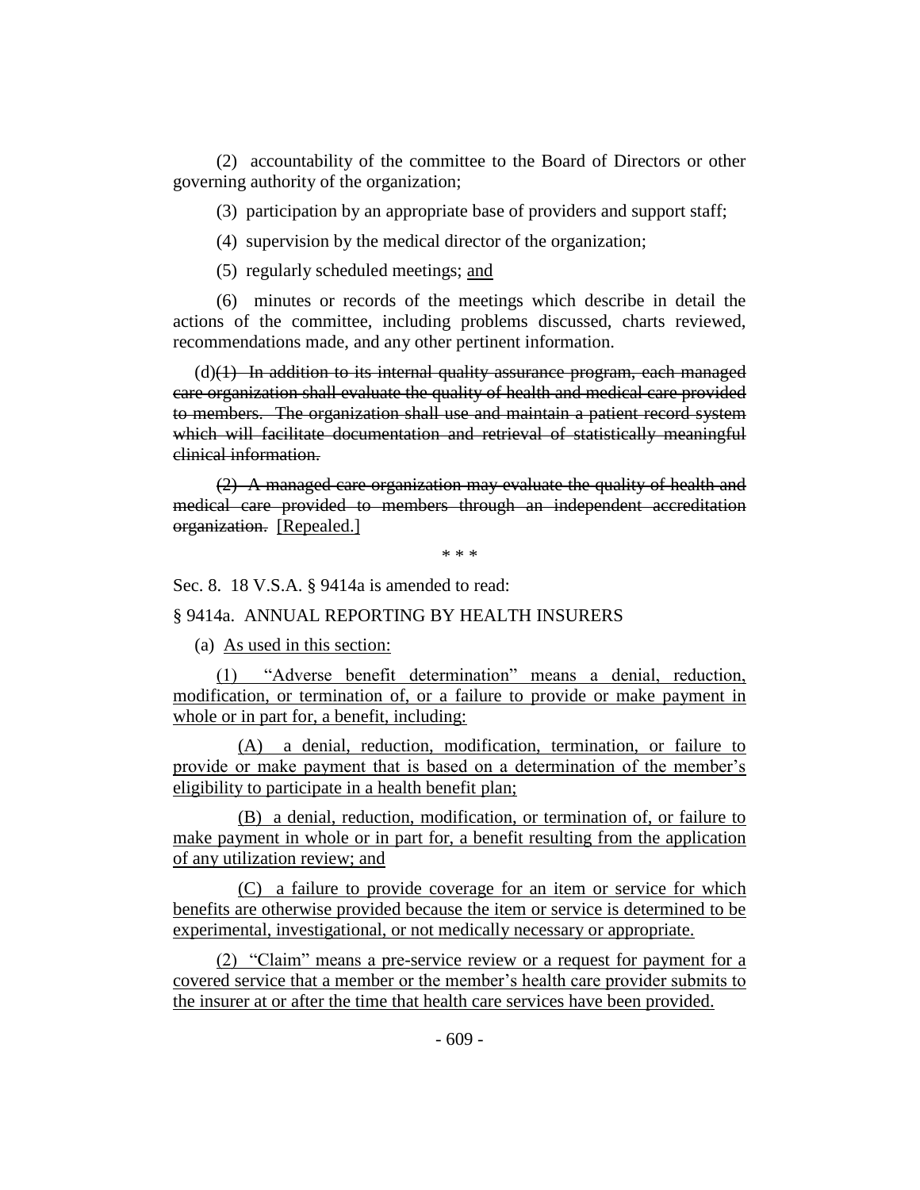(2) accountability of the committee to the Board of Directors or other governing authority of the organization;

(3) participation by an appropriate base of providers and support staff;

(4) supervision by the medical director of the organization;

(5) regularly scheduled meetings; and

(6) minutes or records of the meetings which describe in detail the actions of the committee, including problems discussed, charts reviewed, recommendations made, and any other pertinent information.

(d)~~(1) In addition to its internal quality assurance program, each managed care organization shall evaluate the quality of health and medical care provided to members. The organization shall use and maintain a patient record system which will facilitate documentation and retrieval of statistically meaningful clinical information.~~

~~(2) A managed care organization may evaluate the quality of health and medical care provided to members through an independent accreditation organization.~~ [Repealed.]

\* \* \*

Sec. 8. 18 V.S.A. § 9414a is amended to read:

§ 9414a. ANNUAL REPORTING BY HEALTH INSURERS

(a) As used in this section:

(1) "Adverse benefit determination" means a denial, reduction, modification, or termination of, or a failure to provide or make payment in whole or in part for, a benefit, including:

(A) a denial, reduction, modification, termination, or failure to provide or make payment that is based on a determination of the member's eligibility to participate in a health benefit plan;

(B) a denial, reduction, modification, or termination of, or failure to make payment in whole or in part for, a benefit resulting from the application of any utilization review; and

(C) a failure to provide coverage for an item or service for which benefits are otherwise provided because the item or service is determined to be experimental, investigational, or not medically necessary or appropriate.

(2) "Claim" means a pre-service review or a request for payment for a covered service that a member or the member's health care provider submits to the insurer at or after the time that health care services have been provided.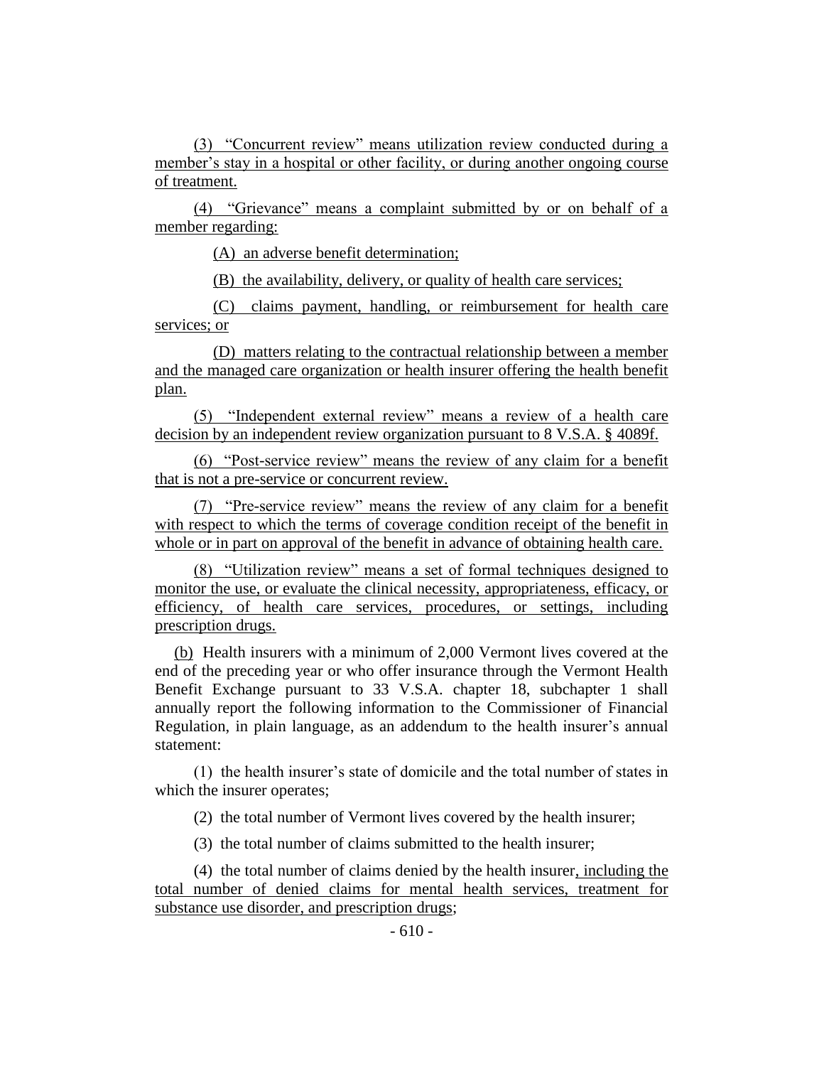(3) "Concurrent review" means utilization review conducted during a member's stay in a hospital or other facility, or during another ongoing course of treatment.

(4) "Grievance" means a complaint submitted by or on behalf of a member regarding:

(A) an adverse benefit determination;

(B) the availability, delivery, or quality of health care services;

(C) claims payment, handling, or reimbursement for health care services; or

(D) matters relating to the contractual relationship between a member and the managed care organization or health insurer offering the health benefit plan.

(5) "Independent external review" means a review of a health care decision by an independent review organization pursuant to 8 V.S.A. § 4089f.

(6) "Post-service review" means the review of any claim for a benefit that is not a pre-service or concurrent review.

(7) "Pre-service review" means the review of any claim for a benefit with respect to which the terms of coverage condition receipt of the benefit in whole or in part on approval of the benefit in advance of obtaining health care.

(8) "Utilization review" means a set of formal techniques designed to monitor the use, or evaluate the clinical necessity, appropriateness, efficacy, or efficiency, of health care services, procedures, or settings, including prescription drugs.

(b) Health insurers with a minimum of 2,000 Vermont lives covered at the end of the preceding year or who offer insurance through the Vermont Health Benefit Exchange pursuant to 33 V.S.A. chapter 18, subchapter 1 shall annually report the following information to the Commissioner of Financial Regulation, in plain language, as an addendum to the health insurer's annual statement:

(1) the health insurer's state of domicile and the total number of states in which the insurer operates;

(2) the total number of Vermont lives covered by the health insurer;

(3) the total number of claims submitted to the health insurer;

(4) the total number of claims denied by the health insurer, including the total number of denied claims for mental health services, treatment for substance use disorder, and prescription drugs;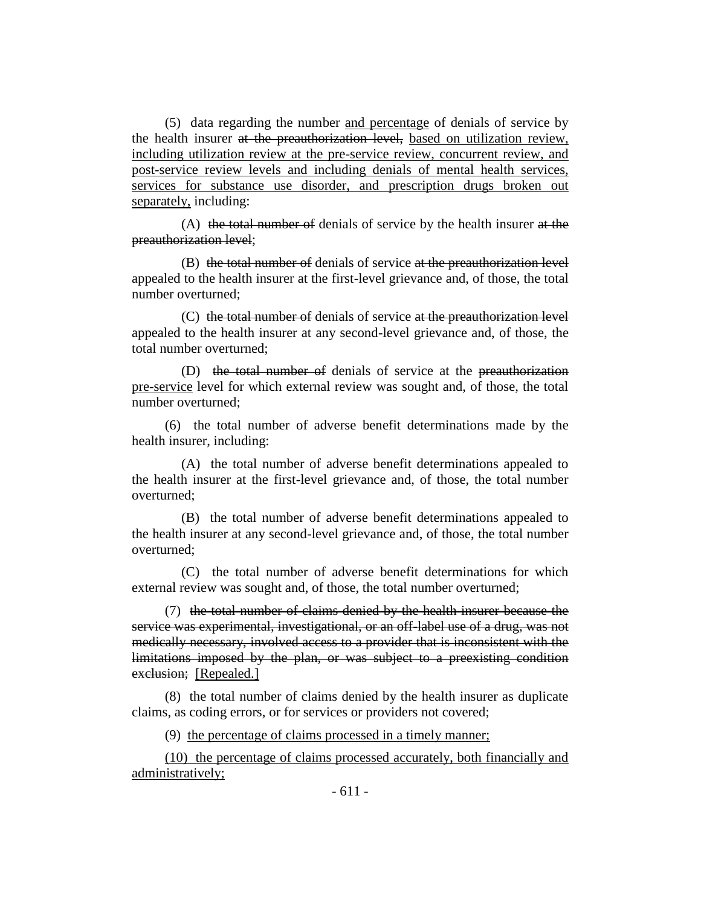(5) data regarding the number <u>and percentage</u> of denials of service by the health insurer ~~at the preauthorization level,~~ <u>based on utilization review, including utilization review at the pre-service review, concurrent review, and post-service review levels and including denials of mental health services, services for substance use disorder, and prescription drugs broken out separately,</u> including:

(A) ~~the total number of~~ denials of service by the health insurer ~~at the preauthorization level~~;

(B) ~~the total number of~~ denials of service ~~at the preauthorization level~~ appealed to the health insurer at the first-level grievance and, of those, the total number overturned;

(C) ~~the total number of~~ denials of service ~~at the preauthorization level~~ appealed to the health insurer at any second-level grievance and, of those, the total number overturned;

(D) ~~the total number of~~ denials of service at the ~~preauthorization~~ <u>pre-service</u> level for which external review was sought and, of those, the total number overturned;

(6) the total number of adverse benefit determinations made by the health insurer, including:

(A) the total number of adverse benefit determinations appealed to the health insurer at the first-level grievance and, of those, the total number overturned;

(B) the total number of adverse benefit determinations appealed to the health insurer at any second-level grievance and, of those, the total number overturned;

(C) the total number of adverse benefit determinations for which external review was sought and, of those, the total number overturned;

(7) ~~the total number of claims denied by the health insurer because the service was experimental, investigational, or an off-label use of a drug, was not medically necessary, involved access to a provider that is inconsistent with the limitations imposed by the plan, or was subject to a preexisting condition exclusion;~~ <u>[Repealed.]</u>

(8) the total number of claims denied by the health insurer as duplicate claims, as coding errors, or for services or providers not covered;

(9) <u>the percentage of claims processed in a timely manner;</u>

<u>(10) the percentage of claims processed accurately, both financially and administratively;</u>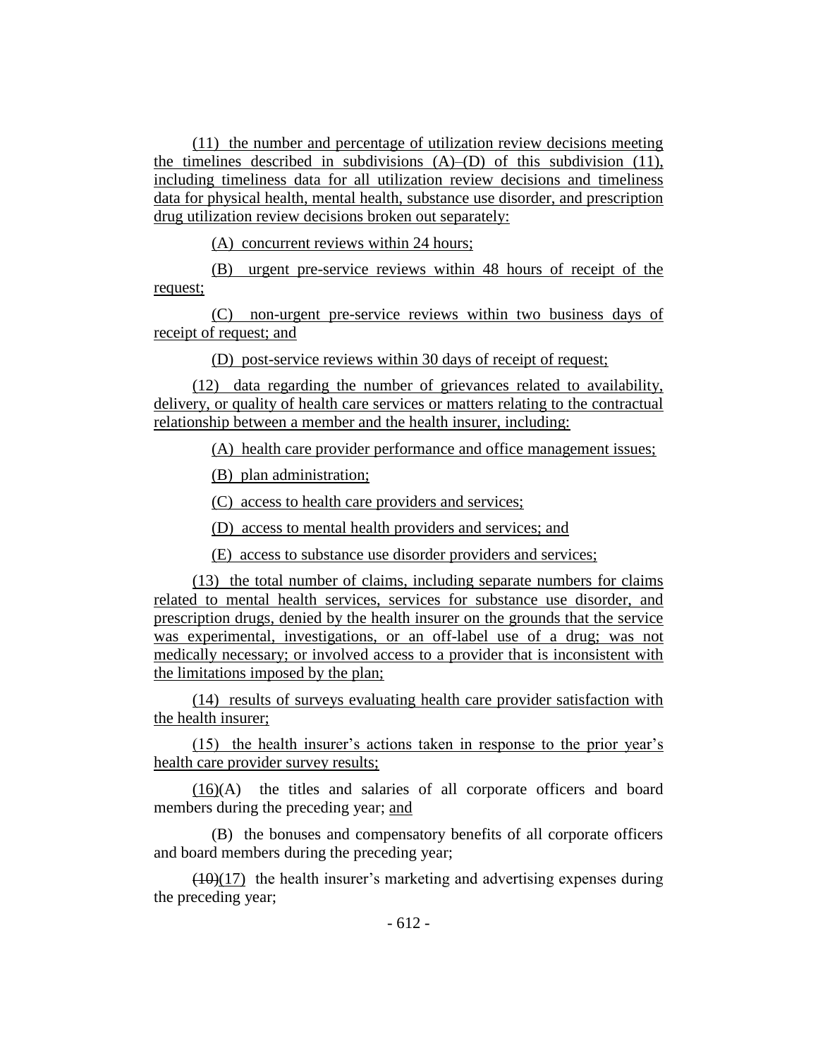(11) the number and percentage of utilization review decisions meeting the timelines described in subdivisions (A)–(D) of this subdivision (11), including timeliness data for all utilization review decisions and timeliness data for physical health, mental health, substance use disorder, and prescription drug utilization review decisions broken out separately:

(A) concurrent reviews within 24 hours;

(B) urgent pre-service reviews within 48 hours of receipt of the request;

(C) non-urgent pre-service reviews within two business days of receipt of request; and

(D) post-service reviews within 30 days of receipt of request;

(12) data regarding the number of grievances related to availability, delivery, or quality of health care services or matters relating to the contractual relationship between a member and the health insurer, including:

(A) health care provider performance and office management issues;

(B) plan administration;

(C) access to health care providers and services;

(D) access to mental health providers and services; and

(E) access to substance use disorder providers and services;

(13) the total number of claims, including separate numbers for claims related to mental health services, services for substance use disorder, and prescription drugs, denied by the health insurer on the grounds that the service was experimental, investigations, or an off-label use of a drug; was not medically necessary; or involved access to a provider that is inconsistent with the limitations imposed by the plan;

(14) results of surveys evaluating health care provider satisfaction with the health insurer;

(15) the health insurer's actions taken in response to the prior year's health care provider survey results;

(16)(A) the titles and salaries of all corporate officers and board members during the preceding year; and

(B) the bonuses and compensatory benefits of all corporate officers and board members during the preceding year;

~~(10)~~(17) the health insurer's marketing and advertising expenses during the preceding year;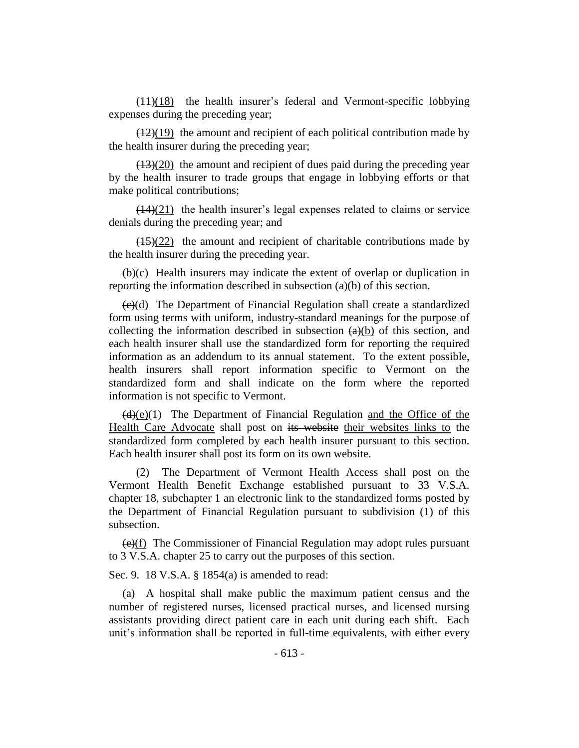~~(11)~~(18) the health insurer's federal and Vermont-specific lobbying expenses during the preceding year;

~~(12)~~(19) the amount and recipient of each political contribution made by the health insurer during the preceding year;

~~(13)~~(20) the amount and recipient of dues paid during the preceding year by the health insurer to trade groups that engage in lobbying efforts or that make political contributions;

~~(14)~~(21) the health insurer's legal expenses related to claims or service denials during the preceding year; and

~~(15)~~(22) the amount and recipient of charitable contributions made by the health insurer during the preceding year.

~~(b)~~(c) Health insurers may indicate the extent of overlap or duplication in reporting the information described in subsection ~~(a)~~(b) of this section.

~~(c)~~(d) The Department of Financial Regulation shall create a standardized form using terms with uniform, industry-standard meanings for the purpose of collecting the information described in subsection ~~(a)~~(b) of this section, and each health insurer shall use the standardized form for reporting the required information as an addendum to its annual statement. To the extent possible, health insurers shall report information specific to Vermont on the standardized form and shall indicate on the form where the reported information is not specific to Vermont.

~~(d)~~(e)(1) The Department of Financial Regulation and the Office of the Health Care Advocate shall post on ~~its website~~ their websites links to the standardized form completed by each health insurer pursuant to this section. Each health insurer shall post its form on its own website.

(2) The Department of Vermont Health Access shall post on the Vermont Health Benefit Exchange established pursuant to 33 V.S.A. chapter 18, subchapter 1 an electronic link to the standardized forms posted by the Department of Financial Regulation pursuant to subdivision (1) of this subsection.

~~(e)~~(f) The Commissioner of Financial Regulation may adopt rules pursuant to 3 V.S.A. chapter 25 to carry out the purposes of this section.

Sec. 9. 18 V.S.A. § 1854(a) is amended to read:

(a) A hospital shall make public the maximum patient census and the number of registered nurses, licensed practical nurses, and licensed nursing assistants providing direct patient care in each unit during each shift. Each unit's information shall be reported in full-time equivalents, with either every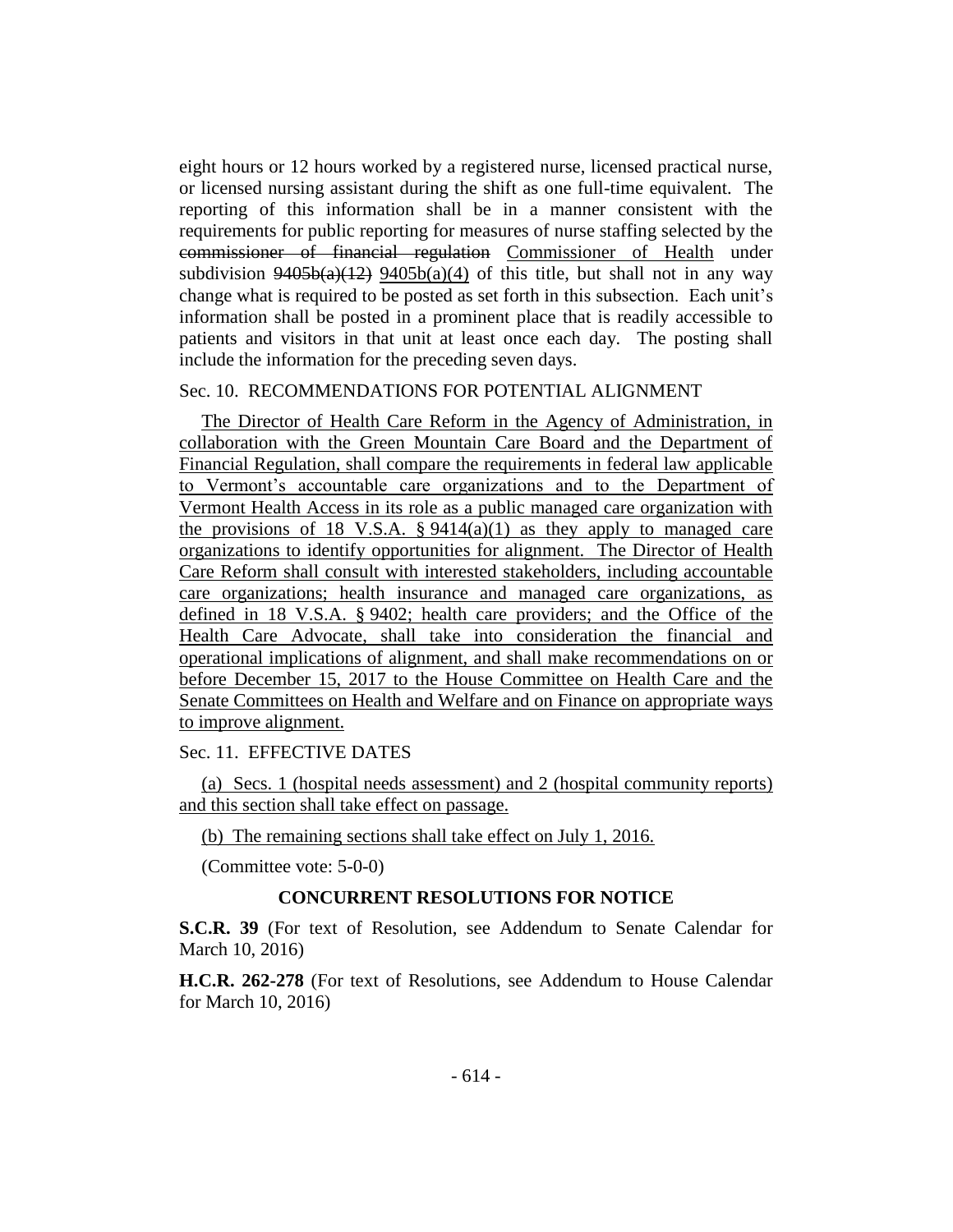eight hours or 12 hours worked by a registered nurse, licensed practical nurse, or licensed nursing assistant during the shift as one full-time equivalent. The reporting of this information shall be in a manner consistent with the requirements for public reporting for measures of nurse staffing selected by the ~~commissioner of financial regulation~~ Commissioner of Health under subdivision ~~9405b(a)(12)~~ 9405b(a)(4) of this title, but shall not in any way change what is required to be posted as set forth in this subsection. Each unit's information shall be posted in a prominent place that is readily accessible to patients and visitors in that unit at least once each day. The posting shall include the information for the preceding seven days.

Sec. 10. RECOMMENDATIONS FOR POTENTIAL ALIGNMENT

The Director of Health Care Reform in the Agency of Administration, in collaboration with the Green Mountain Care Board and the Department of Financial Regulation, shall compare the requirements in federal law applicable to Vermont's accountable care organizations and to the Department of Vermont Health Access in its role as a public managed care organization with the provisions of 18 V.S.A. § 9414(a)(1) as they apply to managed care organizations to identify opportunities for alignment. The Director of Health Care Reform shall consult with interested stakeholders, including accountable care organizations; health insurance and managed care organizations, as defined in 18 V.S.A. § 9402; health care providers; and the Office of the Health Care Advocate, shall take into consideration the financial and operational implications of alignment, and shall make recommendations on or before December 15, 2017 to the House Committee on Health Care and the Senate Committees on Health and Welfare and on Finance on appropriate ways to improve alignment.

Sec. 11. EFFECTIVE DATES

(a) Secs. 1 (hospital needs assessment) and 2 (hospital community reports) and this section shall take effect on passage.

(b) The remaining sections shall take effect on July 1, 2016.

(Committee vote: 5-0-0)

## CONCURRENT RESOLUTIONS FOR NOTICE

**S.C.R. 39** (For text of Resolution, see Addendum to Senate Calendar for March 10, 2016)

**H.C.R. 262-278** (For text of Resolutions, see Addendum to House Calendar for March 10, 2016)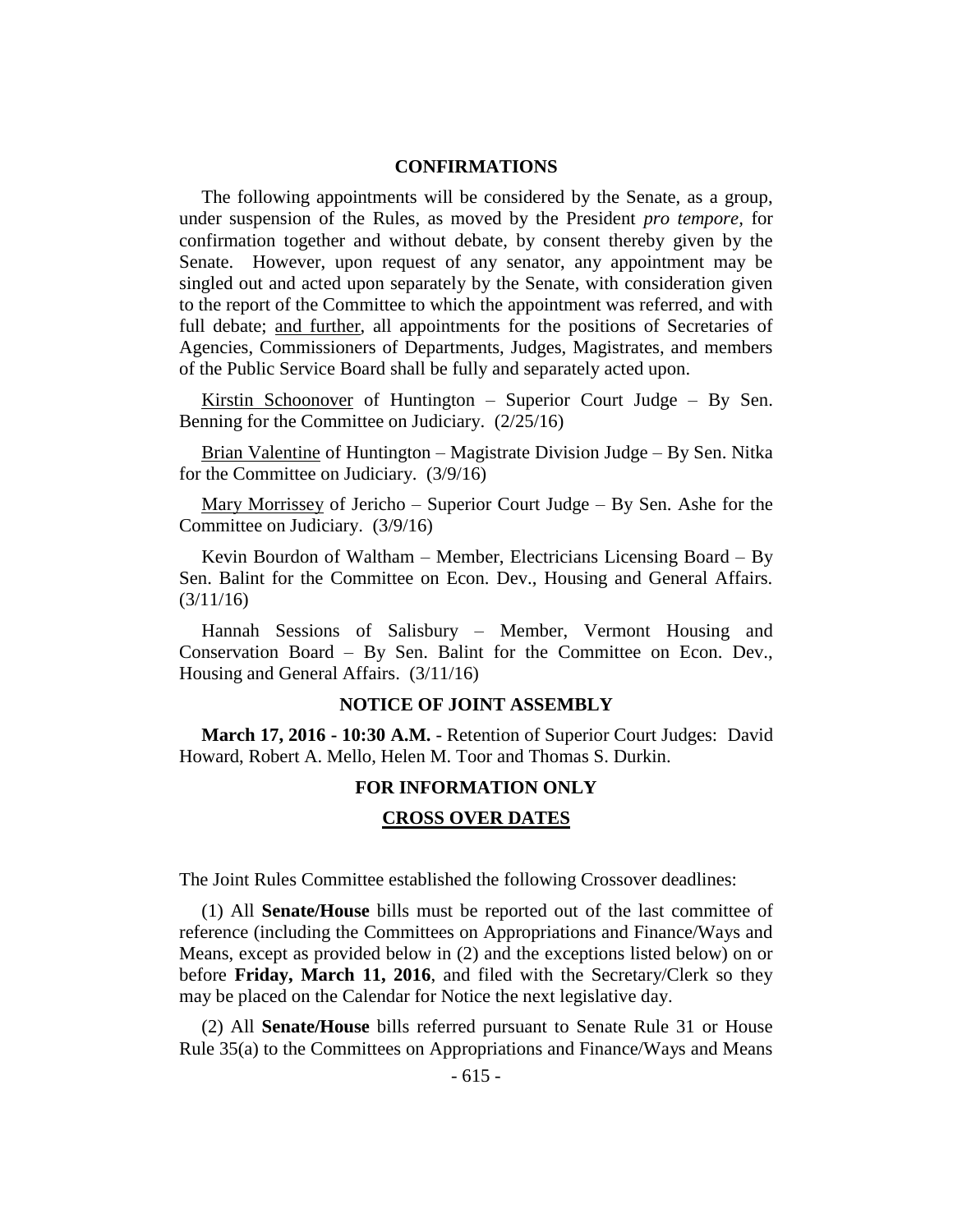## CONFIRMATIONS

The following appointments will be considered by the Senate, as a group, under suspension of the Rules, as moved by the President *pro tempore,* for confirmation together and without debate, by consent thereby given by the Senate. However, upon request of any senator, any appointment may be singled out and acted upon separately by the Senate, with consideration given to the report of the Committee to which the appointment was referred, and with full debate; and further, all appointments for the positions of Secretaries of Agencies, Commissioners of Departments, Judges, Magistrates, and members of the Public Service Board shall be fully and separately acted upon.

Kirstin Schoonover of Huntington – Superior Court Judge – By Sen. Benning for the Committee on Judiciary. (2/25/16)

Brian Valentine of Huntington – Magistrate Division Judge – By Sen. Nitka for the Committee on Judiciary. (3/9/16)

Mary Morrissey of Jericho – Superior Court Judge – By Sen. Ashe for the Committee on Judiciary. (3/9/16)

Kevin Bourdon of Waltham – Member, Electricians Licensing Board – By Sen. Balint for the Committee on Econ. Dev., Housing and General Affairs. (3/11/16)

Hannah Sessions of Salisbury – Member, Vermont Housing and Conservation Board – By Sen. Balint for the Committee on Econ. Dev., Housing and General Affairs. (3/11/16)

## NOTICE OF JOINT ASSEMBLY

**March 17, 2016 - 10:30 A.M.** - Retention of Superior Court Judges: David Howard, Robert A. Mello, Helen M. Toor and Thomas S. Durkin.

## FOR INFORMATION ONLY

## CROSS OVER DATES

The Joint Rules Committee established the following Crossover deadlines:

(1) All **Senate/House** bills must be reported out of the last committee of reference (including the Committees on Appropriations and Finance/Ways and Means, except as provided below in (2) and the exceptions listed below) on or before **Friday, March 11, 2016**, and filed with the Secretary/Clerk so they may be placed on the Calendar for Notice the next legislative day.

(2) All **Senate/House** bills referred pursuant to Senate Rule 31 or House Rule 35(a) to the Committees on Appropriations and Finance/Ways and Means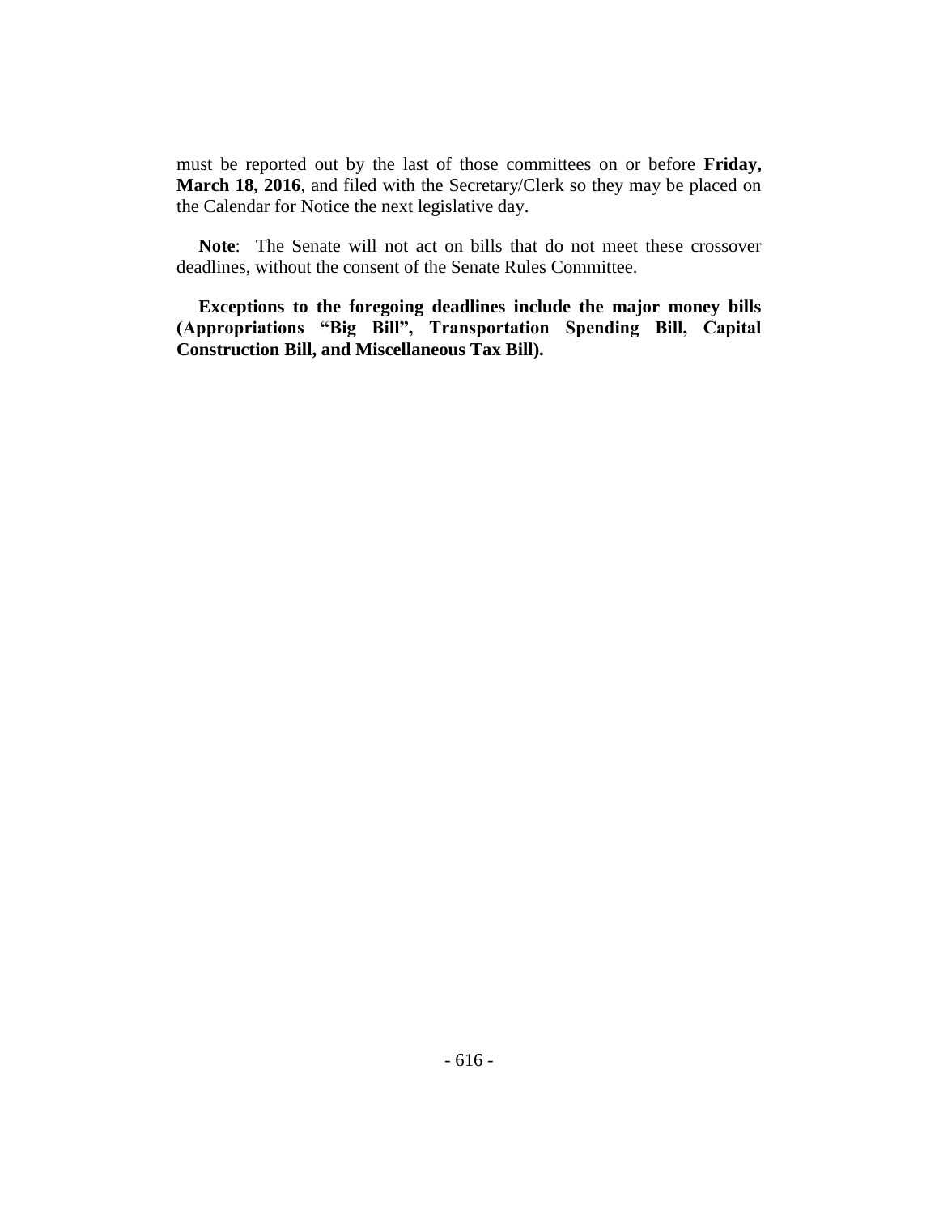must be reported out by the last of those committees on or before **Friday, March 18, 2016**, and filed with the Secretary/Clerk so they may be placed on the Calendar for Notice the next legislative day.

**Note**: The Senate will not act on bills that do not meet these crossover deadlines, without the consent of the Senate Rules Committee.

**Exceptions to the foregoing deadlines include the major money bills (Appropriations "Big Bill", Transportation Spending Bill, Capital Construction Bill, and Miscellaneous Tax Bill).**